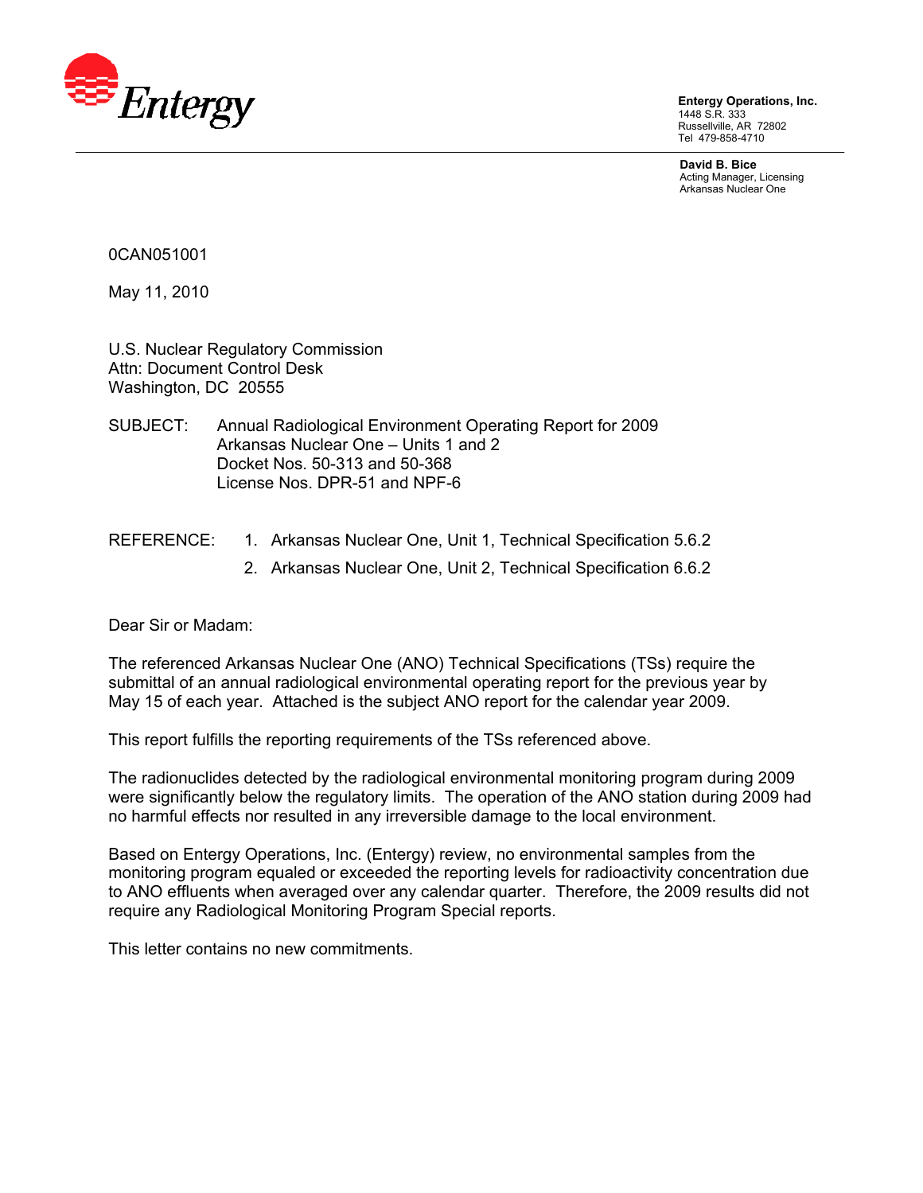Entergy

**Entergy Operations, Inc.**
1448 S.R. 333
Russellville, AR 72802
Tel 479-858-4710

**David B. Bice**
Acting Manager, Licensing
Arkansas Nuclear One

0CAN051001

May 11, 2010

U.S. Nuclear Regulatory Commission
Attn: Document Control Desk
Washington, DC 20555

SUBJECT: Annual Radiological Environment Operating Report for 2009
Arkansas Nuclear One – Units 1 and 2
Docket Nos. 50-313 and 50-368
License Nos. DPR-51 and NPF-6

REFERENCE:
1. Arkansas Nuclear One, Unit 1, Technical Specification 5.6.2
2. Arkansas Nuclear One, Unit 2, Technical Specification 6.6.2

Dear Sir or Madam:

The referenced Arkansas Nuclear One (ANO) Technical Specifications (TSs) require the submittal of an annual radiological environmental operating report for the previous year by May 15 of each year. Attached is the subject ANO report for the calendar year 2009.

This report fulfills the reporting requirements of the TSs referenced above.

The radionuclides detected by the radiological environmental monitoring program during 2009 were significantly below the regulatory limits. The operation of the ANO station during 2009 had no harmful effects nor resulted in any irreversible damage to the local environment.

Based on Entergy Operations, Inc. (Entergy) review, no environmental samples from the monitoring program equaled or exceeded the reporting levels for radioactivity concentration due to ANO effluents when averaged over any calendar quarter. Therefore, the 2009 results did not require any Radiological Monitoring Program Special reports.

This letter contains no new commitments.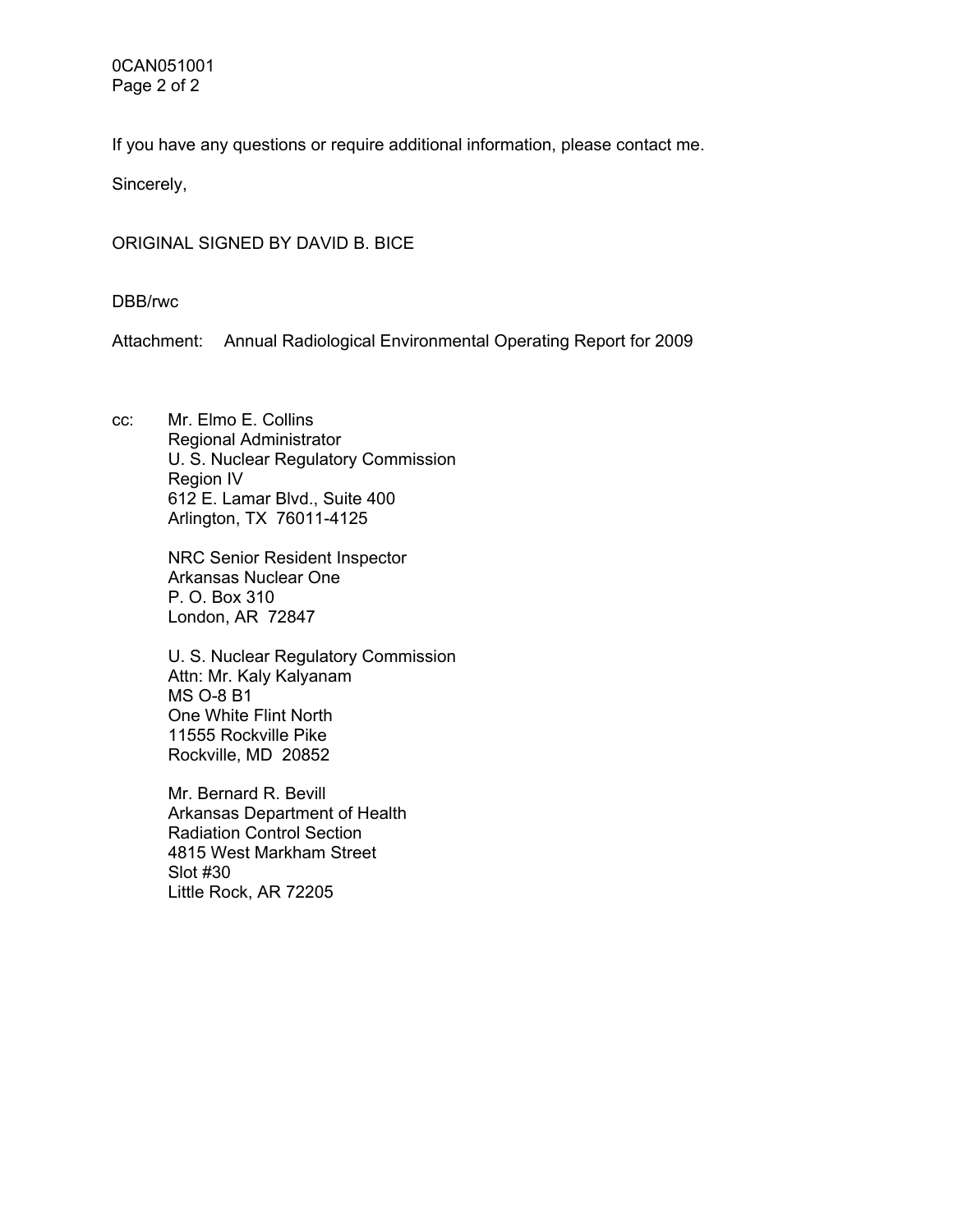If you have any questions or require additional information, please contact me.

Sincerely,

ORIGINAL SIGNED BY DAVID B. BICE

DBB/rwc

Attachment: Annual Radiological Environmental Operating Report for 2009

cc: Mr. Elmo E. Collins
Regional Administrator
U. S. Nuclear Regulatory Commission
Region IV
612 E. Lamar Blvd., Suite 400
Arlington, TX 76011-4125

NRC Senior Resident Inspector
Arkansas Nuclear One
P. O. Box 310
London, AR 72847

U. S. Nuclear Regulatory Commission
Attn: Mr. Kaly Kalyanam
MS O-8 B1
One White Flint North
11555 Rockville Pike
Rockville, MD 20852

Mr. Bernard R. Bevill
Arkansas Department of Health
Radiation Control Section
4815 West Markham Street
Slot #30
Little Rock, AR 72205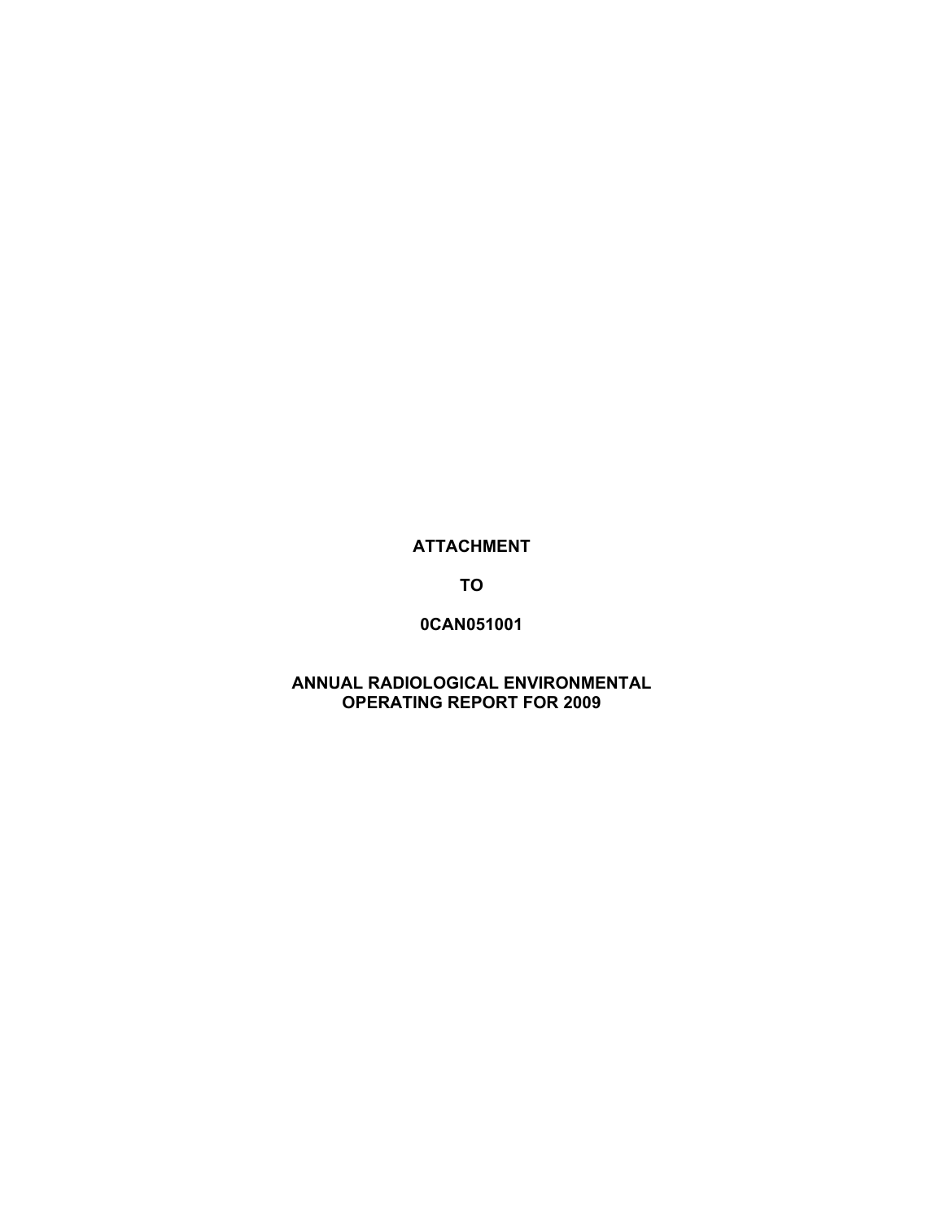**ATTACHMENT**

**TO**

**0CAN051001**

**ANNUAL RADIOLOGICAL ENVIRONMENTAL OPERATING REPORT FOR 2009**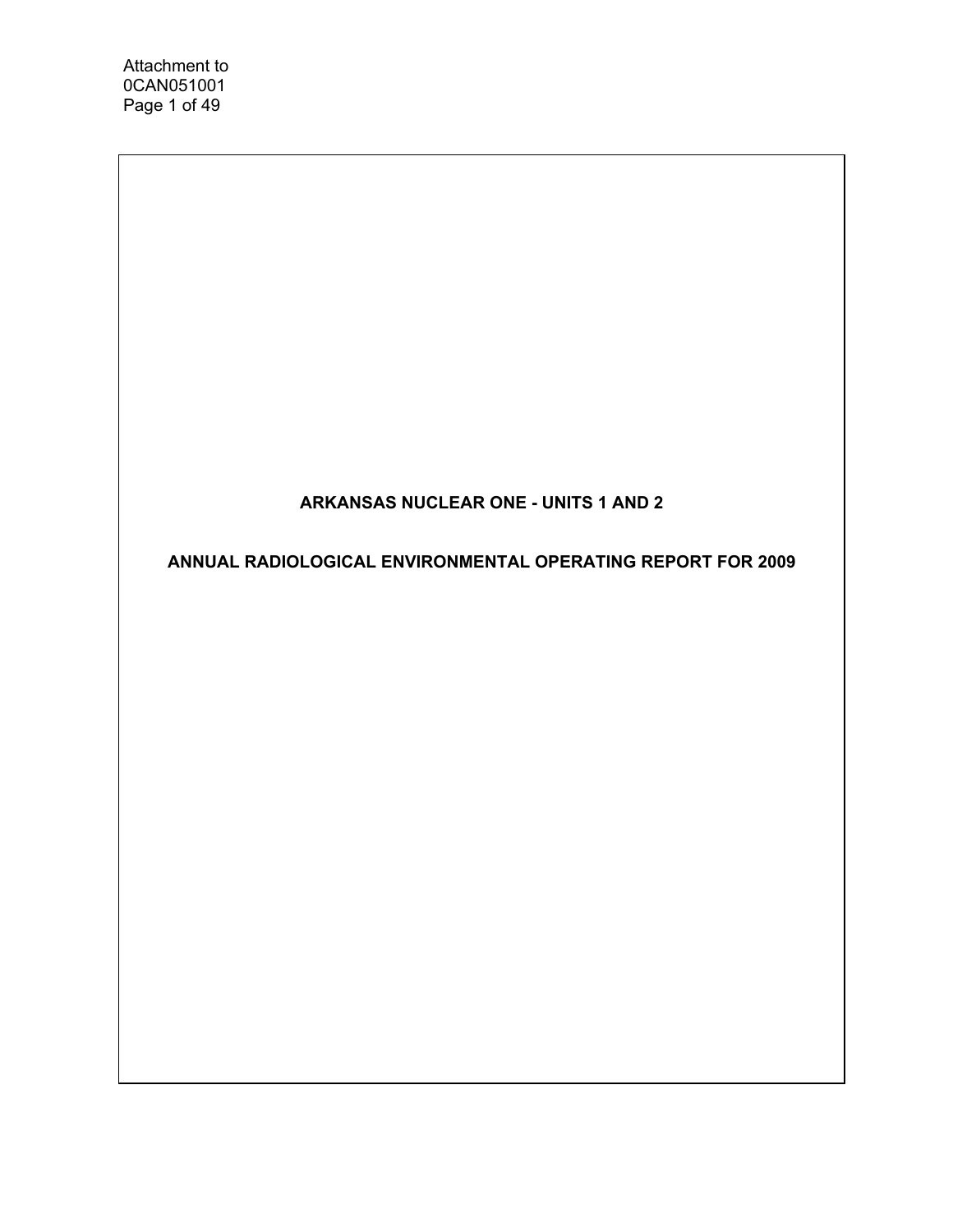Attachment to
0CAN051001

# ARKANSAS NUCLEAR ONE - UNITS 1 AND 2

## ANNUAL RADIOLOGICAL ENVIRONMENTAL OPERATING REPORT FOR 2009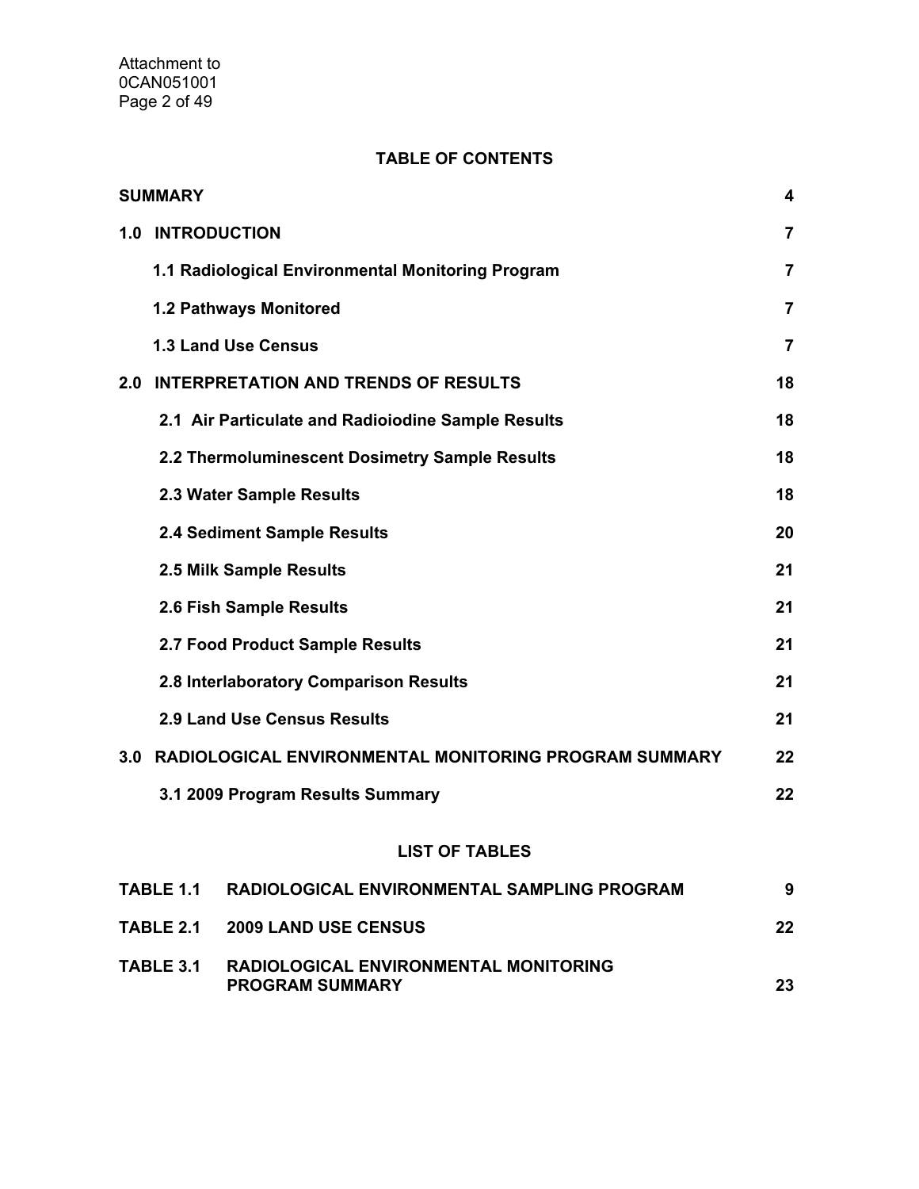## TABLE OF CONTENTS

| | |
|---|---|
| **SUMMARY** | **4** |
| **1.0 INTRODUCTION** | **7** |
| **1.1 Radiological Environmental Monitoring Program** | **7** |
| **1.2 Pathways Monitored** | **7** |
| **1.3 Land Use Census** | **7** |
| **2.0 INTERPRETATION AND TRENDS OF RESULTS** | **18** |
| **2.1 Air Particulate and Radioiodine Sample Results** | **18** |
| **2.2 Thermoluminescent Dosimetry Sample Results** | **18** |
| **2.3 Water Sample Results** | **18** |
| **2.4 Sediment Sample Results** | **20** |
| **2.5 Milk Sample Results** | **21** |
| **2.6 Fish Sample Results** | **21** |
| **2.7 Food Product Sample Results** | **21** |
| **2.8 Interlaboratory Comparison Results** | **21** |
| **2.9 Land Use Census Results** | **21** |
| **3.0 RADIOLOGICAL ENVIRONMENTAL MONITORING PROGRAM SUMMARY** | **22** |
| **3.1 2009 Program Results Summary** | **22** |

## LIST OF TABLES

| | | |
|---|---|---|
| **TABLE 1.1** | **RADIOLOGICAL ENVIRONMENTAL SAMPLING PROGRAM** | **9** |
| **TABLE 2.1** | **2009 LAND USE CENSUS** | **22** |
| **TABLE 3.1** | **RADIOLOGICAL ENVIRONMENTAL MONITORING PROGRAM SUMMARY** | **23** |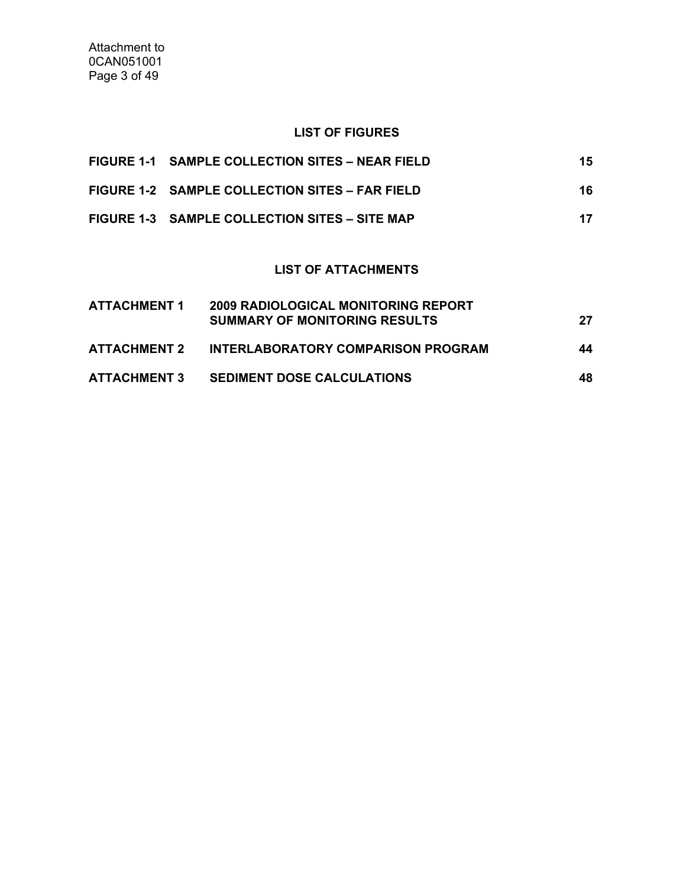## LIST OF FIGURES

| | | |
|---|---|---|
| **FIGURE 1-1** | **SAMPLE COLLECTION SITES – NEAR FIELD** | **15** |
| **FIGURE 1-2** | **SAMPLE COLLECTION SITES – FAR FIELD** | **16** |
| **FIGURE 1-3** | **SAMPLE COLLECTION SITES – SITE MAP** | **17** |

## LIST OF ATTACHMENTS

| | | |
|---|---|---|
| **ATTACHMENT 1** | **2009 RADIOLOGICAL MONITORING REPORT SUMMARY OF MONITORING RESULTS** | **27** |
| **ATTACHMENT 2** | **INTERLABORATORY COMPARISON PROGRAM** | **44** |
| **ATTACHMENT 3** | **SEDIMENT DOSE CALCULATIONS** | **48** |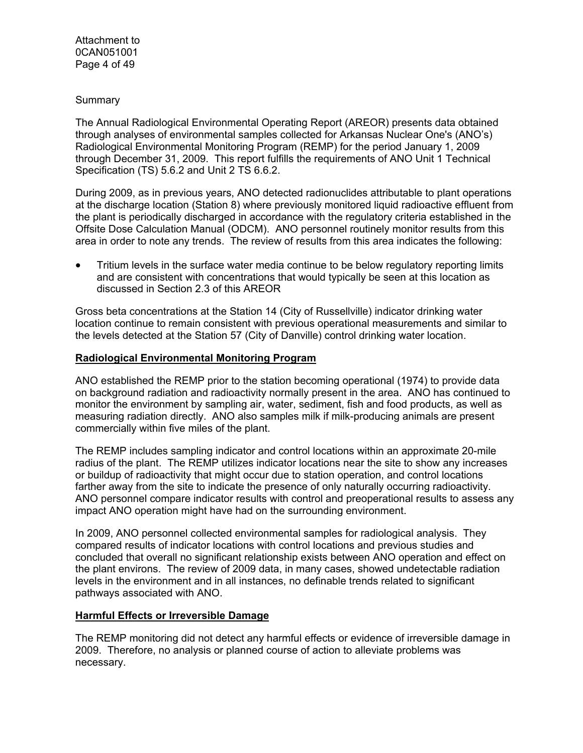Summary

The Annual Radiological Environmental Operating Report (AREOR) presents data obtained through analyses of environmental samples collected for Arkansas Nuclear One's (ANO's) Radiological Environmental Monitoring Program (REMP) for the period January 1, 2009 through December 31, 2009. This report fulfills the requirements of ANO Unit 1 Technical Specification (TS) 5.6.2 and Unit 2 TS 6.6.2.

During 2009, as in previous years, ANO detected radionuclides attributable to plant operations at the discharge location (Station 8) where previously monitored liquid radioactive effluent from the plant is periodically discharged in accordance with the regulatory criteria established in the Offsite Dose Calculation Manual (ODCM). ANO personnel routinely monitor results from this area in order to note any trends. The review of results from this area indicates the following:

- Tritium levels in the surface water media continue to be below regulatory reporting limits and are consistent with concentrations that would typically be seen at this location as discussed in Section 2.3 of this AREOR

Gross beta concentrations at the Station 14 (City of Russellville) indicator drinking water location continue to remain consistent with previous operational measurements and similar to the levels detected at the Station 57 (City of Danville) control drinking water location.

**Radiological Environmental Monitoring Program**

ANO established the REMP prior to the station becoming operational (1974) to provide data on background radiation and radioactivity normally present in the area. ANO has continued to monitor the environment by sampling air, water, sediment, fish and food products, as well as measuring radiation directly. ANO also samples milk if milk-producing animals are present commercially within five miles of the plant.

The REMP includes sampling indicator and control locations within an approximate 20-mile radius of the plant. The REMP utilizes indicator locations near the site to show any increases or buildup of radioactivity that might occur due to station operation, and control locations farther away from the site to indicate the presence of only naturally occurring radioactivity. ANO personnel compare indicator results with control and preoperational results to assess any impact ANO operation might have had on the surrounding environment.

In 2009, ANO personnel collected environmental samples for radiological analysis. They compared results of indicator locations with control locations and previous studies and concluded that overall no significant relationship exists between ANO operation and effect on the plant environs. The review of 2009 data, in many cases, showed undetectable radiation levels in the environment and in all instances, no definable trends related to significant pathways associated with ANO.

**Harmful Effects or Irreversible Damage**

The REMP monitoring did not detect any harmful effects or evidence of irreversible damage in 2009. Therefore, no analysis or planned course of action to alleviate problems was necessary.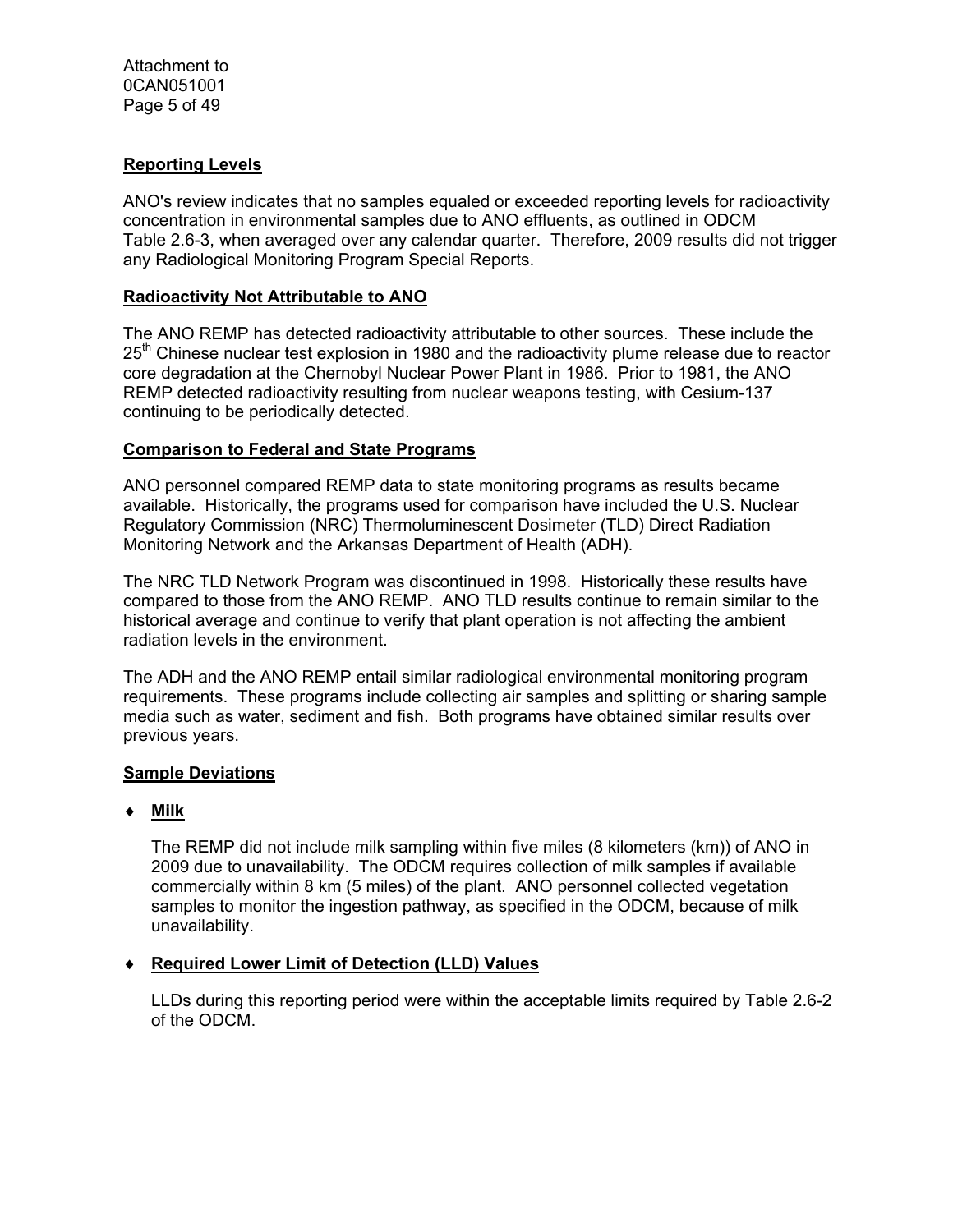## Reporting Levels

ANO's review indicates that no samples equaled or exceeded reporting levels for radioactivity concentration in environmental samples due to ANO effluents, as outlined in ODCM Table 2.6-3, when averaged over any calendar quarter. Therefore, 2009 results did not trigger any Radiological Monitoring Program Special Reports.

## Radioactivity Not Attributable to ANO

The ANO REMP has detected radioactivity attributable to other sources. These include the 25th Chinese nuclear test explosion in 1980 and the radioactivity plume release due to reactor core degradation at the Chernobyl Nuclear Power Plant in 1986. Prior to 1981, the ANO REMP detected radioactivity resulting from nuclear weapons testing, with Cesium-137 continuing to be periodically detected.

## Comparison to Federal and State Programs

ANO personnel compared REMP data to state monitoring programs as results became available. Historically, the programs used for comparison have included the U.S. Nuclear Regulatory Commission (NRC) Thermoluminescent Dosimeter (TLD) Direct Radiation Monitoring Network and the Arkansas Department of Health (ADH).

The NRC TLD Network Program was discontinued in 1998. Historically these results have compared to those from the ANO REMP. ANO TLD results continue to remain similar to the historical average and continue to verify that plant operation is not affecting the ambient radiation levels in the environment.

The ADH and the ANO REMP entail similar radiological environmental monitoring program requirements. These programs include collecting air samples and splitting or sharing sample media such as water, sediment and fish. Both programs have obtained similar results over previous years.

## Sample Deviations

- **Milk**

  The REMP did not include milk sampling within five miles (8 kilometers (km)) of ANO in 2009 due to unavailability. The ODCM requires collection of milk samples if available commercially within 8 km (5 miles) of the plant. ANO personnel collected vegetation samples to monitor the ingestion pathway, as specified in the ODCM, because of milk unavailability.

- **Required Lower Limit of Detection (LLD) Values**

  LLDs during this reporting period were within the acceptable limits required by Table 2.6-2 of the ODCM.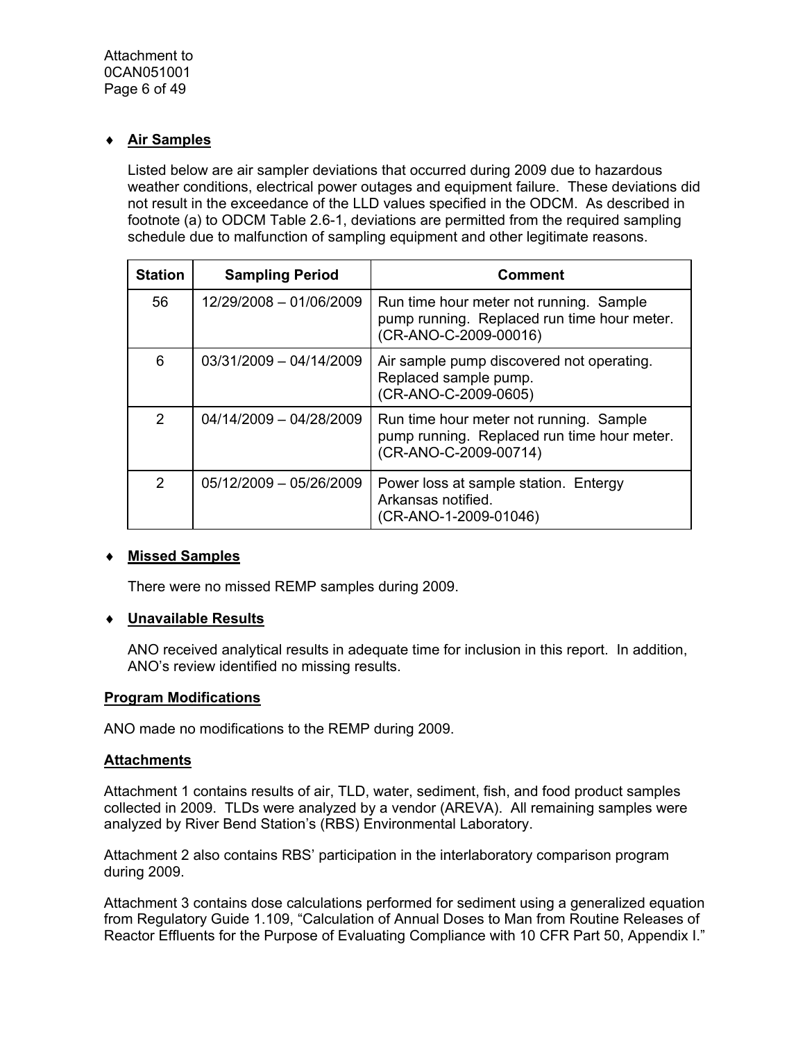- **Air Samples**

  Listed below are air sampler deviations that occurred during 2009 due to hazardous weather conditions, electrical power outages and equipment failure. These deviations did not result in the exceedance of the LLD values specified in the ODCM. As described in footnote (a) to ODCM Table 2.6-1, deviations are permitted from the required sampling schedule due to malfunction of sampling equipment and other legitimate reasons.

| Station | Sampling Period | Comment |
|---|---|---|
| 56 | 12/29/2008 – 01/06/2009 | Run time hour meter not running. Sample pump running. Replaced run time hour meter. (CR-ANO-C-2009-00016) |
| 6 | 03/31/2009 – 04/14/2009 | Air sample pump discovered not operating. Replaced sample pump. (CR-ANO-C-2009-0605) |
| 2 | 04/14/2009 – 04/28/2009 | Run time hour meter not running. Sample pump running. Replaced run time hour meter. (CR-ANO-C-2009-00714) |
| 2 | 05/12/2009 – 05/26/2009 | Power loss at sample station. Entergy Arkansas notified. (CR-ANO-1-2009-01046) |

- **Missed Samples**

  There were no missed REMP samples during 2009.

- **Unavailable Results**

  ANO received analytical results in adequate time for inclusion in this report. In addition, ANO's review identified no missing results.

**Program Modifications**

ANO made no modifications to the REMP during 2009.

**Attachments**

Attachment 1 contains results of air, TLD, water, sediment, fish, and food product samples collected in 2009. TLDs were analyzed by a vendor (AREVA). All remaining samples were analyzed by River Bend Station's (RBS) Environmental Laboratory.

Attachment 2 also contains RBS' participation in the interlaboratory comparison program during 2009.

Attachment 3 contains dose calculations performed for sediment using a generalized equation from Regulatory Guide 1.109, "Calculation of Annual Doses to Man from Routine Releases of Reactor Effluents for the Purpose of Evaluating Compliance with 10 CFR Part 50, Appendix I."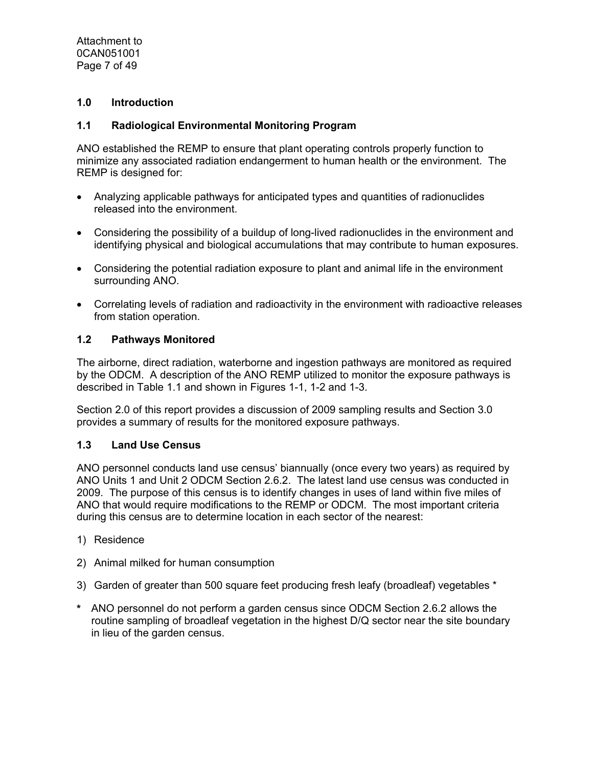## 1.0 Introduction

### 1.1 Radiological Environmental Monitoring Program

ANO established the REMP to ensure that plant operating controls properly function to minimize any associated radiation endangerment to human health or the environment. The REMP is designed for:

- Analyzing applicable pathways for anticipated types and quantities of radionuclides released into the environment.
- Considering the possibility of a buildup of long-lived radionuclides in the environment and identifying physical and biological accumulations that may contribute to human exposures.
- Considering the potential radiation exposure to plant and animal life in the environment surrounding ANO.
- Correlating levels of radiation and radioactivity in the environment with radioactive releases from station operation.

### 1.2 Pathways Monitored

The airborne, direct radiation, waterborne and ingestion pathways are monitored as required by the ODCM. A description of the ANO REMP utilized to monitor the exposure pathways is described in Table 1.1 and shown in Figures 1-1, 1-2 and 1-3.

Section 2.0 of this report provides a discussion of 2009 sampling results and Section 3.0 provides a summary of results for the monitored exposure pathways.

### 1.3 Land Use Census

ANO personnel conducts land use census' biannually (once every two years) as required by ANO Units 1 and Unit 2 ODCM Section 2.6.2. The latest land use census was conducted in 2009. The purpose of this census is to identify changes in uses of land within five miles of ANO that would require modifications to the REMP or ODCM. The most important criteria during this census are to determine location in each sector of the nearest:

1) Residence
2) Animal milked for human consumption
3) Garden of greater than 500 square feet producing fresh leafy (broadleaf) vegetables *

**\*** ANO personnel do not perform a garden census since ODCM Section 2.6.2 allows the routine sampling of broadleaf vegetation in the highest D/Q sector near the site boundary in lieu of the garden census.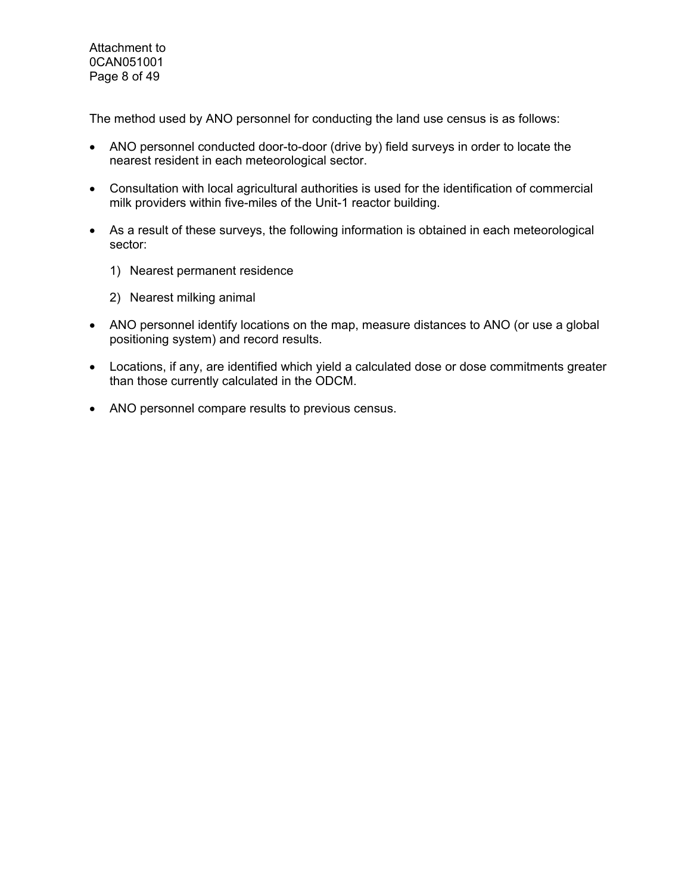The method used by ANO personnel for conducting the land use census is as follows:

- ANO personnel conducted door-to-door (drive by) field surveys in order to locate the nearest resident in each meteorological sector.
- Consultation with local agricultural authorities is used for the identification of commercial milk providers within five-miles of the Unit-1 reactor building.
- As a result of these surveys, the following information is obtained in each meteorological sector:
  1) Nearest permanent residence
  2) Nearest milking animal
- ANO personnel identify locations on the map, measure distances to ANO (or use a global positioning system) and record results.
- Locations, if any, are identified which yield a calculated dose or dose commitments greater than those currently calculated in the ODCM.
- ANO personnel compare results to previous census.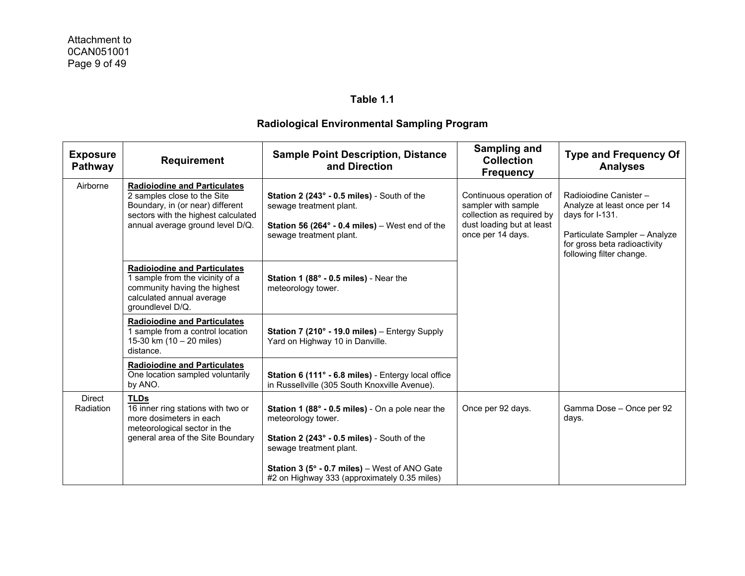## Table 1.1

## Radiological Environmental Sampling Program

| Exposure Pathway | Requirement | Sample Point Description, Distance and Direction | Sampling and Collection Frequency | Type and Frequency Of Analyses |
|---|---|---|---|---|
| Airborne | **Radioiodine and Particulates** 2 samples close to the Site Boundary, in (or near) different sectors with the highest calculated annual average ground level D/Q. | **Station 2 (243° - 0.5 miles)** - South of the sewage treatment plant. **Station 56 (264° - 0.4 miles)** – West end of the sewage treatment plant. | Continuous operation of sampler with sample collection as required by dust loading but at least once per 14 days. | Radioiodine Canister – Analyze at least once per 14 days for I-131. Particulate Sampler – Analyze for gross beta radioactivity following filter change. |
| | **Radioiodine and Particulates** 1 sample from the vicinity of a community having the highest calculated annual average groundlevel D/Q. | **Station 1 (88° - 0.5 miles)** - Near the meteorology tower. | | |
| | **Radioiodine and Particulates** 1 sample from a control location 15-30 km (10 – 20 miles) distance. | **Station 7 (210° - 19.0 miles)** – Entergy Supply Yard on Highway 10 in Danville. | | |
| | **Radioiodine and Particulates** One location sampled voluntarily by ANO. | **Station 6 (111° - 6.8 miles)** - Entergy local office in Russellville (305 South Knoxville Avenue). | | |
| Direct Radiation | **TLDs** 16 inner ring stations with two or more dosimeters in each meteorological sector in the general area of the Site Boundary | **Station 1 (88° - 0.5 miles)** - On a pole near the meteorology tower. **Station 2 (243° - 0.5 miles)** - South of the sewage treatment plant. **Station 3 (5° - 0.7 miles)** – West of ANO Gate #2 on Highway 333 (approximately 0.35 miles) | Once per 92 days. | Gamma Dose – Once per 92 days. |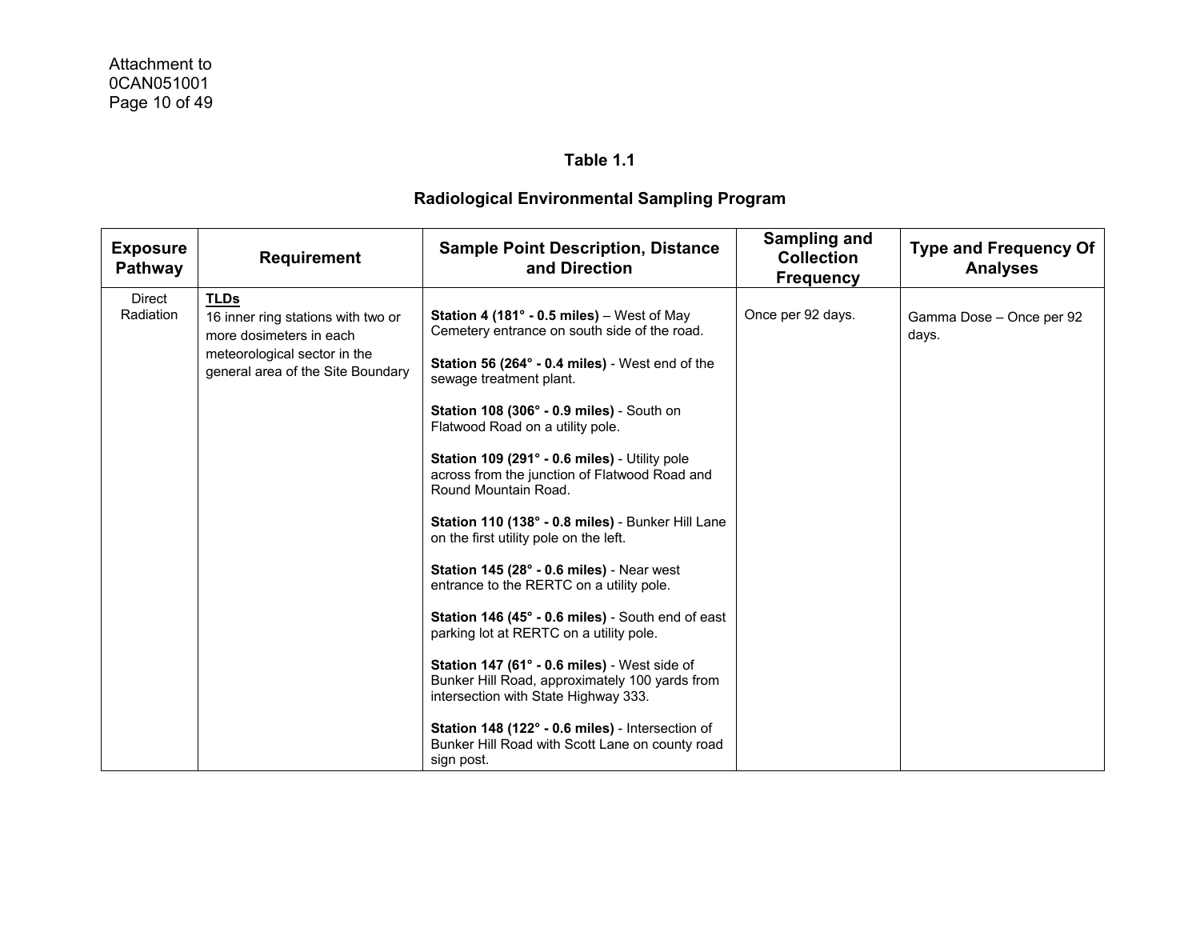**Table 1.1**

**Radiological Environmental Sampling Program**

| Exposure Pathway | Requirement | Sample Point Description, Distance and Direction | Sampling and Collection Frequency | Type and Frequency Of Analyses |
|---|---|---|---|---|
| Direct Radiation | **TLDs**<br>16 inner ring stations with two or more dosimeters in each meteorological sector in the general area of the Site Boundary | **Station 4 (181° - 0.5 miles)** – West of May Cemetery entrance on south side of the road.<br><br>**Station 56 (264° - 0.4 miles)** - West end of the sewage treatment plant.<br><br>**Station 108 (306° - 0.9 miles)** - South on Flatwood Road on a utility pole.<br><br>**Station 109 (291° - 0.6 miles)** - Utility pole across from the junction of Flatwood Road and Round Mountain Road.<br><br>**Station 110 (138° - 0.8 miles)** - Bunker Hill Lane on the first utility pole on the left.<br><br>**Station 145 (28° - 0.6 miles)** - Near west entrance to the RERTC on a utility pole.<br><br>**Station 146 (45° - 0.6 miles)** - South end of east parking lot at RERTC on a utility pole.<br><br>**Station 147 (61° - 0.6 miles)** - West side of Bunker Hill Road, approximately 100 yards from intersection with State Highway 333.<br><br>**Station 148 (122° - 0.6 miles)** - Intersection of Bunker Hill Road with Scott Lane on county road sign post. | Once per 92 days. | Gamma Dose – Once per 92 days. |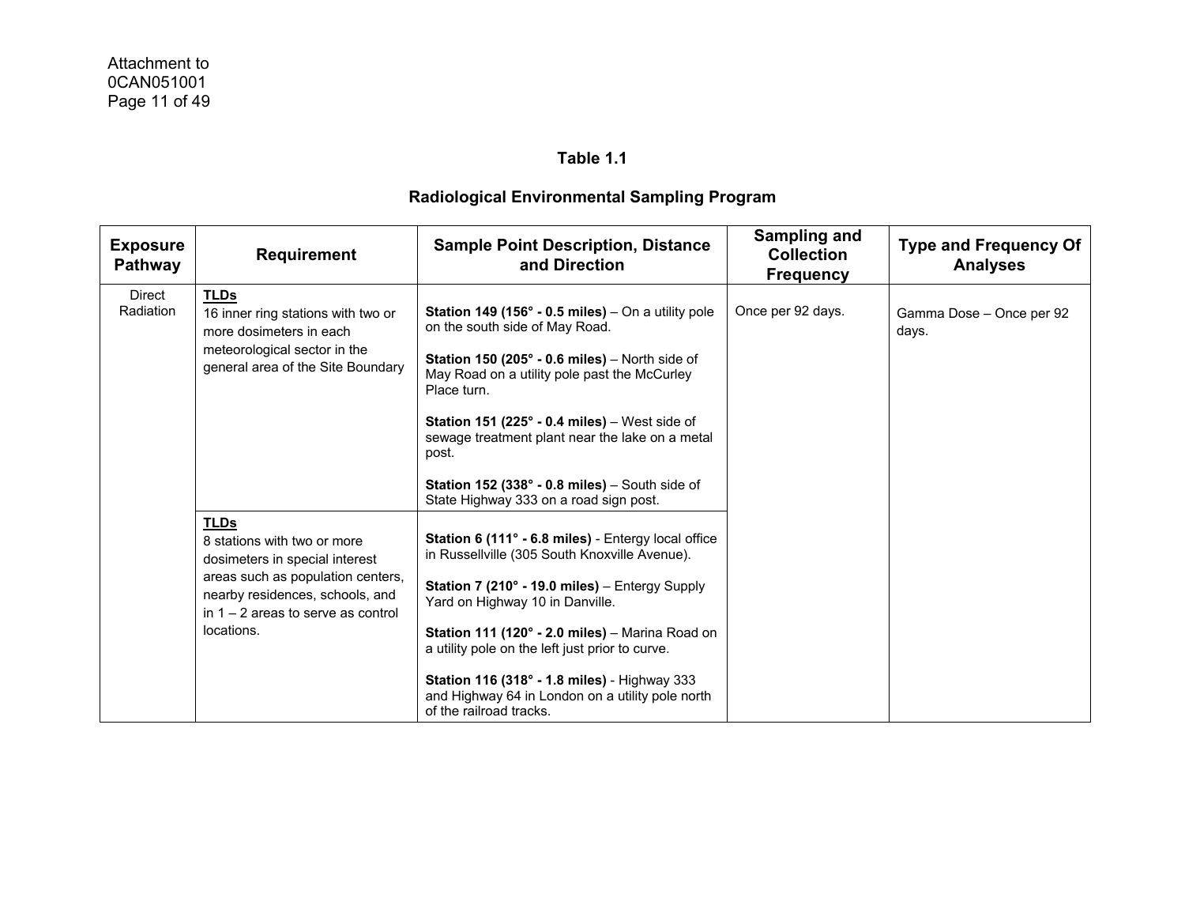### Table 1.1

### Radiological Environmental Sampling Program

| Exposure Pathway | Requirement | Sample Point Description, Distance and Direction | Sampling and Collection Frequency | Type and Frequency Of Analyses |
|---|---|---|---|---|
| Direct Radiation | **TLDs**<br>16 inner ring stations with two or more dosimeters in each meteorological sector in the general area of the Site Boundary | **Station 149 (156° - 0.5 miles)** – On a utility pole on the south side of May Road.<br><br>**Station 150 (205° - 0.6 miles)** – North side of May Road on a utility pole past the McCurley Place turn.<br><br>**Station 151 (225° - 0.4 miles)** – West side of sewage treatment plant near the lake on a metal post.<br><br>**Station 152 (338° - 0.8 miles)** – South side of State Highway 333 on a road sign post. | Once per 92 days. | Gamma Dose – Once per 92 days. |
| | **TLDs**<br>8 stations with two or more dosimeters in special interest areas such as population centers, nearby residences, schools, and in 1 – 2 areas to serve as control locations. | **Station 6 (111° - 6.8 miles)** - Entergy local office in Russellville (305 South Knoxville Avenue).<br><br>**Station 7 (210° - 19.0 miles)** – Entergy Supply Yard on Highway 10 in Danville.<br><br>**Station 111 (120° - 2.0 miles)** – Marina Road on a utility pole on the left just prior to curve.<br><br>**Station 116 (318° - 1.8 miles)** - Highway 333 and Highway 64 in London on a utility pole north of the railroad tracks. | | |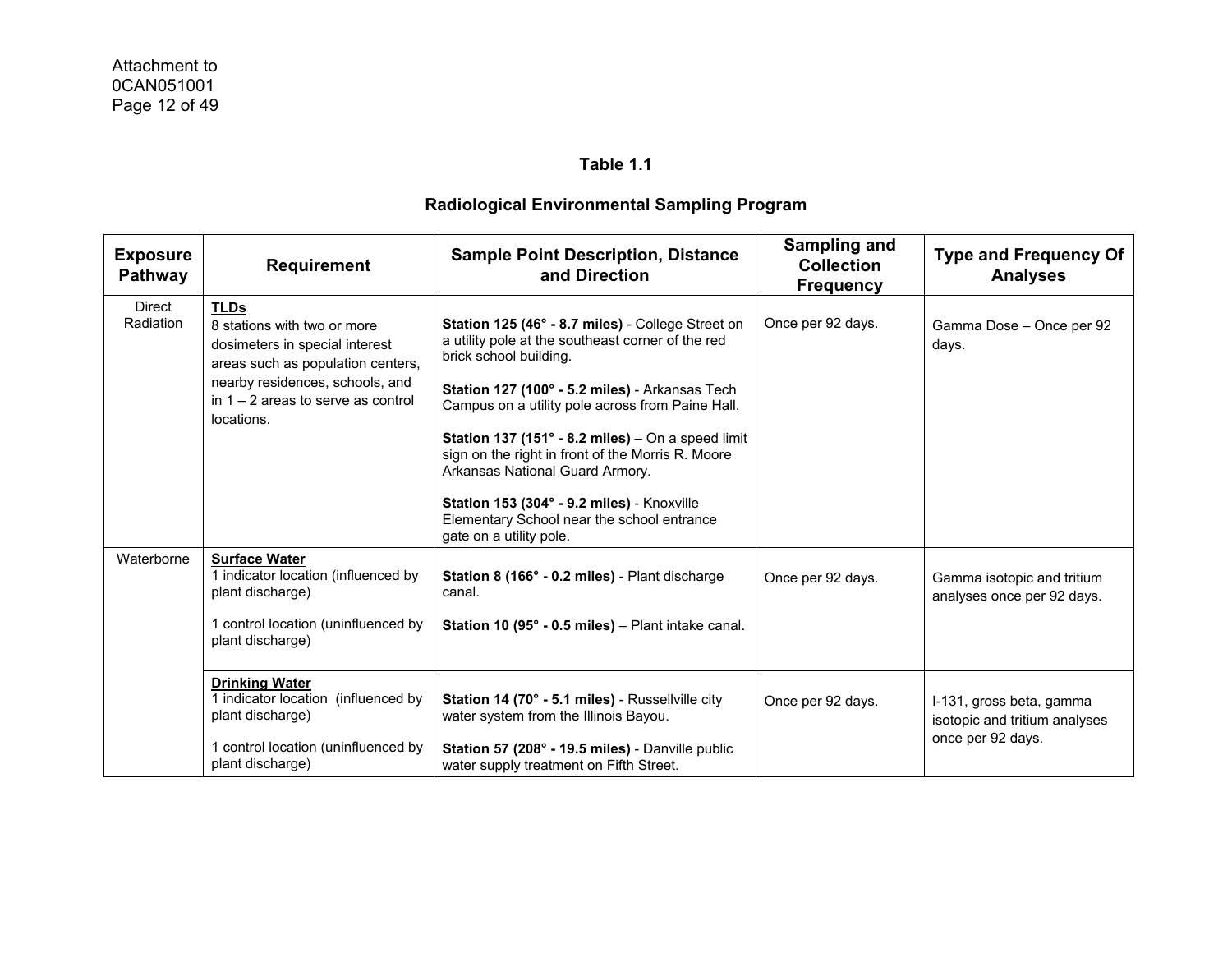## Table 1.1

## Radiological Environmental Sampling Program

| Exposure Pathway | Requirement | Sample Point Description, Distance and Direction | Sampling and Collection Frequency | Type and Frequency Of Analyses |
|---|---|---|---|---|
| Direct Radiation | **TLDs**<br>8 stations with two or more dosimeters in special interest areas such as population centers, nearby residences, schools, and in 1 – 2 areas to serve as control locations. | **Station 125 (46° - 8.7 miles)** - College Street on a utility pole at the southeast corner of the red brick school building.<br><br>**Station 127 (100° - 5.2 miles)** - Arkansas Tech Campus on a utility pole across from Paine Hall.<br><br>**Station 137 (151° - 8.2 miles)** – On a speed limit sign on the right in front of the Morris R. Moore Arkansas National Guard Armory.<br><br>**Station 153 (304° - 9.2 miles)** - Knoxville Elementary School near the school entrance gate on a utility pole. | Once per 92 days. | Gamma Dose – Once per 92 days. |
| Waterborne | **Surface Water**<br>1 indicator location (influenced by plant discharge)<br><br>1 control location (uninfluenced by plant discharge) | **Station 8 (166° - 0.2 miles)** - Plant discharge canal.<br><br>**Station 10 (95° - 0.5 miles)** – Plant intake canal. | Once per 92 days. | Gamma isotopic and tritium analyses once per 92 days. |
| | **Drinking Water**<br>1 indicator location (influenced by plant discharge)<br><br>1 control location (uninfluenced by plant discharge) | **Station 14 (70° - 5.1 miles)** - Russellville city water system from the Illinois Bayou.<br><br>**Station 57 (208° - 19.5 miles)** - Danville public water supply treatment on Fifth Street. | Once per 92 days. | I-131, gross beta, gamma isotopic and tritium analyses once per 92 days. |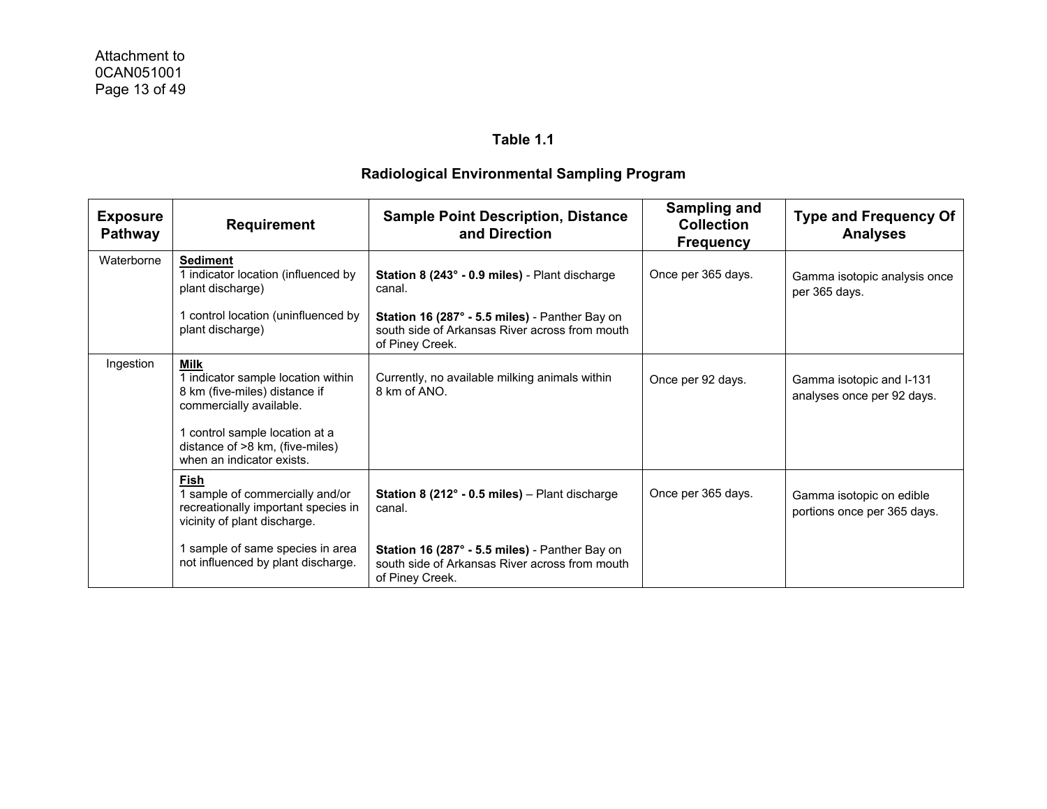### Table 1.1

### Radiological Environmental Sampling Program

| Exposure Pathway | Requirement | Sample Point Description, Distance and Direction | Sampling and Collection Frequency | Type and Frequency Of Analyses |
|---|---|---|---|---|
| Waterborne | **Sediment**<br>1 indicator location (influenced by plant discharge)<br><br>1 control location (uninfluenced by plant discharge) | **Station 8 (243° - 0.9 miles)** - Plant discharge canal.<br><br>**Station 16 (287° - 5.5 miles)** - Panther Bay on south side of Arkansas River across from mouth of Piney Creek. | Once per 365 days. | Gamma isotopic analysis once per 365 days. |
| Ingestion | **Milk**<br>1 indicator sample location within 8 km (five-miles) distance if commercially available.<br><br>1 control sample location at a distance of >8 km, (five-miles) when an indicator exists. | Currently, no available milking animals within 8 km of ANO. | Once per 92 days. | Gamma isotopic and I-131 analyses once per 92 days. |
| | **Fish**<br>1 sample of commercially and/or recreationally important species in vicinity of plant discharge.<br><br>1 sample of same species in area not influenced by plant discharge. | **Station 8 (212° - 0.5 miles)** – Plant discharge canal.<br><br>**Station 16 (287° - 5.5 miles)** - Panther Bay on south side of Arkansas River across from mouth of Piney Creek. | Once per 365 days. | Gamma isotopic on edible portions once per 365 days. |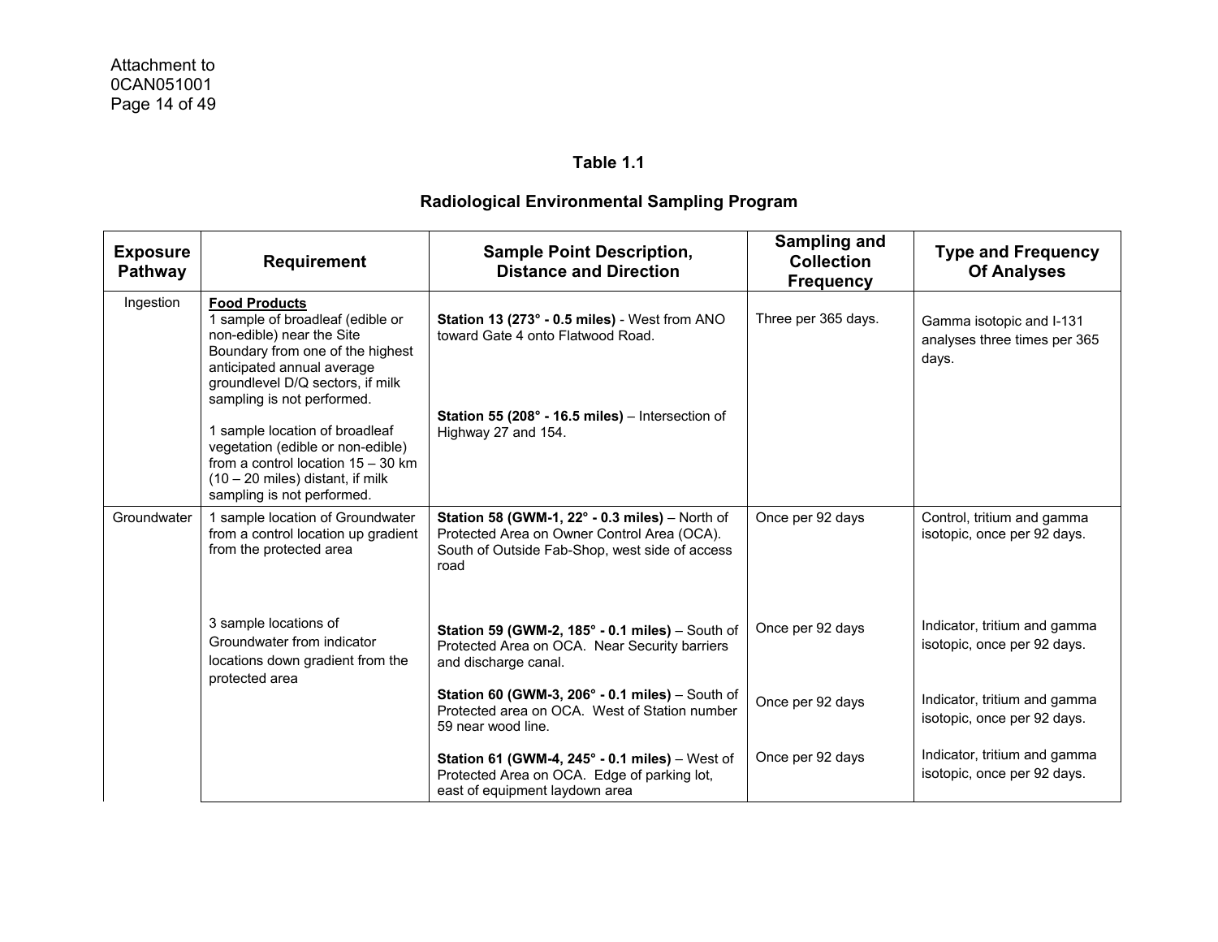**Table 1.1**

**Radiological Environmental Sampling Program**

| Exposure Pathway | Requirement | Sample Point Description, Distance and Direction | Sampling and Collection Frequency | Type and Frequency Of Analyses |
|---|---|---|---|---|
| Ingestion | **Food Products**<br>1 sample of broadleaf (edible or non-edible) near the Site Boundary from one of the highest anticipated annual average groundlevel D/Q sectors, if milk sampling is not performed. | **Station 13 (273° - 0.5 miles)** - West from ANO toward Gate 4 onto Flatwood Road. | Three per 365 days. | Gamma isotopic and I-131 analyses three times per 365 days. |
| | 1 sample location of broadleaf vegetation (edible or non-edible) from a control location 15 – 30 km (10 – 20 miles) distant, if milk sampling is not performed. | **Station 55 (208° - 16.5 miles)** – Intersection of Highway 27 and 154. | | |
| Groundwater | 1 sample location of Groundwater from a control location up gradient from the protected area | **Station 58 (GWM-1, 22° - 0.3 miles)** – North of Protected Area on Owner Control Area (OCA). South of Outside Fab-Shop, west side of access road | Once per 92 days | Control, tritium and gamma isotopic, once per 92 days. |
| | 3 sample locations of Groundwater from indicator locations down gradient from the protected area | **Station 59 (GWM-2, 185° - 0.1 miles)** – South of Protected Area on OCA. Near Security barriers and discharge canal. | Once per 92 days | Indicator, tritium and gamma isotopic, once per 92 days. |
| | | **Station 60 (GWM-3, 206° - 0.1 miles)** – South of Protected area on OCA. West of Station number 59 near wood line. | Once per 92 days | Indicator, tritium and gamma isotopic, once per 92 days. |
| | | **Station 61 (GWM-4, 245° - 0.1 miles)** – West of Protected Area on OCA. Edge of parking lot, east of equipment laydown area | Once per 92 days | Indicator, tritium and gamma isotopic, once per 92 days. |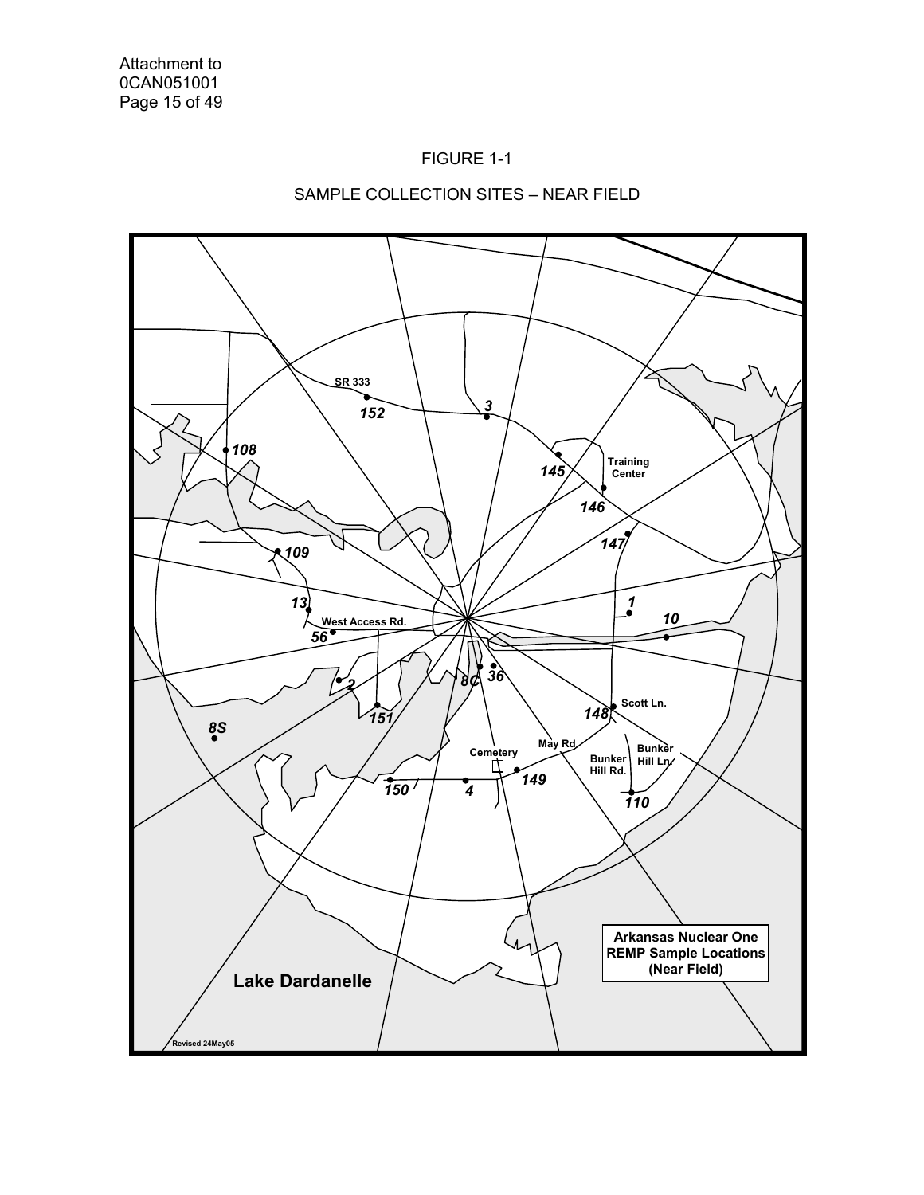FIGURE 1-1

SAMPLE COLLECTION SITES – NEAR FIELD

SR 333

152

3

108

145

Training Center

146

147

109

1

13

10

West Access Rd.

56

2

8C

36

151

148

Scott Ln.

8S

May Rd.

Cemetery

Bunker Hill Ln.

Bunker Hill Rd.

149

150

4

110

Arkansas Nuclear One REMP Sample Locations (Near Field)

Lake Dardanelle

Revised 24May05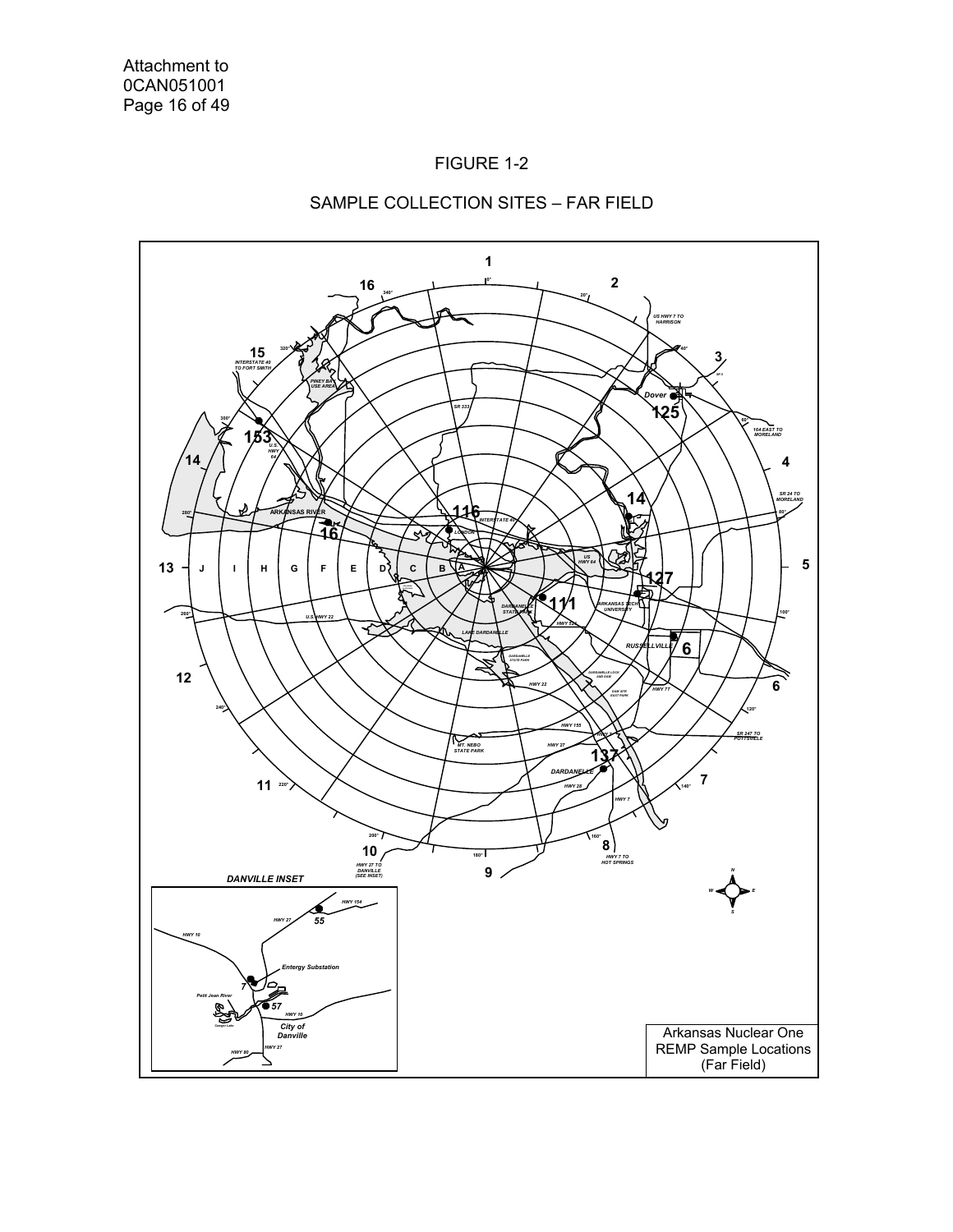Attachment to
0CAN051001
Page 16 of 49

FIGURE 1-2

SAMPLE COLLECTION SITES – FAR FIELD

Arkansas Nuclear One
REMP Sample Locations
(Far Field)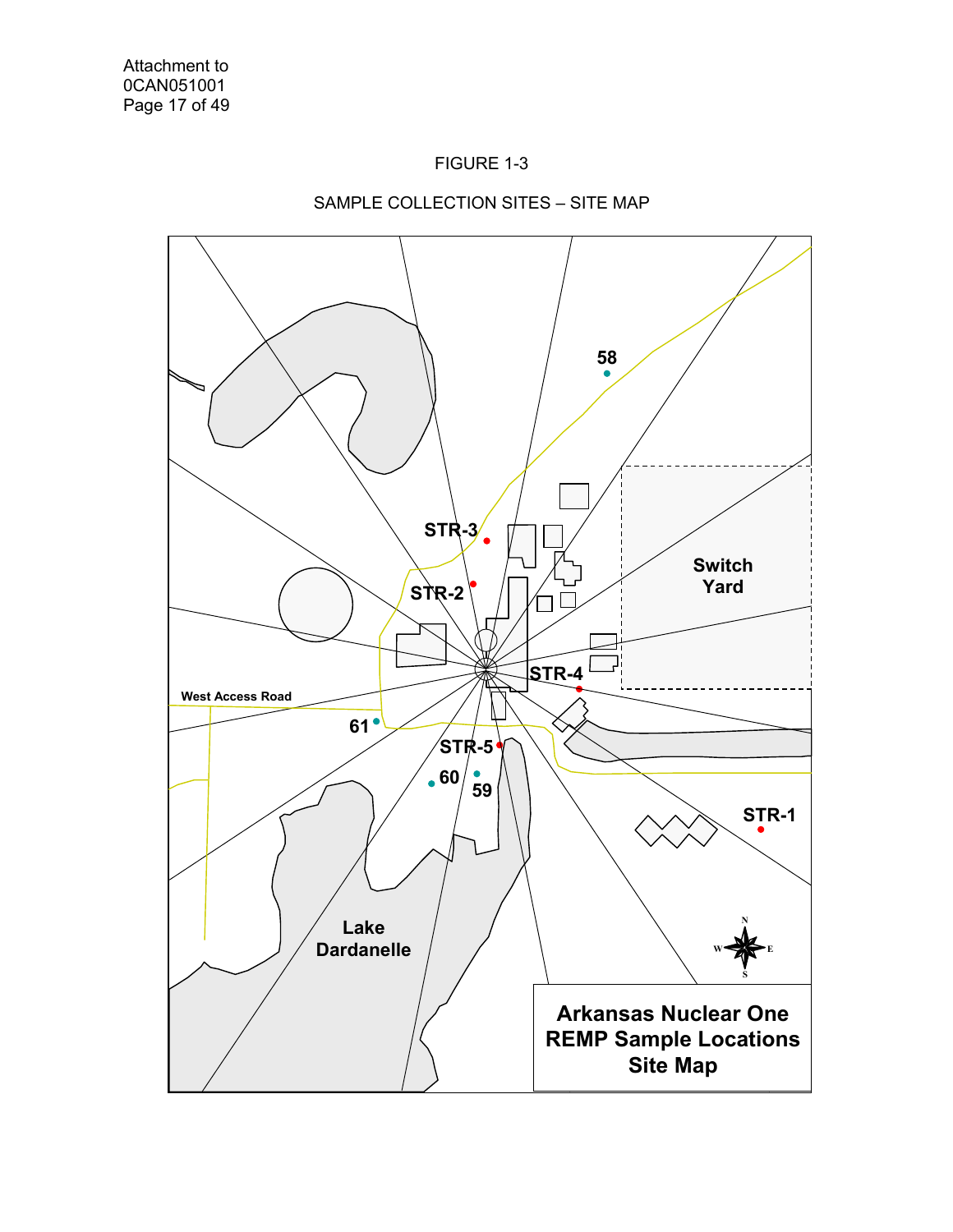Attachment to
0CAN051001

FIGURE 1-3

SAMPLE COLLECTION SITES – SITE MAP

58

STR-3

STR-2

Switch Yard

STR-4

West Access Road

61

STR-5

60

59

STR-1

Lake Dardanelle

**Arkansas Nuclear One REMP Sample Locations Site Map**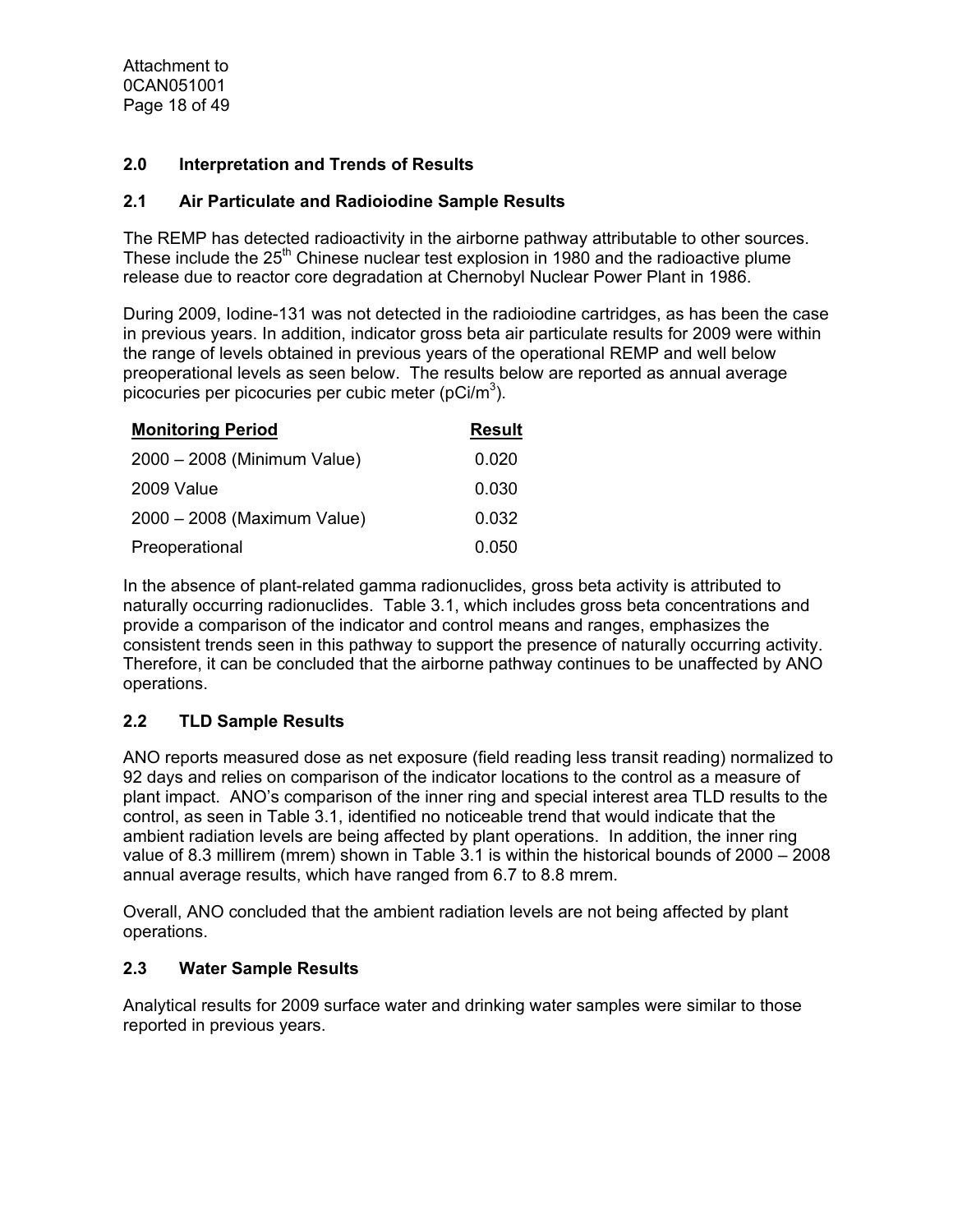## 2.0 Interpretation and Trends of Results

### 2.1 Air Particulate and Radioiodine Sample Results

The REMP has detected radioactivity in the airborne pathway attributable to other sources. These include the 25th Chinese nuclear test explosion in 1980 and the radioactive plume release due to reactor core degradation at Chernobyl Nuclear Power Plant in 1986.

During 2009, Iodine-131 was not detected in the radioiodine cartridges, as has been the case in previous years. In addition, indicator gross beta air particulate results for 2009 were within the range of levels obtained in previous years of the operational REMP and well below preoperational levels as seen below. The results below are reported as annual average picocuries per picocuries per cubic meter (pCi/$m^3$).

| Monitoring Period | Result |
|---|---|
| 2000 – 2008 (Minimum Value) | 0.020 |
| 2009 Value | 0.030 |
| 2000 – 2008 (Maximum Value) | 0.032 |
| Preoperational | 0.050 |

In the absence of plant-related gamma radionuclides, gross beta activity is attributed to naturally occurring radionuclides. Table 3.1, which includes gross beta concentrations and provide a comparison of the indicator and control means and ranges, emphasizes the consistent trends seen in this pathway to support the presence of naturally occurring activity. Therefore, it can be concluded that the airborne pathway continues to be unaffected by ANO operations.

### 2.2 TLD Sample Results

ANO reports measured dose as net exposure (field reading less transit reading) normalized to 92 days and relies on comparison of the indicator locations to the control as a measure of plant impact. ANO's comparison of the inner ring and special interest area TLD results to the control, as seen in Table 3.1, identified no noticeable trend that would indicate that the ambient radiation levels are being affected by plant operations. In addition, the inner ring value of 8.3 millirem (mrem) shown in Table 3.1 is within the historical bounds of 2000 – 2008 annual average results, which have ranged from 6.7 to 8.8 mrem.

Overall, ANO concluded that the ambient radiation levels are not being affected by plant operations.

### 2.3 Water Sample Results

Analytical results for 2009 surface water and drinking water samples were similar to those reported in previous years.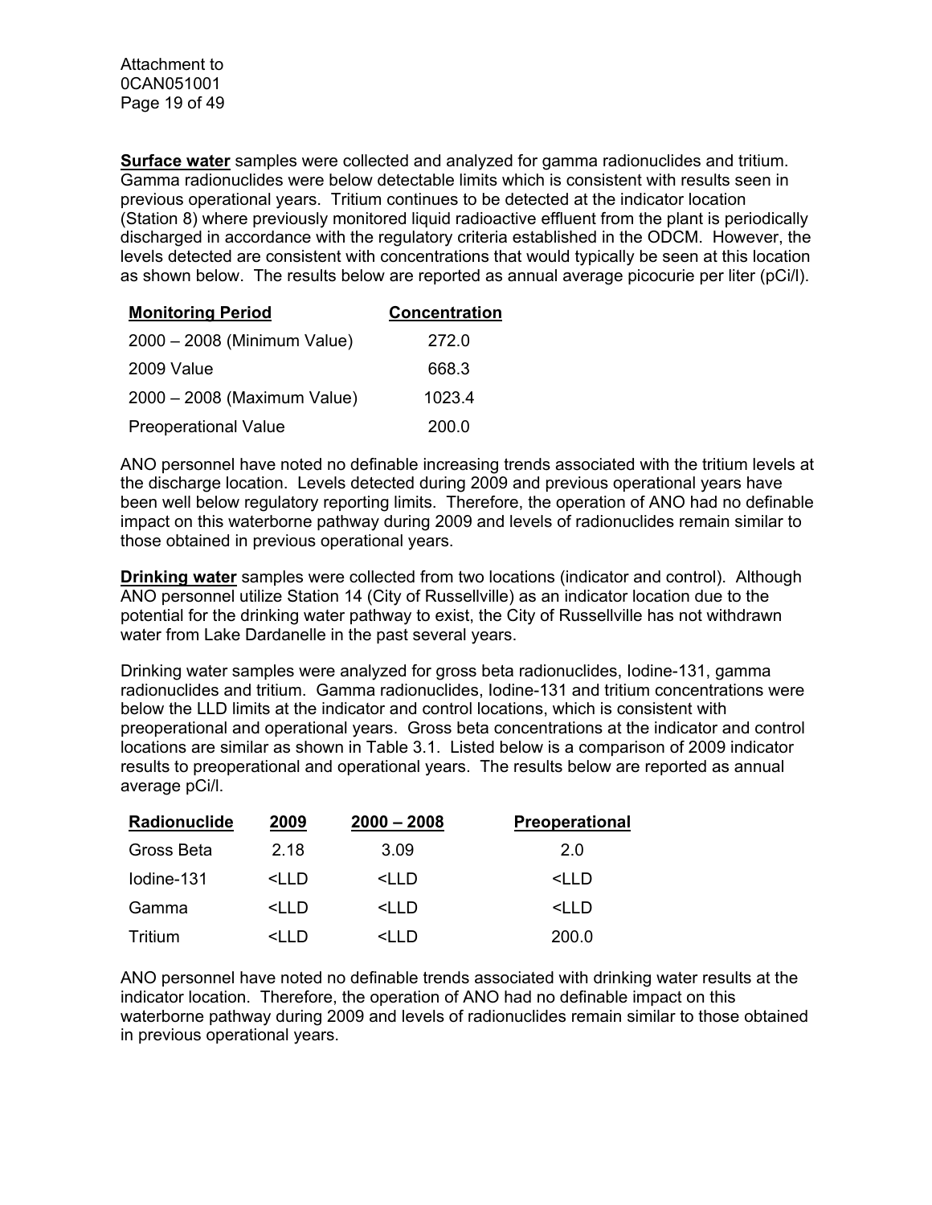**Surface water** samples were collected and analyzed for gamma radionuclides and tritium. Gamma radionuclides were below detectable limits which is consistent with results seen in previous operational years. Tritium continues to be detected at the indicator location (Station 8) where previously monitored liquid radioactive effluent from the plant is periodically discharged in accordance with the regulatory criteria established in the ODCM. However, the levels detected are consistent with concentrations that would typically be seen at this location as shown below. The results below are reported as annual average picocurie per liter (pCi/l).

| Monitoring Period | Concentration |
|---|---|
| 2000 – 2008 (Minimum Value) | 272.0 |
| 2009 Value | 668.3 |
| 2000 – 2008 (Maximum Value) | 1023.4 |
| Preoperational Value | 200.0 |

ANO personnel have noted no definable increasing trends associated with the tritium levels at the discharge location. Levels detected during 2009 and previous operational years have been well below regulatory reporting limits. Therefore, the operation of ANO had no definable impact on this waterborne pathway during 2009 and levels of radionuclides remain similar to those obtained in previous operational years.

**Drinking water** samples were collected from two locations (indicator and control). Although ANO personnel utilize Station 14 (City of Russellville) as an indicator location due to the potential for the drinking water pathway to exist, the City of Russellville has not withdrawn water from Lake Dardanelle in the past several years.

Drinking water samples were analyzed for gross beta radionuclides, Iodine-131, gamma radionuclides and tritium. Gamma radionuclides, Iodine-131 and tritium concentrations were below the LLD limits at the indicator and control locations, which is consistent with preoperational and operational years. Gross beta concentrations at the indicator and control locations are similar as shown in Table 3.1. Listed below is a comparison of 2009 indicator results to preoperational and operational years. The results below are reported as annual average pCi/l.

| Radionuclide | 2009 | 2000 – 2008 | Preoperational |
|---|---|---|---|
| Gross Beta | 2.18 | 3.09 | 2.0 |
| Iodine-131 | <LLD | <LLD | <LLD |
| Gamma | <LLD | <LLD | <LLD |
| Tritium | <LLD | <LLD | 200.0 |

ANO personnel have noted no definable trends associated with drinking water results at the indicator location. Therefore, the operation of ANO had no definable impact on this waterborne pathway during 2009 and levels of radionuclides remain similar to those obtained in previous operational years.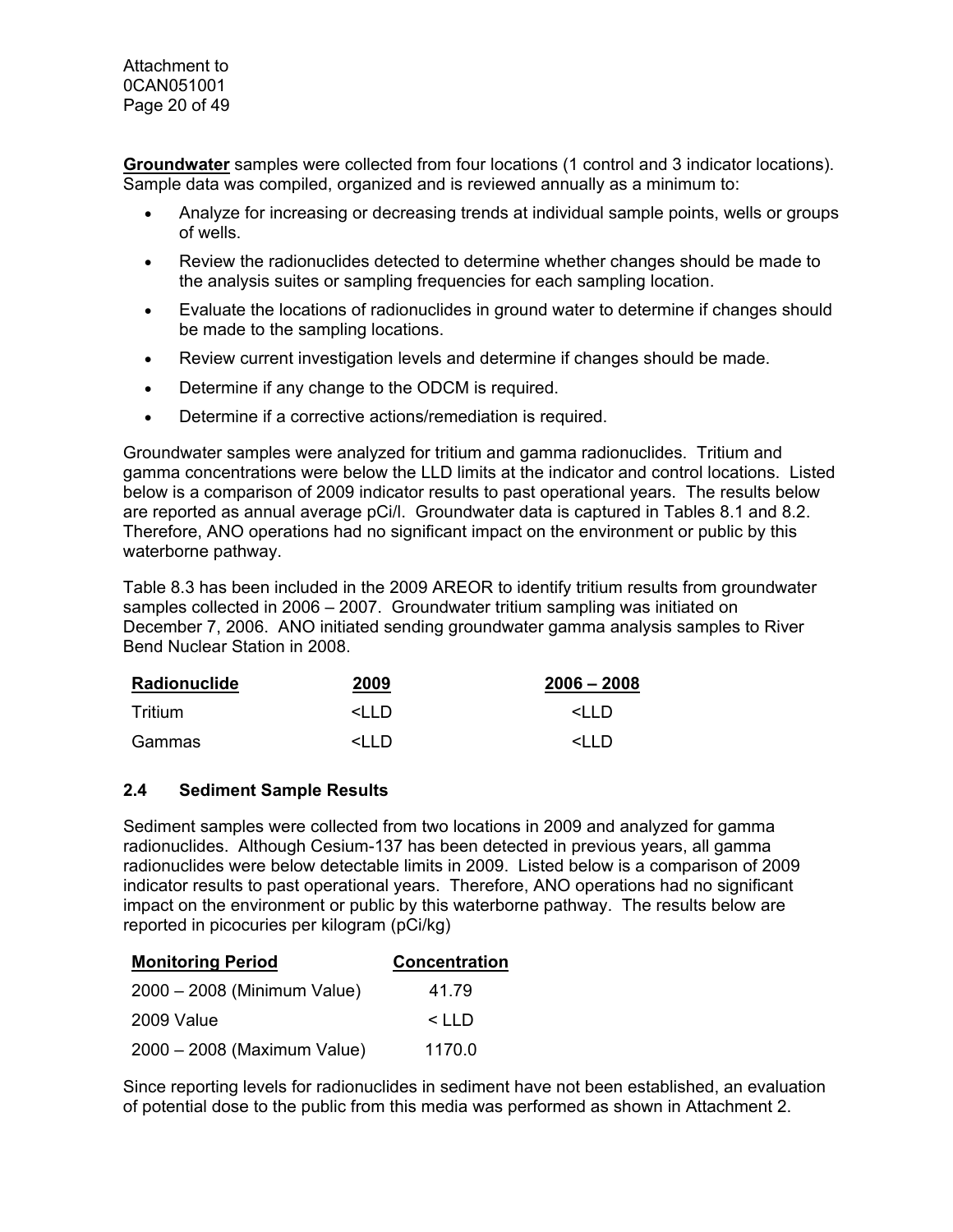**Groundwater** samples were collected from four locations (1 control and 3 indicator locations). Sample data was compiled, organized and is reviewed annually as a minimum to:

- Analyze for increasing or decreasing trends at individual sample points, wells or groups of wells.
- Review the radionuclides detected to determine whether changes should be made to the analysis suites or sampling frequencies for each sampling location.
- Evaluate the locations of radionuclides in ground water to determine if changes should be made to the sampling locations.
- Review current investigation levels and determine if changes should be made.
- Determine if any change to the ODCM is required.
- Determine if a corrective actions/remediation is required.

Groundwater samples were analyzed for tritium and gamma radionuclides. Tritium and gamma concentrations were below the LLD limits at the indicator and control locations. Listed below is a comparison of 2009 indicator results to past operational years. The results below are reported as annual average pCi/l. Groundwater data is captured in Tables 8.1 and 8.2. Therefore, ANO operations had no significant impact on the environment or public by this waterborne pathway.

Table 8.3 has been included in the 2009 AREOR to identify tritium results from groundwater samples collected in 2006 – 2007. Groundwater tritium sampling was initiated on December 7, 2006. ANO initiated sending groundwater gamma analysis samples to River Bend Nuclear Station in 2008.

| Radionuclide | 2009 | 2006 – 2008 |
|---|---|---|
| Tritium | <LLD | <LLD |
| Gammas | <LLD | <LLD |

## 2.4 Sediment Sample Results

Sediment samples were collected from two locations in 2009 and analyzed for gamma radionuclides. Although Cesium-137 has been detected in previous years, all gamma radionuclides were below detectable limits in 2009. Listed below is a comparison of 2009 indicator results to past operational years. Therefore, ANO operations had no significant impact on the environment or public by this waterborne pathway. The results below are reported in picocuries per kilogram (pCi/kg)

| Monitoring Period | Concentration |
|---|---|
| 2000 – 2008 (Minimum Value) | 41.79 |
| 2009 Value | < LLD |
| 2000 – 2008 (Maximum Value) | 1170.0 |

Since reporting levels for radionuclides in sediment have not been established, an evaluation of potential dose to the public from this media was performed as shown in Attachment 2.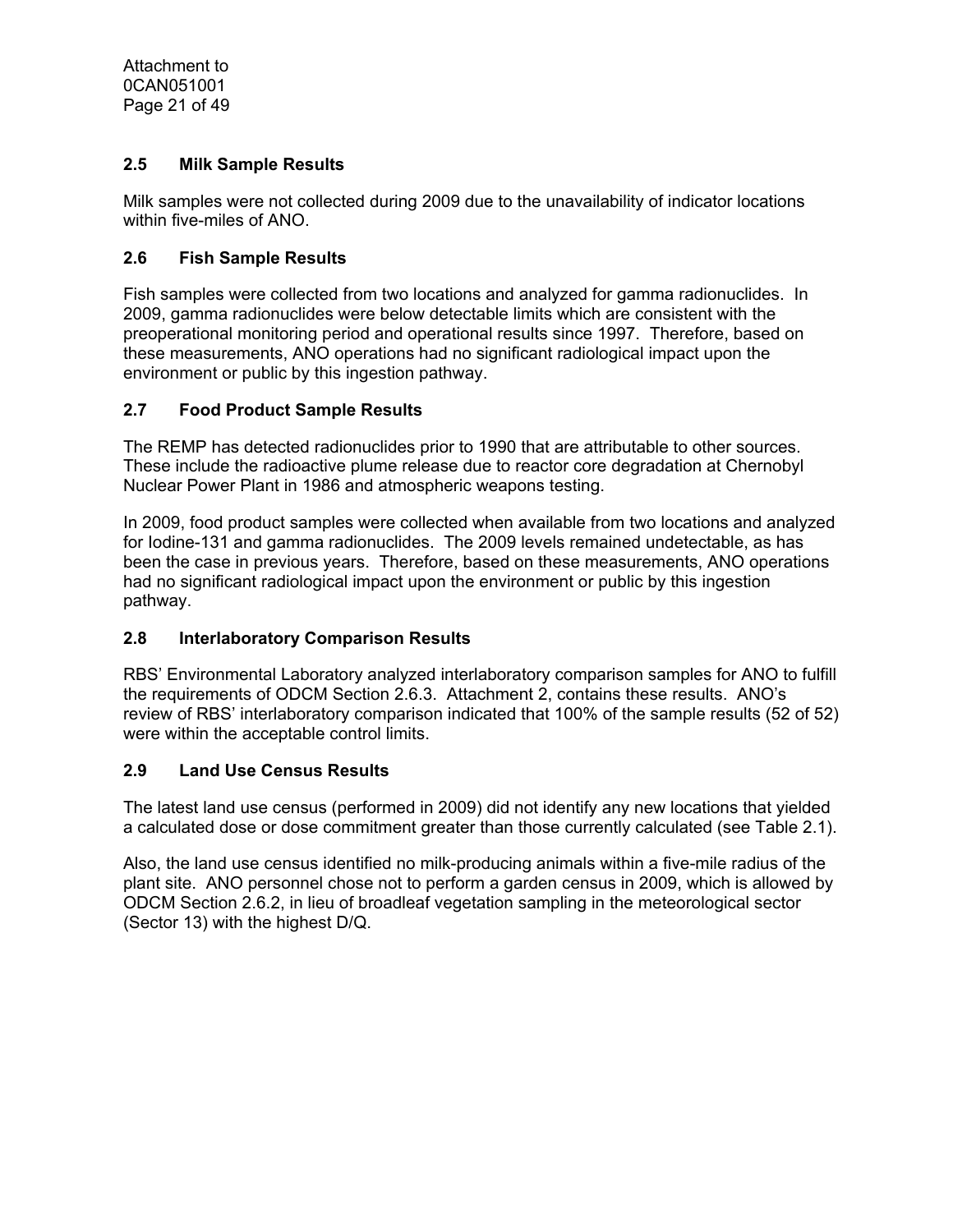## 2.5 Milk Sample Results

Milk samples were not collected during 2009 due to the unavailability of indicator locations within five-miles of ANO.

## 2.6 Fish Sample Results

Fish samples were collected from two locations and analyzed for gamma radionuclides. In 2009, gamma radionuclides were below detectable limits which are consistent with the preoperational monitoring period and operational results since 1997. Therefore, based on these measurements, ANO operations had no significant radiological impact upon the environment or public by this ingestion pathway.

## 2.7 Food Product Sample Results

The REMP has detected radionuclides prior to 1990 that are attributable to other sources. These include the radioactive plume release due to reactor core degradation at Chernobyl Nuclear Power Plant in 1986 and atmospheric weapons testing.

In 2009, food product samples were collected when available from two locations and analyzed for Iodine-131 and gamma radionuclides. The 2009 levels remained undetectable, as has been the case in previous years. Therefore, based on these measurements, ANO operations had no significant radiological impact upon the environment or public by this ingestion pathway.

## 2.8 Interlaboratory Comparison Results

RBS' Environmental Laboratory analyzed interlaboratory comparison samples for ANO to fulfill the requirements of ODCM Section 2.6.3. Attachment 2, contains these results. ANO's review of RBS' interlaboratory comparison indicated that 100% of the sample results (52 of 52) were within the acceptable control limits.

## 2.9 Land Use Census Results

The latest land use census (performed in 2009) did not identify any new locations that yielded a calculated dose or dose commitment greater than those currently calculated (see Table 2.1).

Also, the land use census identified no milk-producing animals within a five-mile radius of the plant site. ANO personnel chose not to perform a garden census in 2009, which is allowed by ODCM Section 2.6.2, in lieu of broadleaf vegetation sampling in the meteorological sector (Sector 13) with the highest D/Q.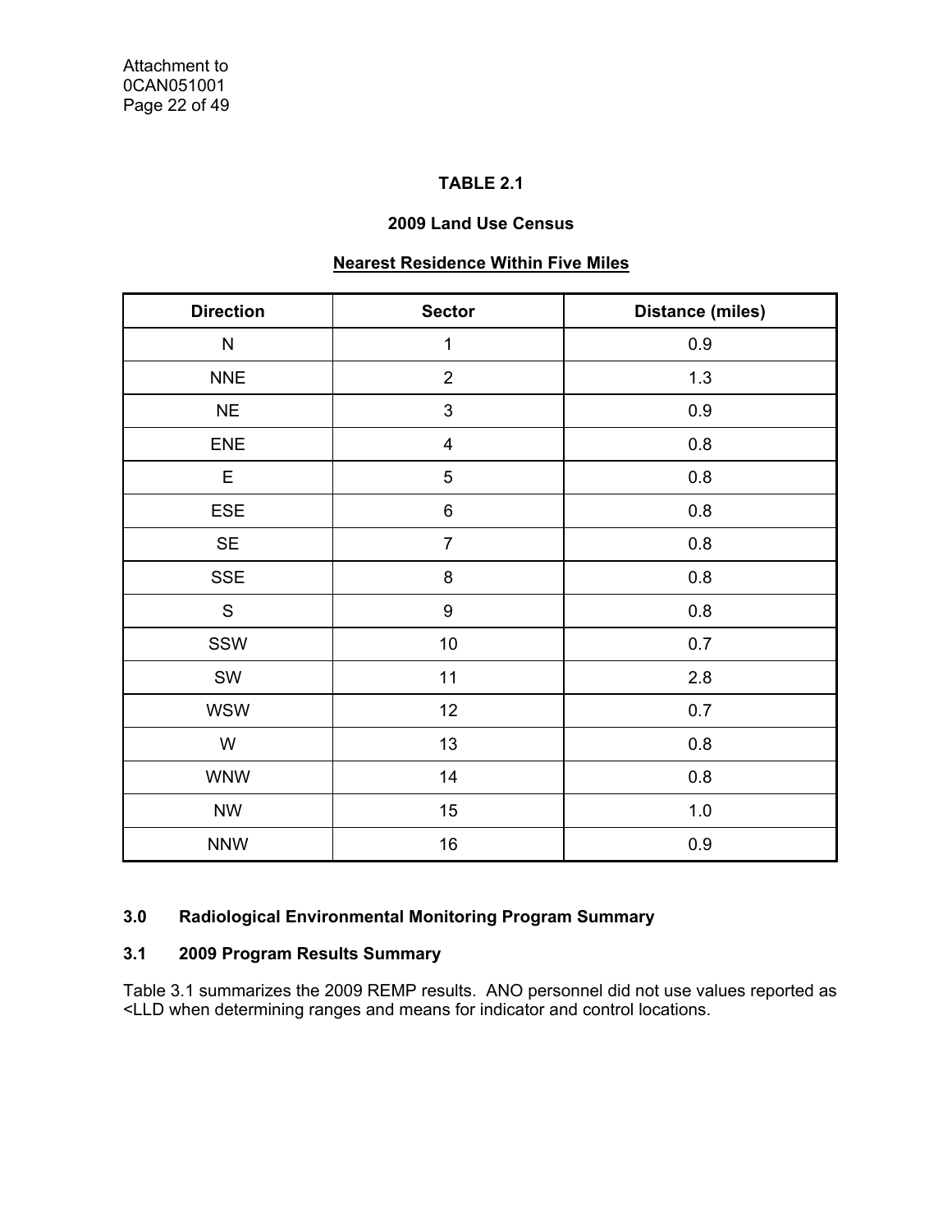**TABLE 2.1**

**2009 Land Use Census**

**Nearest Residence Within Five Miles**

| Direction | Sector | Distance (miles) |
|---|---|---|
| N | 1 | 0.9 |
| NNE | 2 | 1.3 |
| NE | 3 | 0.9 |
| ENE | 4 | 0.8 |
| E | 5 | 0.8 |
| ESE | 6 | 0.8 |
| SE | 7 | 0.8 |
| SSE | 8 | 0.8 |
| S | 9 | 0.8 |
| SSW | 10 | 0.7 |
| SW | 11 | 2.8 |
| WSW | 12 | 0.7 |
| W | 13 | 0.8 |
| WNW | 14 | 0.8 |
| NW | 15 | 1.0 |
| NNW | 16 | 0.9 |

## 3.0 Radiological Environmental Monitoring Program Summary

### 3.1 2009 Program Results Summary

Table 3.1 summarizes the 2009 REMP results. ANO personnel did not use values reported as <LLD when determining ranges and means for indicator and control locations.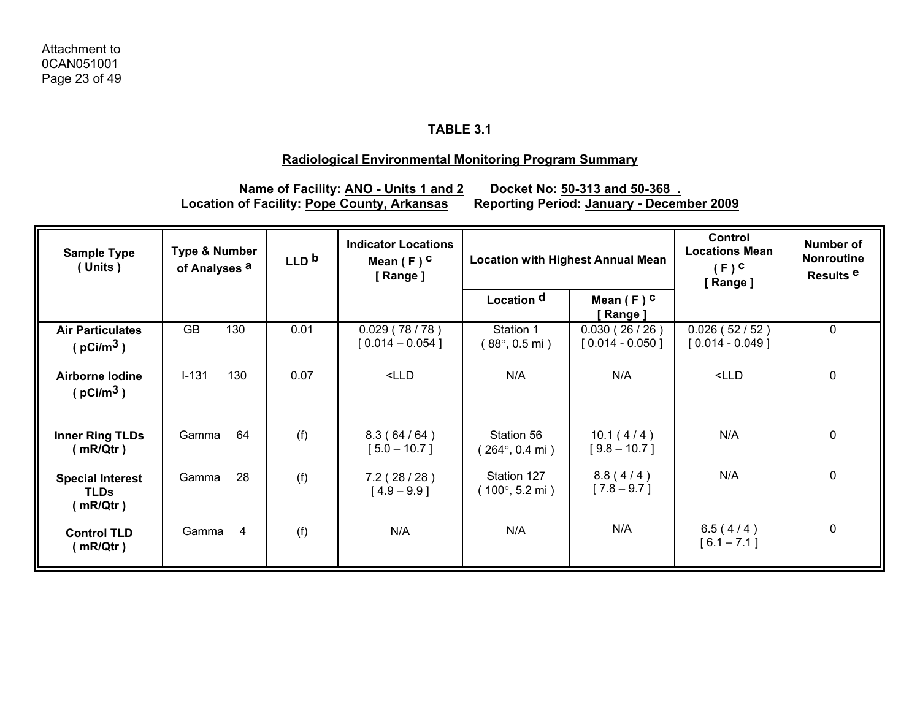Attachment to
0CAN051001
Page 23 of 49

### TABLE 3.1

### Radiological Environmental Monitoring Program Summary

**Name of Facility: ANO - Units 1 and 2 Docket No: 50-313 and 50-368 .**
**Location of Facility: Pope County, Arkansas Reporting Period: January - December 2009**

| Sample Type ( Units ) | Type & Number of Analyses [a] | LLD [b] | Indicator Locations Mean ( F ) [c] [ Range ] | Location with Highest Annual Mean | | Control Locations Mean ( F ) [c] [ Range ] | Number of Nonroutine Results [e] |
|---|---|---|---|---|---|---|---|
| | | | | Location [d] | Mean ( F ) [c] [ Range ] | | |
| **Air Particulates ( pCi/m$^3$ )** | GB 130 | 0.01 | 0.029 ( 78 / 78 ) [ 0.014 – 0.054 ] | Station 1 ( 88°, 0.5 mi ) | 0.030 ( 26 / 26 ) [ 0.014 - 0.050 ] | 0.026 ( 52 / 52 ) [ 0.014 - 0.049 ] | 0 |
| **Airborne Iodine ( pCi/m$^3$ )** | I-131 130 | 0.07 | <LLD | N/A | N/A | <LLD | 0 |
| **Inner Ring TLDs ( mR/Qtr )** | Gamma 64 | (f) | 8.3 ( 64 / 64 ) [ 5.0 – 10.7 ] | Station 56 ( 264°, 0.4 mi ) | 10.1 ( 4 / 4 ) [ 9.8 – 10.7 ] | N/A | 0 |
| **Special Interest TLDs ( mR/Qtr )** | Gamma 28 | (f) | 7.2 ( 28 / 28 ) [ 4.9 – 9.9 ] | Station 127 ( 100°, 5.2 mi ) | 8.8 ( 4 / 4 ) [ 7.8 – 9.7 ] | N/A | 0 |
| **Control TLD ( mR/Qtr )** | Gamma 4 | (f) | N/A | N/A | N/A | 6.5 ( 4 / 4 ) [ 6.1 – 7.1 ] | 0 |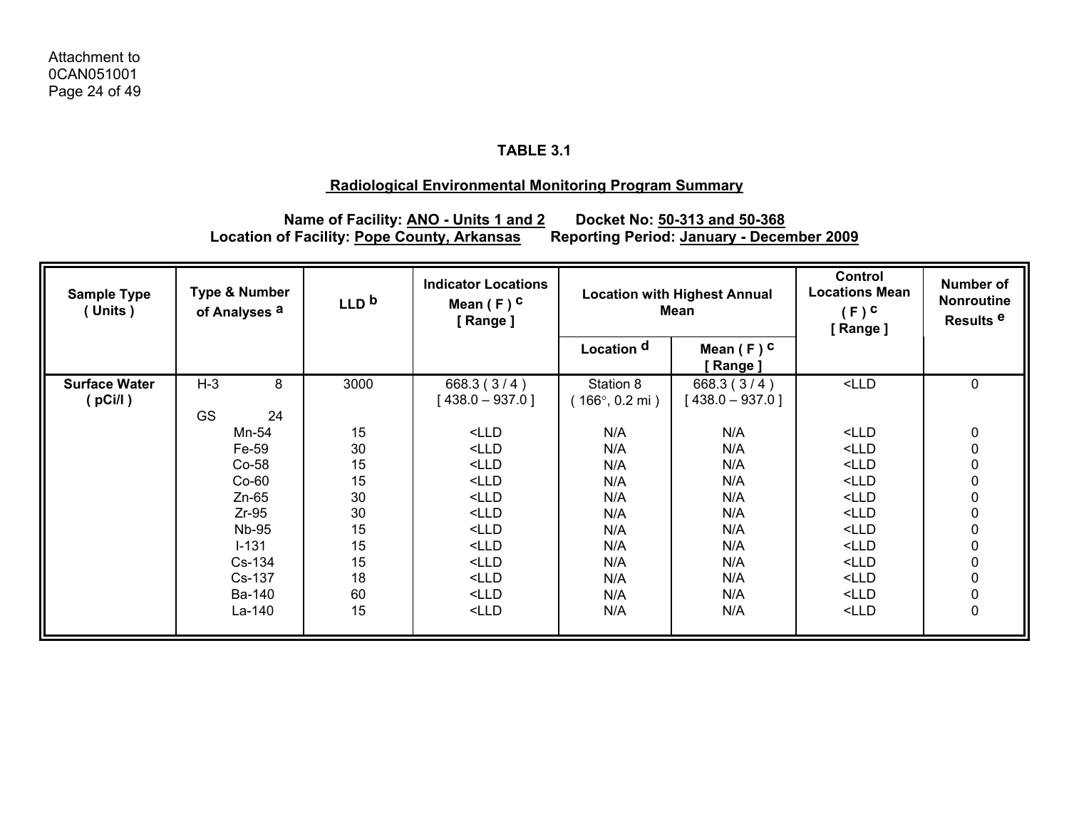Attachment to
0CAN051001

### TABLE 3.1

### Radiological Environmental Monitoring Program Summary

**Name of Facility: ANO - Units 1 and 2 Docket No: 50-313 and 50-368**
**Location of Facility: Pope County, Arkansas Reporting Period: January - December 2009**

| Sample Type ( Units ) | Type & Number of Analyses [a] | | LLD [b] | Indicator Locations Mean ( F ) [c] [ Range ] | Location with Highest Annual Mean | | Control Locations Mean ( F ) [c] [ Range ] | Number of Nonroutine Results [e] |
|---|---|---|---|---|---|---|---|---|
| | | | | | Location [d] | Mean ( F ) [c] [ Range ] | | |
| **Surface Water ( pCi/l )** | H-3 | 8 | 3000 | 668.3 ( 3 / 4 ) [ 438.0 – 937.0 ] | Station 8 ( 166°, 0.2 mi ) | 668.3 ( 3 / 4 ) [ 438.0 – 937.0 ] | <LLD | 0 |
| | GS | 24 | | | | | | |
| | Mn-54 | | 15 | <LLD | N/A | N/A | <LLD | 0 |
| | Fe-59 | | 30 | <LLD | N/A | N/A | <LLD | 0 |
| | Co-58 | | 15 | <LLD | N/A | N/A | <LLD | 0 |
| | Co-60 | | 15 | <LLD | N/A | N/A | <LLD | 0 |
| | Zn-65 | | 30 | <LLD | N/A | N/A | <LLD | 0 |
| | Zr-95 | | 30 | <LLD | N/A | N/A | <LLD | 0 |
| | Nb-95 | | 15 | <LLD | N/A | N/A | <LLD | 0 |
| | I-131 | | 15 | <LLD | N/A | N/A | <LLD | 0 |
| | Cs-134 | | 15 | <LLD | N/A | N/A | <LLD | 0 |
| | Cs-137 | | 18 | <LLD | N/A | N/A | <LLD | 0 |
| | Ba-140 | | 60 | <LLD | N/A | N/A | <LLD | 0 |
| | La-140 | | 15 | <LLD | N/A | N/A | <LLD | 0 |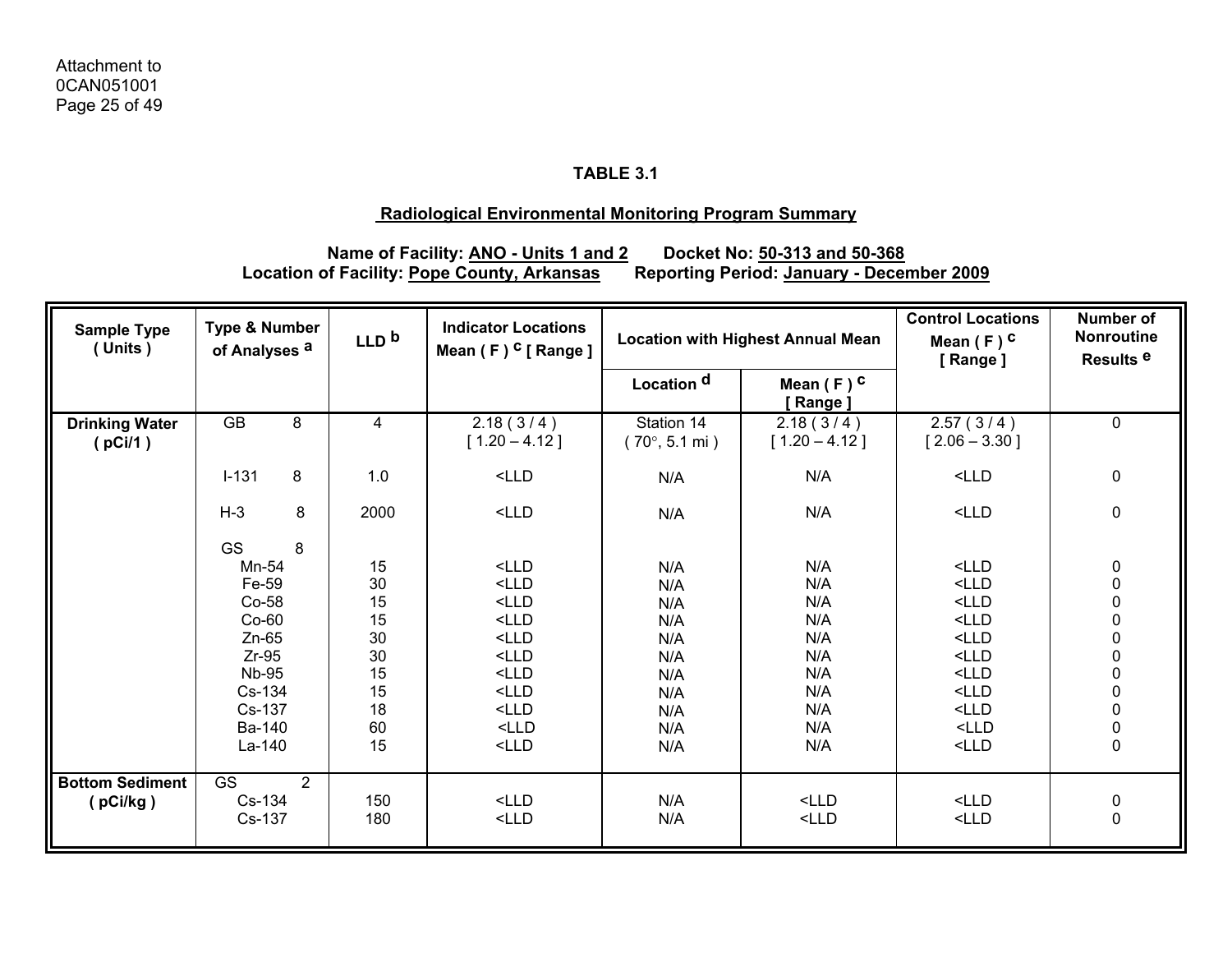Attachment to
0CAN051001

**TABLE 3.1**

**Radiological Environmental Monitoring Program Summary**

**Name of Facility: ANO - Units 1 and 2 Docket No: 50-313 and 50-368**
**Location of Facility: Pope County, Arkansas Reporting Period: January - December 2009**

| Sample Type ( Units ) | Type & Number of Analyses [a] | LLD [b] | Indicator Locations Mean ( F ) [c] [ Range ] | Location with Highest Annual Mean | | Control Locations Mean ( F ) [c] [ Range ] | Number of Nonroutine Results [e] |
|---|---|---|---|---|---|---|---|
| | | | | Location [d] | Mean ( F ) [c] [ Range ] | | |
| Drinking Water ( pCi/1 ) | GB 8 | 4 | 2.18 ( 3 / 4 ) [ 1.20 – 4.12 ] | Station 14 ( 70°, 5.1 mi ) | 2.18 ( 3 / 4 ) [ 1.20 – 4.12 ] | 2.57 ( 3 / 4 ) [ 2.06 – 3.30 ] | 0 |
| | I-131 8 | 1.0 | <LLD | N/A | N/A | <LLD | 0 |
| | H-3 8 | 2000 | <LLD | N/A | N/A | <LLD | 0 |
| | GS 8 | | | | | | |
| | Mn-54 | 15 | <LLD | N/A | N/A | <LLD | 0 |
| | Fe-59 | 30 | <LLD | N/A | N/A | <LLD | 0 |
| | Co-58 | 15 | <LLD | N/A | N/A | <LLD | 0 |
| | Co-60 | 15 | <LLD | N/A | N/A | <LLD | 0 |
| | Zn-65 | 30 | <LLD | N/A | N/A | <LLD | 0 |
| | Zr-95 | 30 | <LLD | N/A | N/A | <LLD | 0 |
| | Nb-95 | 15 | <LLD | N/A | N/A | <LLD | 0 |
| | Cs-134 | 15 | <LLD | N/A | N/A | <LLD | 0 |
| | Cs-137 | 18 | <LLD | N/A | N/A | <LLD | 0 |
| | Ba-140 | 60 | <LLD | N/A | N/A | <LLD | 0 |
| | La-140 | 15 | <LLD | N/A | N/A | <LLD | 0 |
| Bottom Sediment ( pCi/kg ) | GS 2 | | | | | | |
| | Cs-134 | 150 | <LLD | N/A | <LLD | <LLD | 0 |
| | Cs-137 | 180 | <LLD | N/A | <LLD | <LLD | 0 |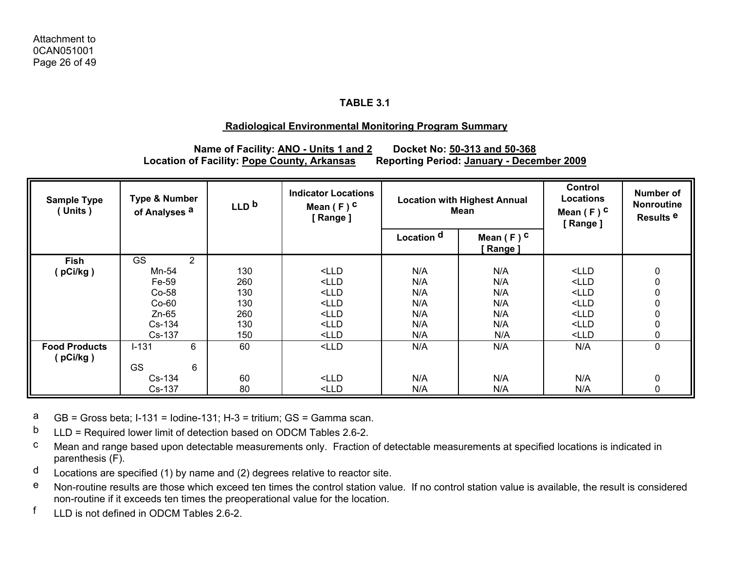Attachment to
0CAN051001

### TABLE 3.1

### Radiological Environmental Monitoring Program Summary

**Name of Facility: ANO - Units 1 and 2 Docket No: 50-313 and 50-368**
**Location of Facility: Pope County, Arkansas Reporting Period: January - December 2009**

| Sample Type ( Units ) | Type & Number of Analyses [a] | LLD [b] | Indicator Locations Mean ( F ) [c] [ Range ] | Location with Highest Annual Mean | | Control Locations Mean ( F ) [c] [ Range ] | Number of Nonroutine Results [e] |
|---|---|---|---|---|---|---|---|
| | | | | Location [d] | Mean ( F ) [c] [ Range ] | | |
| **Fish ( pCi/kg )** | GS 2 | | | | | | |
| | Mn-54 | 130 | <LLD | N/A | N/A | <LLD | 0 |
| | Fe-59 | 260 | <LLD | N/A | N/A | <LLD | 0 |
| | Co-58 | 130 | <LLD | N/A | N/A | <LLD | 0 |
| | Co-60 | 130 | <LLD | N/A | N/A | <LLD | 0 |
| | Zn-65 | 260 | <LLD | N/A | N/A | <LLD | 0 |
| | Cs-134 | 130 | <LLD | N/A | N/A | <LLD | 0 |
| | Cs-137 | 150 | <LLD | N/A | N/A | <LLD | 0 |
| **Food Products ( pCi/kg )** | I-131 6 | 60 | <LLD | N/A | N/A | N/A | 0 |
| | GS 6 | | | | | | |
| | Cs-134 | 60 | <LLD | N/A | N/A | N/A | 0 |
| | Cs-137 | 80 | <LLD | N/A | N/A | N/A | 0 |

a GB = Gross beta; I-131 = Iodine-131; H-3 = tritium; GS = Gamma scan.

b LLD = Required lower limit of detection based on ODCM Tables 2.6-2.

c Mean and range based upon detectable measurements only. Fraction of detectable measurements at specified locations is indicated in parenthesis (F).

d Locations are specified (1) by name and (2) degrees relative to reactor site.

e Non-routine results are those which exceed ten times the control station value. If no control station value is available, the result is considered non-routine if it exceeds ten times the preoperational value for the location.

f LLD is not defined in ODCM Tables 2.6-2.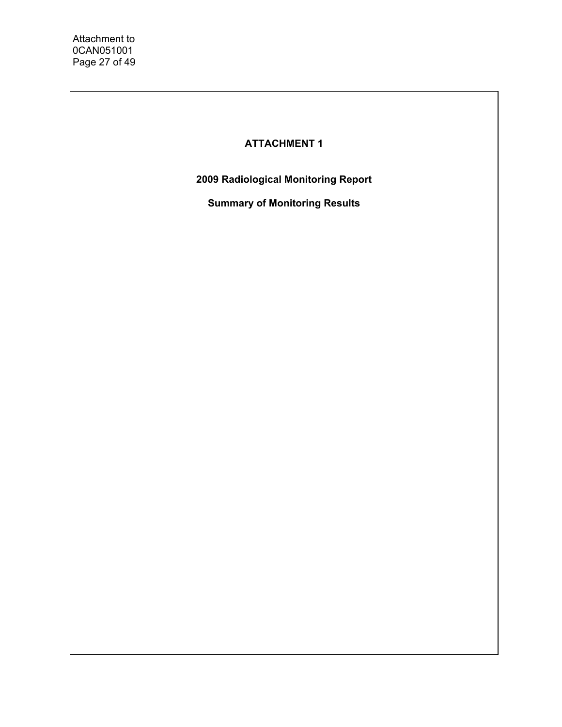# ATTACHMENT 1

## 2009 Radiological Monitoring Report

## Summary of Monitoring Results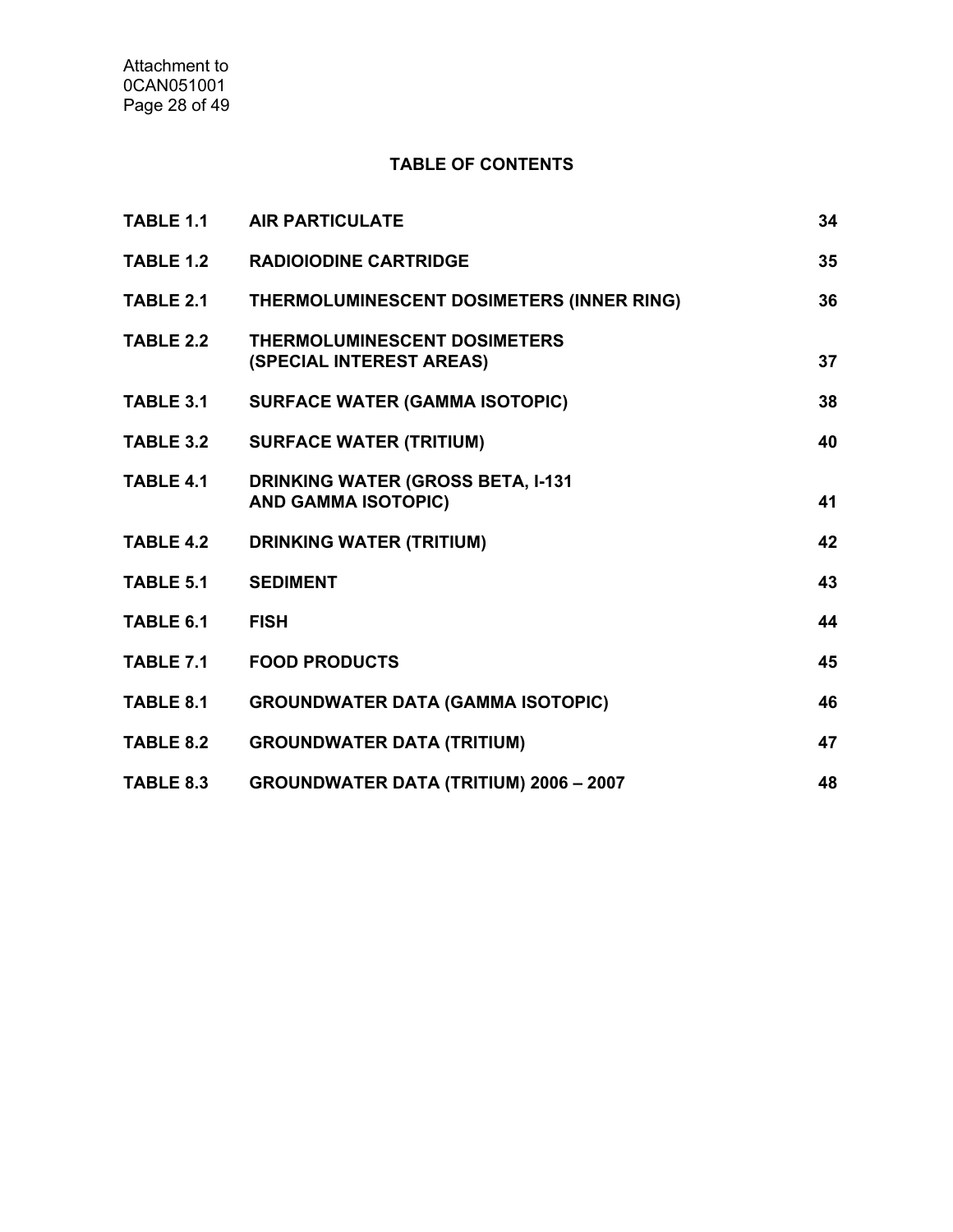## TABLE OF CONTENTS

| | | |
|---|---|---|
| **TABLE 1.1** | **AIR PARTICULATE** | **34** |
| **TABLE 1.2** | **RADIOIODINE CARTRIDGE** | **35** |
| **TABLE 2.1** | **THERMOLUMINESCENT DOSIMETERS (INNER RING)** | **36** |
| **TABLE 2.2** | **THERMOLUMINESCENT DOSIMETERS (SPECIAL INTEREST AREAS)** | **37** |
| **TABLE 3.1** | **SURFACE WATER (GAMMA ISOTOPIC)** | **38** |
| **TABLE 3.2** | **SURFACE WATER (TRITIUM)** | **40** |
| **TABLE 4.1** | **DRINKING WATER (GROSS BETA, I-131 AND GAMMA ISOTOPIC)** | **41** |
| **TABLE 4.2** | **DRINKING WATER (TRITIUM)** | **42** |
| **TABLE 5.1** | **SEDIMENT** | **43** |
| **TABLE 6.1** | **FISH** | **44** |
| **TABLE 7.1** | **FOOD PRODUCTS** | **45** |
| **TABLE 8.1** | **GROUNDWATER DATA (GAMMA ISOTOPIC)** | **46** |
| **TABLE 8.2** | **GROUNDWATER DATA (TRITIUM)** | **47** |
| **TABLE 8.3** | **GROUNDWATER DATA (TRITIUM) 2006 – 2007** | **48** |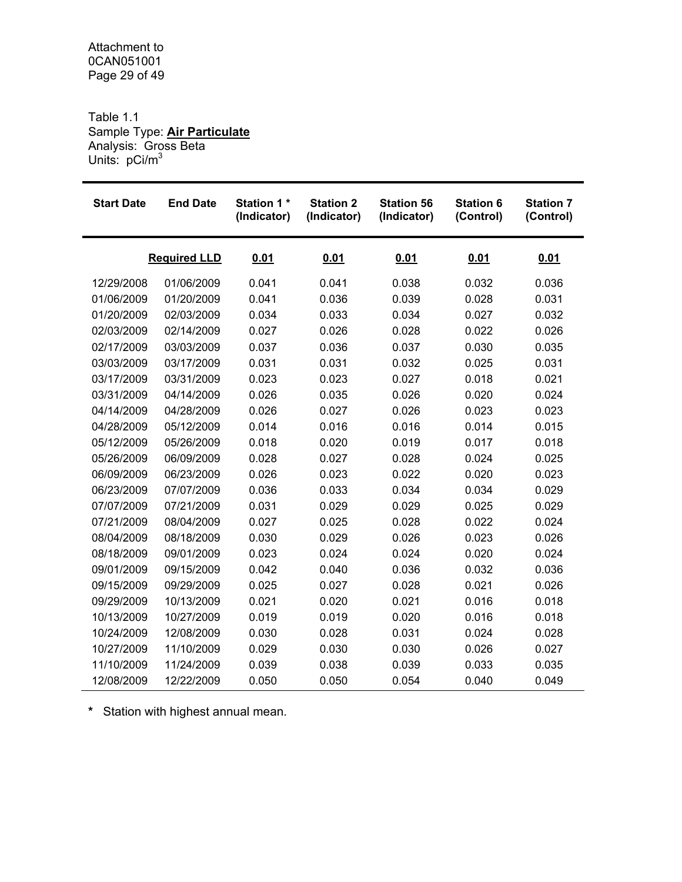Table 1.1
Sample Type: **Air Particulate**
Analysis: Gross Beta
Units: pCi/m$^3$

| Start Date | End Date | Station 1 * (Indicator) | Station 2 (Indicator) | Station 56 (Indicator) | Station 6 (Control) | Station 7 (Control) |
|---|---|---|---|---|---|---|
| | **Required LLD** | **0.01** | **0.01** | **0.01** | **0.01** | **0.01** |
| 12/29/2008 | 01/06/2009 | 0.041 | 0.041 | 0.038 | 0.032 | 0.036 |
| 01/06/2009 | 01/20/2009 | 0.041 | 0.036 | 0.039 | 0.028 | 0.031 |
| 01/20/2009 | 02/03/2009 | 0.034 | 0.033 | 0.034 | 0.027 | 0.032 |
| 02/03/2009 | 02/14/2009 | 0.027 | 0.026 | 0.028 | 0.022 | 0.026 |
| 02/17/2009 | 03/03/2009 | 0.037 | 0.036 | 0.037 | 0.030 | 0.035 |
| 03/03/2009 | 03/17/2009 | 0.031 | 0.031 | 0.032 | 0.025 | 0.031 |
| 03/17/2009 | 03/31/2009 | 0.023 | 0.023 | 0.027 | 0.018 | 0.021 |
| 03/31/2009 | 04/14/2009 | 0.026 | 0.035 | 0.026 | 0.020 | 0.024 |
| 04/14/2009 | 04/28/2009 | 0.026 | 0.027 | 0.026 | 0.023 | 0.023 |
| 04/28/2009 | 05/12/2009 | 0.014 | 0.016 | 0.016 | 0.014 | 0.015 |
| 05/12/2009 | 05/26/2009 | 0.018 | 0.020 | 0.019 | 0.017 | 0.018 |
| 05/26/2009 | 06/09/2009 | 0.028 | 0.027 | 0.028 | 0.024 | 0.025 |
| 06/09/2009 | 06/23/2009 | 0.026 | 0.023 | 0.022 | 0.020 | 0.023 |
| 06/23/2009 | 07/07/2009 | 0.036 | 0.033 | 0.034 | 0.034 | 0.029 |
| 07/07/2009 | 07/21/2009 | 0.031 | 0.029 | 0.029 | 0.025 | 0.029 |
| 07/21/2009 | 08/04/2009 | 0.027 | 0.025 | 0.028 | 0.022 | 0.024 |
| 08/04/2009 | 08/18/2009 | 0.030 | 0.029 | 0.026 | 0.023 | 0.026 |
| 08/18/2009 | 09/01/2009 | 0.023 | 0.024 | 0.024 | 0.020 | 0.024 |
| 09/01/2009 | 09/15/2009 | 0.042 | 0.040 | 0.036 | 0.032 | 0.036 |
| 09/15/2009 | 09/29/2009 | 0.025 | 0.027 | 0.028 | 0.021 | 0.026 |
| 09/29/2009 | 10/13/2009 | 0.021 | 0.020 | 0.021 | 0.016 | 0.018 |
| 10/13/2009 | 10/27/2009 | 0.019 | 0.019 | 0.020 | 0.016 | 0.018 |
| 10/24/2009 | 12/08/2009 | 0.030 | 0.028 | 0.031 | 0.024 | 0.028 |
| 10/27/2009 | 11/10/2009 | 0.029 | 0.030 | 0.030 | 0.026 | 0.027 |
| 11/10/2009 | 11/24/2009 | 0.039 | 0.038 | 0.039 | 0.033 | 0.035 |
| 12/08/2009 | 12/22/2009 | 0.050 | 0.050 | 0.054 | 0.040 | 0.049 |

**\*** Station with highest annual mean.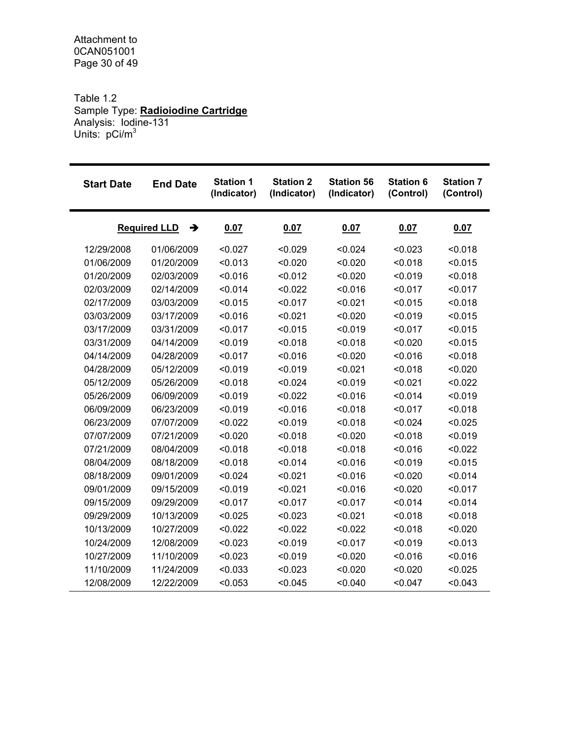Table 1.2
Sample Type: **Radioiodine Cartridge**
Analysis: Iodine-131
Units: $pCi/m^3$

| Start Date | End Date | Station 1 (Indicator) | Station 2 (Indicator) | Station 56 (Indicator) | Station 6 (Control) | Station 7 (Control) |
|---|---|---|---|---|---|---|
| | **Required LLD** ➔ | **0.07** | **0.07** | **0.07** | **0.07** | **0.07** |
| 12/29/2008 | 01/06/2009 | <0.027 | <0.029 | <0.024 | <0.023 | <0.018 |
| 01/06/2009 | 01/20/2009 | <0.013 | <0.020 | <0.020 | <0.018 | <0.015 |
| 01/20/2009 | 02/03/2009 | <0.016 | <0.012 | <0.020 | <0.019 | <0.018 |
| 02/03/2009 | 02/14/2009 | <0.014 | <0.022 | <0.016 | <0.017 | <0.017 |
| 02/17/2009 | 03/03/2009 | <0.015 | <0.017 | <0.021 | <0.015 | <0.018 |
| 03/03/2009 | 03/17/2009 | <0.016 | <0.021 | <0.020 | <0.019 | <0.015 |
| 03/17/2009 | 03/31/2009 | <0.017 | <0.015 | <0.019 | <0.017 | <0.015 |
| 03/31/2009 | 04/14/2009 | <0.019 | <0.018 | <0.018 | <0.020 | <0.015 |
| 04/14/2009 | 04/28/2009 | <0.017 | <0.016 | <0.020 | <0.016 | <0.018 |
| 04/28/2009 | 05/12/2009 | <0.019 | <0.019 | <0.021 | <0.018 | <0.020 |
| 05/12/2009 | 05/26/2009 | <0.018 | <0.024 | <0.019 | <0.021 | <0.022 |
| 05/26/2009 | 06/09/2009 | <0.019 | <0.022 | <0.016 | <0.014 | <0.019 |
| 06/09/2009 | 06/23/2009 | <0.019 | <0.016 | <0.018 | <0.017 | <0.018 |
| 06/23/2009 | 07/07/2009 | <0.022 | <0.019 | <0.018 | <0.024 | <0.025 |
| 07/07/2009 | 07/21/2009 | <0.020 | <0.018 | <0.020 | <0.018 | <0.019 |
| 07/21/2009 | 08/04/2009 | <0.018 | <0.018 | <0.018 | <0.016 | <0.022 |
| 08/04/2009 | 08/18/2009 | <0.018 | <0.014 | <0.016 | <0.019 | <0.015 |
| 08/18/2009 | 09/01/2009 | <0.024 | <0.021 | <0.016 | <0.020 | <0.014 |
| 09/01/2009 | 09/15/2009 | <0.019 | <0.021 | <0.016 | <0.020 | <0.017 |
| 09/15/2009 | 09/29/2009 | <0.017 | <0.017 | <0.017 | <0.014 | <0.014 |
| 09/29/2009 | 10/13/2009 | <0.025 | <0.023 | <0.021 | <0.018 | <0.018 |
| 10/13/2009 | 10/27/2009 | <0.022 | <0.022 | <0.022 | <0.018 | <0.020 |
| 10/24/2009 | 12/08/2009 | <0.023 | <0.019 | <0.017 | <0.019 | <0.013 |
| 10/27/2009 | 11/10/2009 | <0.023 | <0.019 | <0.020 | <0.016 | <0.016 |
| 11/10/2009 | 11/24/2009 | <0.033 | <0.023 | <0.020 | <0.020 | <0.025 |
| 12/08/2009 | 12/22/2009 | <0.053 | <0.045 | <0.040 | <0.047 | <0.043 |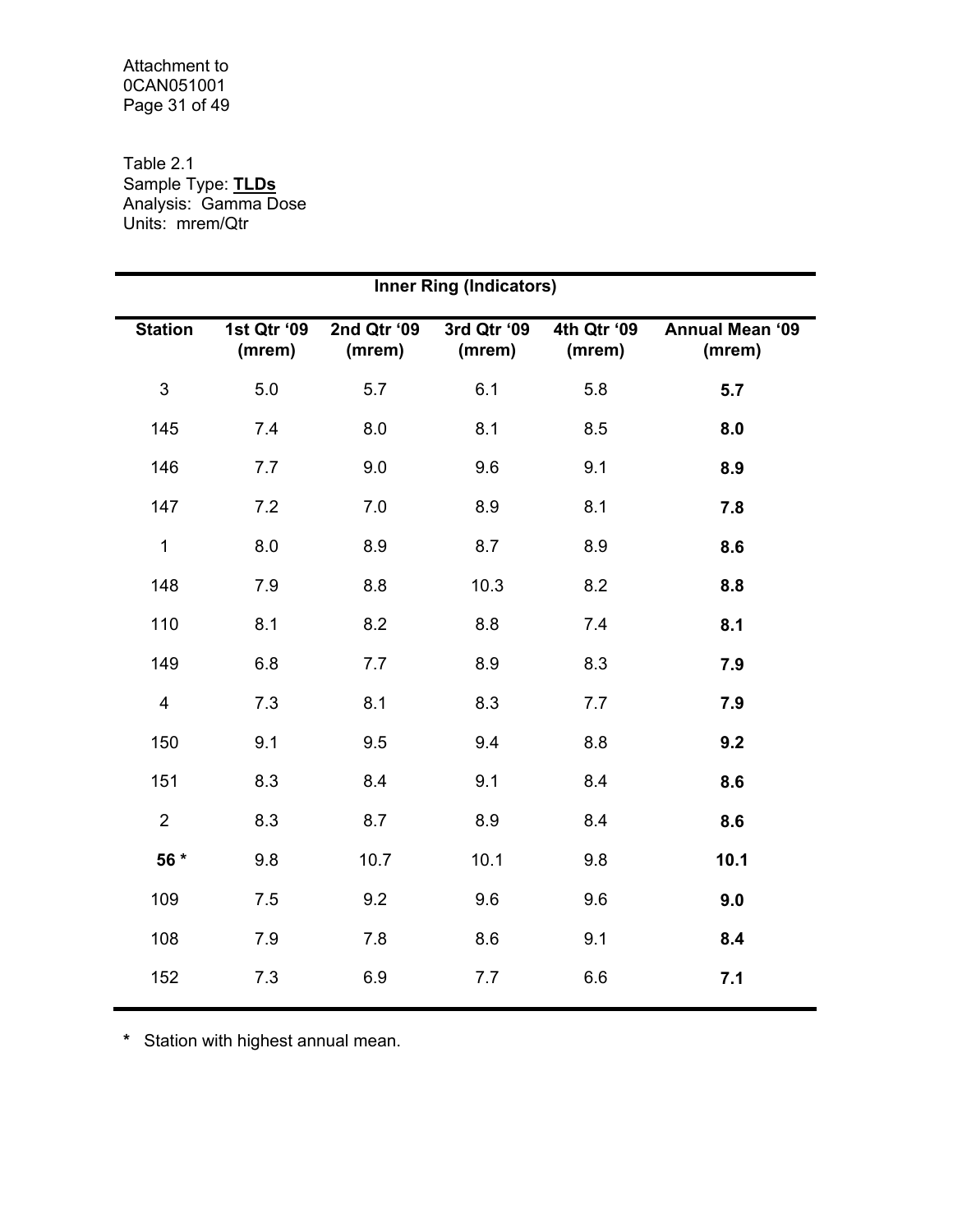Attachment to
0CAN051001

Table 2.1
Sample Type: **TLDs**
Analysis: Gamma Dose
Units: mrem/Qtr

| **Inner Ring (Indicators)** | | | | | |
|---|---|---|---|---|---|
| **Station** | **1st Qtr '09 (mrem)** | **2nd Qtr '09 (mrem)** | **3rd Qtr '09 (mrem)** | **4th Qtr '09 (mrem)** | **Annual Mean '09 (mrem)** |
| 3 | 5.0 | 5.7 | 6.1 | 5.8 | **5.7** |
| 145 | 7.4 | 8.0 | 8.1 | 8.5 | **8.0** |
| 146 | 7.7 | 9.0 | 9.6 | 9.1 | **8.9** |
| 147 | 7.2 | 7.0 | 8.9 | 8.1 | **7.8** |
| 1 | 8.0 | 8.9 | 8.7 | 8.9 | **8.6** |
| 148 | 7.9 | 8.8 | 10.3 | 8.2 | **8.8** |
| 110 | 8.1 | 8.2 | 8.8 | 7.4 | **8.1** |
| 149 | 6.8 | 7.7 | 8.9 | 8.3 | **7.9** |
| 4 | 7.3 | 8.1 | 8.3 | 7.7 | **7.9** |
| 150 | 9.1 | 9.5 | 9.4 | 8.8 | **9.2** |
| 151 | 8.3 | 8.4 | 9.1 | 8.4 | **8.6** |
| 2 | 8.3 | 8.7 | 8.9 | 8.4 | **8.6** |
| **56 *** | 9.8 | 10.7 | 10.1 | 9.8 | **10.1** |
| 109 | 7.5 | 9.2 | 9.6 | 9.6 | **9.0** |
| 108 | 7.9 | 7.8 | 8.6 | 9.1 | **8.4** |
| 152 | 7.3 | 6.9 | 7.7 | 6.6 | **7.1** |

**\*** Station with highest annual mean.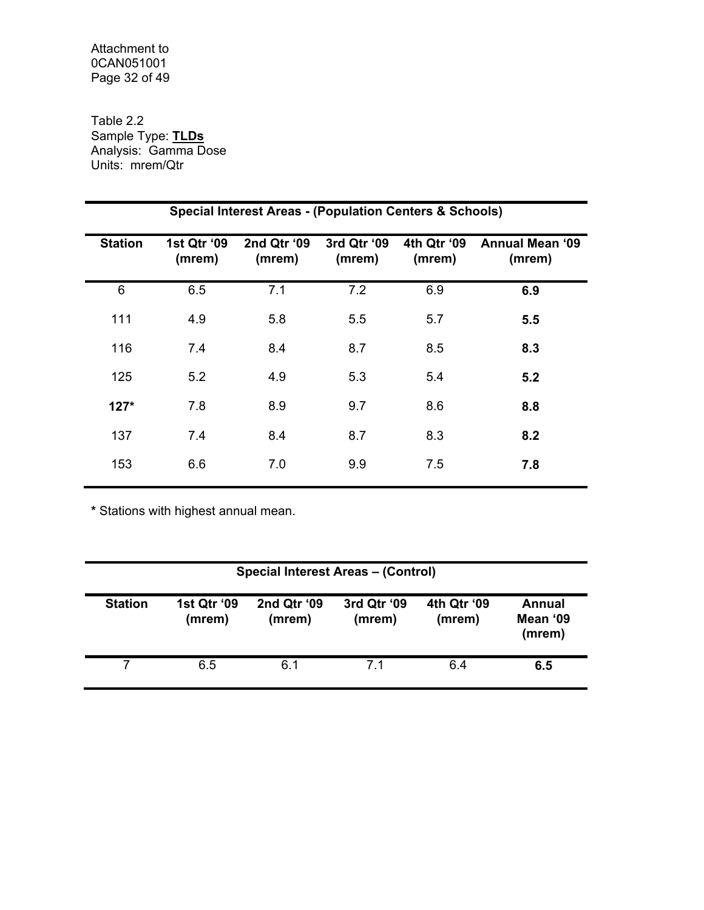Attachment to
0CAN051001

Table 2.2
Sample Type: **TLDs**
Analysis: Gamma Dose
Units: mrem/Qtr

| Special Interest Areas - (Population Centers & Schools) | | | | | |
|---|---|---|---|---|---|
| **Station** | **1st Qtr '09 (mrem)** | **2nd Qtr '09 (mrem)** | **3rd Qtr '09 (mrem)** | **4th Qtr '09 (mrem)** | **Annual Mean '09 (mrem)** |
| 6 | 6.5 | 7.1 | 7.2 | 6.9 | **6.9** |
| 111 | 4.9 | 5.8 | 5.5 | 5.7 | **5.5** |
| 116 | 7.4 | 8.4 | 8.7 | 8.5 | **8.3** |
| 125 | 5.2 | 4.9 | 5.3 | 5.4 | **5.2** |
| **127*** | 7.8 | 8.9 | 9.7 | 8.6 | **8.8** |
| 137 | 7.4 | 8.4 | 8.7 | 8.3 | **8.2** |
| 153 | 6.6 | 7.0 | 9.9 | 7.5 | **7.8** |

**\*** Stations with highest annual mean.

| Special Interest Areas – (Control) | | | | | |
|---|---|---|---|---|---|
| **Station** | **1st Qtr '09 (mrem)** | **2nd Qtr '09 (mrem)** | **3rd Qtr '09 (mrem)** | **4th Qtr '09 (mrem)** | **Annual Mean '09 (mrem)** |
| 7 | 6.5 | 6.1 | 7.1 | 6.4 | **6.5** |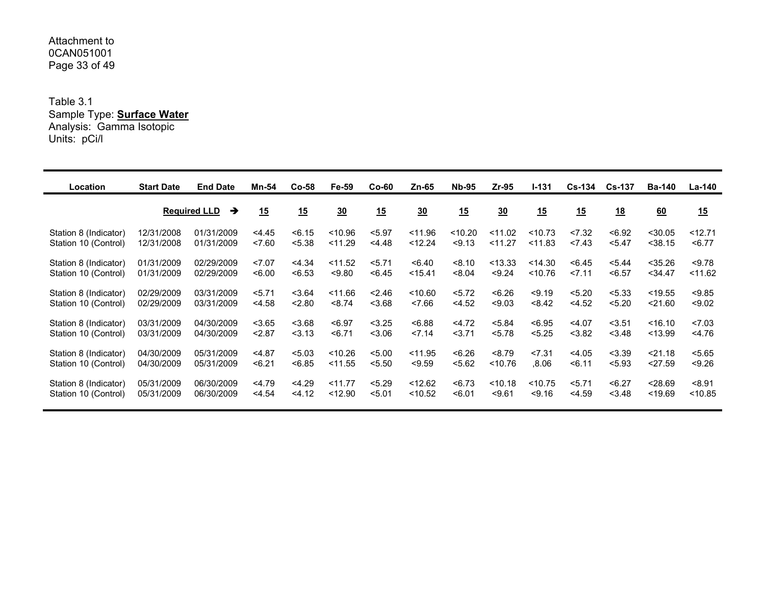Attachment to
0CAN051001

Table 3.1
Sample Type: **Surface Water**
Analysis: Gamma Isotopic
Units: pCi/l

| Location | Start Date | End Date | Mn-54 | Co-58 | Fe-59 | Co-60 | Zn-65 | Nb-95 | Zr-95 | I-131 | Cs-134 | Cs-137 | Ba-140 | La-140 |
|---|---|---|---|---|---|---|---|---|---|---|---|---|---|---|
| | **Required LLD** | ➔ | **15** | **15** | **30** | **15** | **30** | **15** | **30** | **15** | **15** | **18** | **60** | **15** |
| Station 8 (Indicator) | 12/31/2008 | 01/31/2009 | <4.45 | <6.15 | <10.96 | <5.97 | <11.96 | <10.20 | <11.02 | <10.73 | <7.32 | <6.92 | <30.05 | <12.71 |
| Station 10 (Control) | 12/31/2008 | 01/31/2009 | <7.60 | <5.38 | <11.29 | <4.48 | <12.24 | <9.13 | <11.27 | <11.83 | <7.43 | <5.47 | <38.15 | <6.77 |
| Station 8 (Indicator) | 01/31/2009 | 02/29/2009 | <7.07 | <4.34 | <11.52 | <5.71 | <6.40 | <8.10 | <13.33 | <14.30 | <6.45 | <5.44 | <35.26 | <9.78 |
| Station 10 (Control) | 01/31/2009 | 02/29/2009 | <6.00 | <6.53 | <9.80 | <6.45 | <15.41 | <8.04 | <9.24 | <10.76 | <7.11 | <6.57 | <34.47 | <11.62 |
| Station 8 (Indicator) | 02/29/2009 | 03/31/2009 | <5.71 | <3.64 | <11.66 | <2.46 | <10.60 | <5.72 | <6.26 | <9.19 | <5.20 | <5.33 | <19.55 | <9.85 |
| Station 10 (Control) | 02/29/2009 | 03/31/2009 | <4.58 | <2.80 | <8.74 | <3.68 | <7.66 | <4.52 | <9.03 | <8.42 | <4.52 | <5.20 | <21.60 | <9.02 |
| Station 8 (Indicator) | 03/31/2009 | 04/30/2009 | <3.65 | <3.68 | <6.97 | <3.25 | <6.88 | <4.72 | <5.84 | <6.95 | <4.07 | <3.51 | <16.10 | <7.03 |
| Station 10 (Control) | 03/31/2009 | 04/30/2009 | <2.87 | <3.13 | <6.71 | <3.06 | <7.14 | <3.71 | <5.78 | <5.25 | <3.82 | <3.48 | <13.99 | <4.76 |
| Station 8 (Indicator) | 04/30/2009 | 05/31/2009 | <4.87 | <5.03 | <10.26 | <5.00 | <11.95 | <6.26 | <8.79 | <7.31 | <4.05 | <3.39 | <21.18 | <5.65 |
| Station 10 (Control) | 04/30/2009 | 05/31/2009 | <6.21 | <6.85 | <11.55 | <5.50 | <9.59 | <5.62 | <10.76 | ,8.06 | <6.11 | <5.93 | <27.59 | <9.26 |
| Station 8 (Indicator) | 05/31/2009 | 06/30/2009 | <4.79 | <4.29 | <11.77 | <5.29 | <12.62 | <6.73 | <10.18 | <10.75 | <5.71 | <6.27 | <28.69 | <8.91 |
| Station 10 (Control) | 05/31/2009 | 06/30/2009 | <4.54 | <4.12 | <12.90 | <5.01 | <10.52 | <6.01 | <9.61 | <9.16 | <4.59 | <3.48 | <19.69 | <10.85 |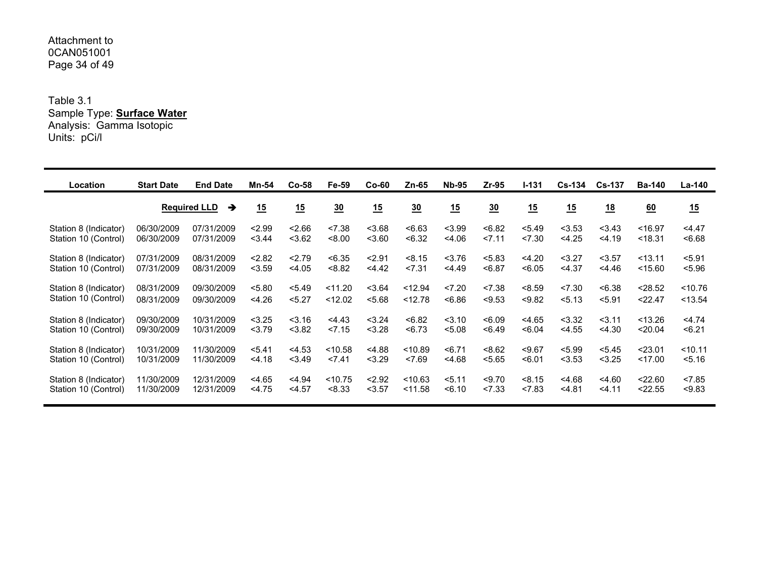Attachment to
0CAN051001
Page 34 of 49

Table 3.1
Sample Type: **Surface Water**
Analysis: Gamma Isotopic
Units: pCi/l

| Location | Start Date | End Date | Mn-54 | Co-58 | Fe-59 | Co-60 | Zn-65 | Nb-95 | Zr-95 | I-131 | Cs-134 | Cs-137 | Ba-140 | La-140 |
|---|---|---|---|---|---|---|---|---|---|---|---|---|---|---|
| | **Required LLD** | ➔ | **15** | **15** | **30** | **15** | **30** | **15** | **30** | **15** | **15** | **18** | **60** | **15** |
| Station 8 (Indicator) | 06/30/2009 | 07/31/2009 | <2.99 | <2.66 | <7.38 | <3.68 | <6.63 | <3.99 | <6.82 | <5.49 | <3.53 | <3.43 | <16.97 | <4.47 |
| Station 10 (Control) | 06/30/2009 | 07/31/2009 | <3.44 | <3.62 | <8.00 | <3.60 | <6.32 | <4.06 | <7.11 | <7.30 | <4.25 | <4.19 | <18.31 | <6.68 |
| Station 8 (Indicator) | 07/31/2009 | 08/31/2009 | <2.82 | <2.79 | <6.35 | <2.91 | <8.15 | <3.76 | <5.83 | <4.20 | <3.27 | <3.57 | <13.11 | <5.91 |
| Station 10 (Control) | 07/31/2009 | 08/31/2009 | <3.59 | <4.05 | <8.82 | <4.42 | <7.31 | <4.49 | <6.87 | <6.05 | <4.37 | <4.46 | <15.60 | <5.96 |
| Station 8 (Indicator) | 08/31/2009 | 09/30/2009 | <5.80 | <5.49 | <11.20 | <3.64 | <12.94 | <7.20 | <7.38 | <8.59 | <7.30 | <6.38 | <28.52 | <10.76 |
| Station 10 (Control) | 08/31/2009 | 09/30/2009 | <4.26 | <5.27 | <12.02 | <5.68 | <12.78 | <6.86 | <9.53 | <9.82 | <5.13 | <5.91 | <22.47 | <13.54 |
| Station 8 (Indicator) | 09/30/2009 | 10/31/2009 | <3.25 | <3.16 | <4.43 | <3.24 | <6.82 | <3.10 | <6.09 | <4.65 | <3.32 | <3.11 | <13.26 | <4.74 |
| Station 10 (Control) | 09/30/2009 | 10/31/2009 | <3.79 | <3.82 | <7.15 | <3.28 | <6.73 | <5.08 | <6.49 | <6.04 | <4.55 | <4.30 | <20.04 | <6.21 |
| Station 8 (Indicator) | 10/31/2009 | 11/30/2009 | <5.41 | <4.53 | <10.58 | <4.88 | <10.89 | <6.71 | <8.62 | <9.67 | <5.99 | <5.45 | <23.01 | <10.11 |
| Station 10 (Control) | 10/31/2009 | 11/30/2009 | <4.18 | <3.49 | <7.41 | <3.29 | <7.69 | <4.68 | <5.65 | <6.01 | <3.53 | <3.25 | <17.00 | <5.16 |
| Station 8 (Indicator) | 11/30/2009 | 12/31/2009 | <4.65 | <4.94 | <10.75 | <2.92 | <10.63 | <5.11 | <9.70 | <8.15 | <4.68 | <4.60 | <22.60 | <7.85 |
| Station 10 (Control) | 11/30/2009 | 12/31/2009 | <4.75 | <4.57 | <8.33 | <3.57 | <11.58 | <6.10 | <7.33 | <7.83 | <4.81 | <4.11 | <22.55 | <9.83 |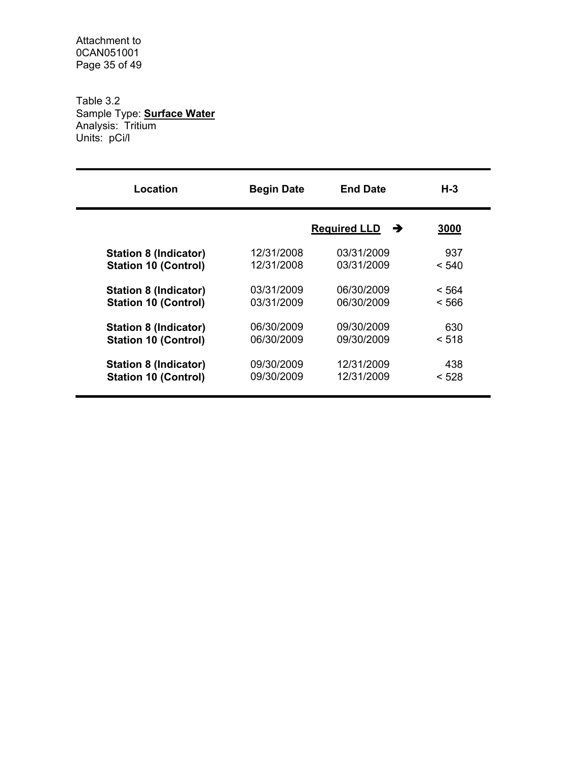Attachment to
0CAN051001

Table 3.2
Sample Type: **Surface Water**
Analysis: Tritium
Units: pCi/l

| Location | Begin Date | End Date | H-3 |
|---|---|---|---|
| | | **Required LLD** ➔ | **3000** |
| **Station 8 (Indicator)** | 12/31/2008 | 03/31/2009 | 937 |
| **Station 10 (Control)** | 12/31/2008 | 03/31/2009 | < 540 |
| **Station 8 (Indicator)** | 03/31/2009 | 06/30/2009 | < 564 |
| **Station 10 (Control)** | 03/31/2009 | 06/30/2009 | < 566 |
| **Station 8 (Indicator)** | 06/30/2009 | 09/30/2009 | 630 |
| **Station 10 (Control)** | 06/30/2009 | 09/30/2009 | < 518 |
| **Station 8 (Indicator)** | 09/30/2009 | 12/31/2009 | 438 |
| **Station 10 (Control)** | 09/30/2009 | 12/31/2009 | < 528 |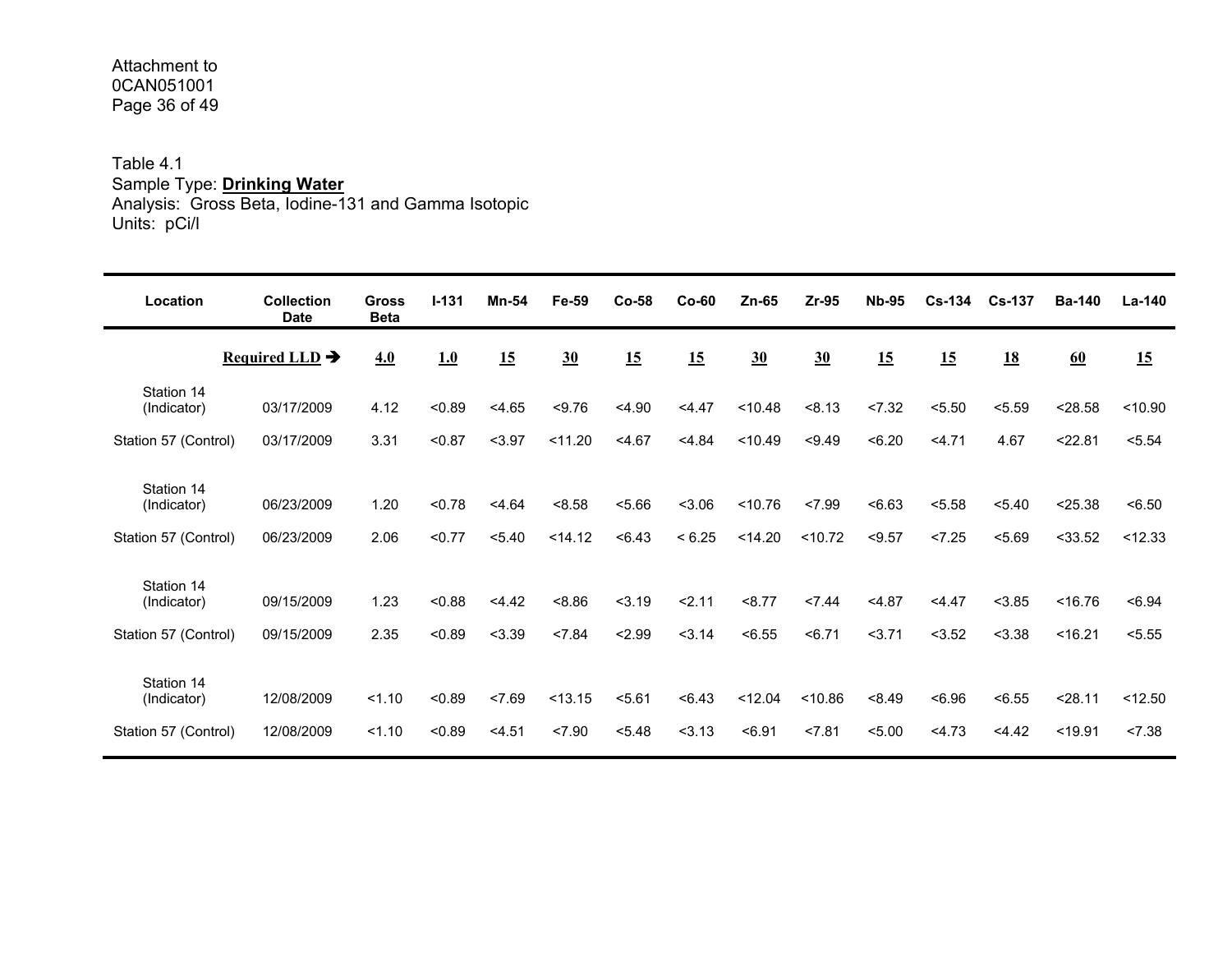Attachment to
0CAN051001
Page 36 of 49

Table 4.1
Sample Type: **Drinking Water**
Analysis: Gross Beta, Iodine-131 and Gamma Isotopic
Units: pCi/l

| Location | Collection Date | Gross Beta | I-131 | Mn-54 | Fe-59 | Co-58 | Co-60 | Zn-65 | Zr-95 | Nb-95 | Cs-134 | Cs-137 | Ba-140 | La-140 |
|---|---|---|---|---|---|---|---|---|---|---|---|---|---|---|
| | **Required LLD ➔** | **4.0** | **1.0** | **15** | **30** | **15** | **15** | **30** | **30** | **15** | **15** | **18** | **60** | **15** |
| Station 14 (Indicator) | 03/17/2009 | 4.12 | <0.89 | <4.65 | <9.76 | <4.90 | <4.47 | <10.48 | <8.13 | <7.32 | <5.50 | <5.59 | <28.58 | <10.90 |
| Station 57 (Control) | 03/17/2009 | 3.31 | <0.87 | <3.97 | <11.20 | <4.67 | <4.84 | <10.49 | <9.49 | <6.20 | <4.71 | 4.67 | <22.81 | <5.54 |
| Station 14 (Indicator) | 06/23/2009 | 1.20 | <0.78 | <4.64 | <8.58 | <5.66 | <3.06 | <10.76 | <7.99 | <6.63 | <5.58 | <5.40 | <25.38 | <6.50 |
| Station 57 (Control) | 06/23/2009 | 2.06 | <0.77 | <5.40 | <14.12 | <6.43 | < 6.25 | <14.20 | <10.72 | <9.57 | <7.25 | <5.69 | <33.52 | <12.33 |
| Station 14 (Indicator) | 09/15/2009 | 1.23 | <0.88 | <4.42 | <8.86 | <3.19 | <2.11 | <8.77 | <7.44 | <4.87 | <4.47 | <3.85 | <16.76 | <6.94 |
| Station 57 (Control) | 09/15/2009 | 2.35 | <0.89 | <3.39 | <7.84 | <2.99 | <3.14 | <6.55 | <6.71 | <3.71 | <3.52 | <3.38 | <16.21 | <5.55 |
| Station 14 (Indicator) | 12/08/2009 | <1.10 | <0.89 | <7.69 | <13.15 | <5.61 | <6.43 | <12.04 | <10.86 | <8.49 | <6.96 | <6.55 | <28.11 | <12.50 |
| Station 57 (Control) | 12/08/2009 | <1.10 | <0.89 | <4.51 | <7.90 | <5.48 | <3.13 | <6.91 | <7.81 | <5.00 | <4.73 | <4.42 | <19.91 | <7.38 |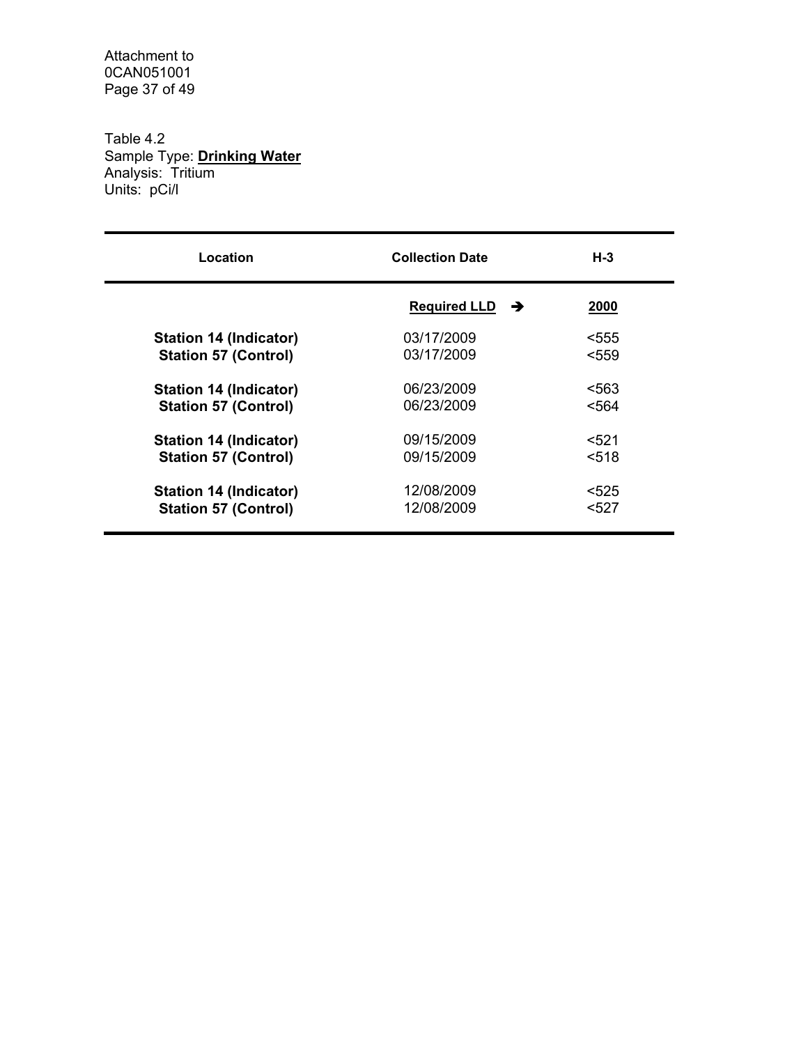Table 4.2
Sample Type: **Drinking Water**
Analysis: Tritium
Units: pCi/l

| Location | Collection Date | H-3 |
|---|---|---|
| | **Required LLD** ➔ | **2000** |
| **Station 14 (Indicator)** | 03/17/2009 | <555 |
| **Station 57 (Control)** | 03/17/2009 | <559 |
| **Station 14 (Indicator)** | 06/23/2009 | <563 |
| **Station 57 (Control)** | 06/23/2009 | <564 |
| **Station 14 (Indicator)** | 09/15/2009 | <521 |
| **Station 57 (Control)** | 09/15/2009 | <518 |
| **Station 14 (Indicator)** | 12/08/2009 | <525 |
| **Station 57 (Control)** | 12/08/2009 | <527 |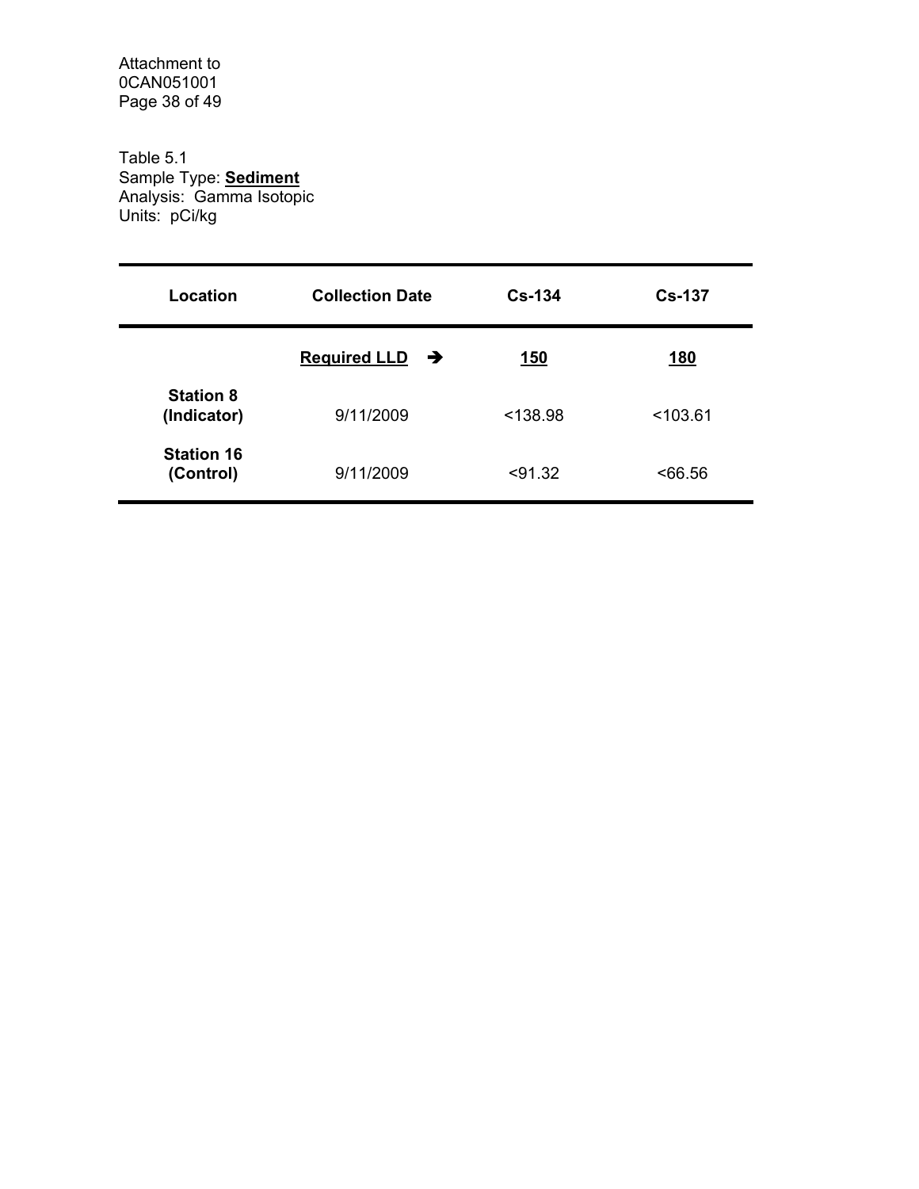Table 5.1
Sample Type: **Sediment**
Analysis: Gamma Isotopic
Units: pCi/kg

| Location | Collection Date | Cs-134 | Cs-137 |
|---|---|---|---|
| | **Required LLD ➔** | **150** | **180** |
| **Station 8 (Indicator)** | 9/11/2009 | <138.98 | <103.61 |
| **Station 16 (Control)** | 9/11/2009 | <91.32 | <66.56 |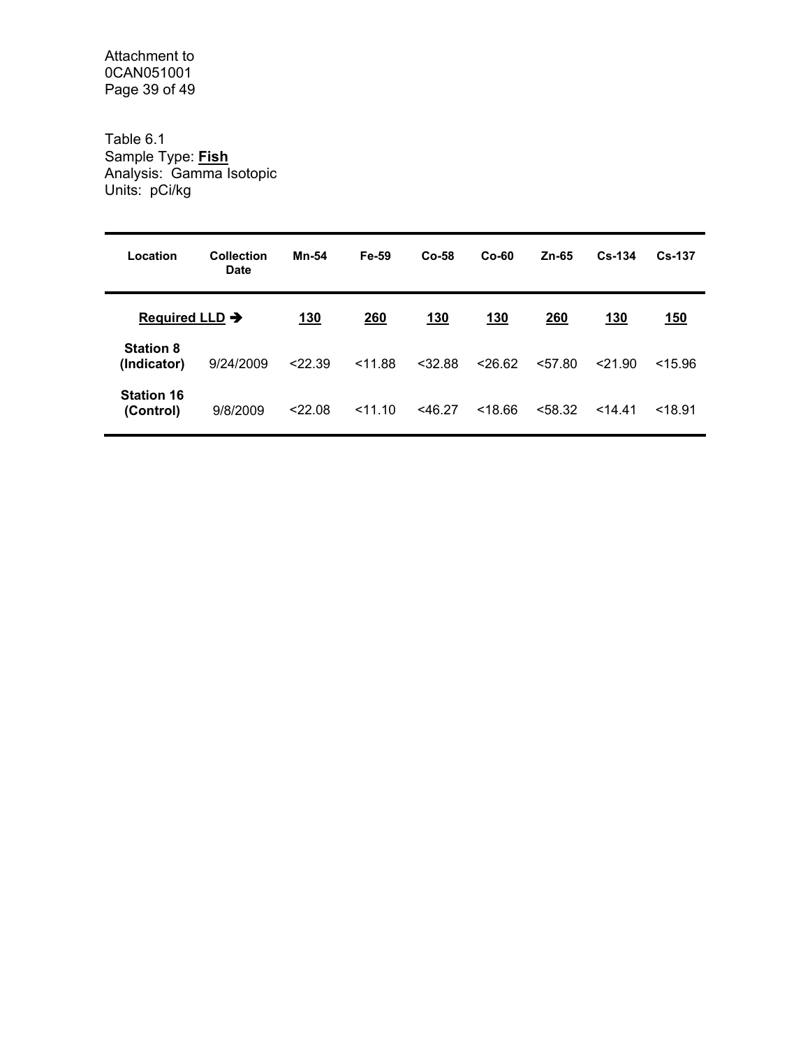Attachment to
0CAN051001
Page 39 of 49

Table 6.1
Sample Type: **Fish**
Analysis: Gamma Isotopic
Units: pCi/kg

| Location | Collection Date | Mn-54 | Fe-59 | Co-58 | Co-60 | Zn-65 | Cs-134 | Cs-137 |
|---|---|---|---|---|---|---|---|---|
| **Required LLD ➔** | | **130** | **260** | **130** | **130** | **260** | **130** | **150** |
| **Station 8 (Indicator)** | 9/24/2009 | <22.39 | <11.88 | <32.88 | <26.62 | <57.80 | <21.90 | <15.96 |
| **Station 16 (Control)** | 9/8/2009 | <22.08 | <11.10 | <46.27 | <18.66 | <58.32 | <14.41 | <18.91 |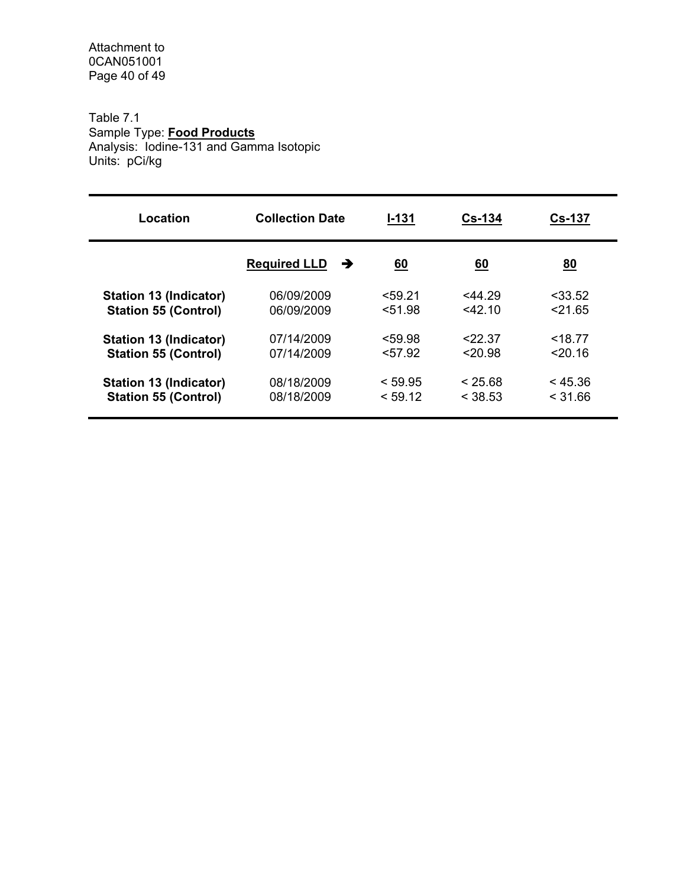Table 7.1
Sample Type: **Food Products**
Analysis: Iodine-131 and Gamma Isotopic
Units: pCi/kg

| Location | Collection Date | I-131 | Cs-134 | Cs-137 |
|---|---|---|---|---|
| | **Required LLD** ➔ | **60** | **60** | **80** |
| **Station 13 (Indicator)** | 06/09/2009 | <59.21 | <44.29 | <33.52 |
| **Station 55 (Control)** | 06/09/2009 | <51.98 | <42.10 | <21.65 |
| **Station 13 (Indicator)** | 07/14/2009 | <59.98 | <22.37 | <18.77 |
| **Station 55 (Control)** | 07/14/2009 | <57.92 | <20.98 | <20.16 |
| **Station 13 (Indicator)** | 08/18/2009 | < 59.95 | < 25.68 | < 45.36 |
| **Station 55 (Control)** | 08/18/2009 | < 59.12 | < 38.53 | < 31.66 |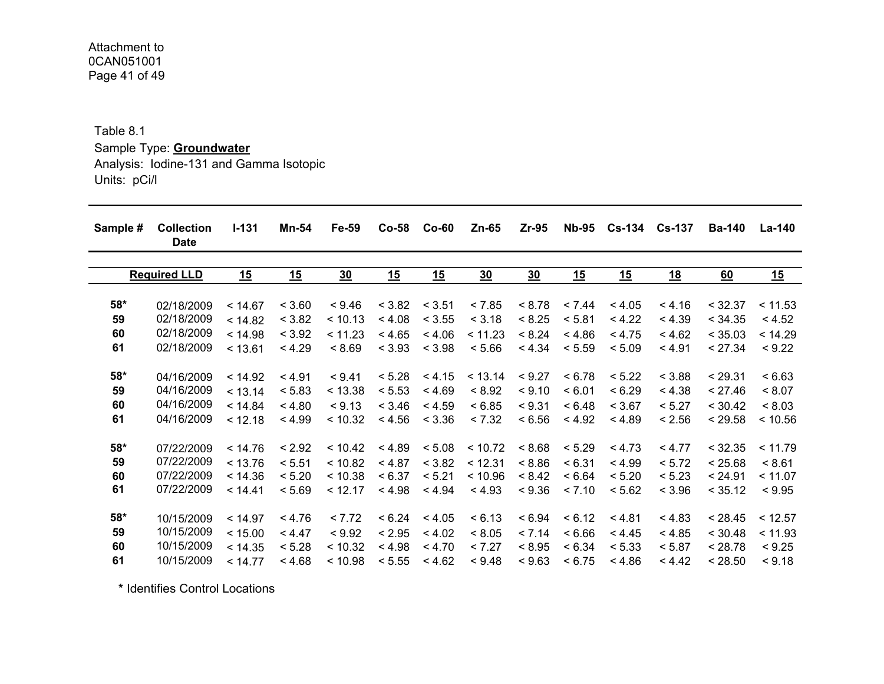Table 8.1

Sample Type: **Groundwater**

Analysis: Iodine-131 and Gamma Isotopic

Units: pCi/l

| Sample # | Collection Date | I-131 | Mn-54 | Fe-59 | Co-58 | Co-60 | Zn-65 | Zr-95 | Nb-95 | Cs-134 | Cs-137 | Ba-140 | La-140 |
|---|---|---|---|---|---|---|---|---|---|---|---|---|---|
| | **Required LLD** | **15** | **15** | **30** | **15** | **15** | **30** | **30** | **15** | **15** | **18** | **60** | **15** |
| **58*** | 02/18/2009 | < 14.67 | < 3.60 | < 9.46 | < 3.82 | < 3.51 | < 7.85 | < 8.78 | < 7.44 | < 4.05 | < 4.16 | < 32.37 | < 11.53 |
| **59** | 02/18/2009 | < 14.82 | < 3.82 | < 10.13 | < 4.08 | < 3.55 | < 3.18 | < 8.25 | < 5.81 | < 4.22 | < 4.39 | < 34.35 | < 4.52 |
| **60** | 02/18/2009 | < 14.98 | < 3.92 | < 11.23 | < 4.65 | < 4.06 | < 11.23 | < 8.24 | < 4.86 | < 4.75 | < 4.62 | < 35.03 | < 14.29 |
| **61** | 02/18/2009 | < 13.61 | < 4.29 | < 8.69 | < 3.93 | < 3.98 | < 5.66 | < 4.34 | < 5.59 | < 5.09 | < 4.91 | < 27.34 | < 9.22 |
| **58*** | 04/16/2009 | < 14.92 | < 4.91 | < 9.41 | < 5.28 | < 4.15 | < 13.14 | < 9.27 | < 6.78 | < 5.22 | < 3.88 | < 29.31 | < 6.63 |
| **59** | 04/16/2009 | < 13.14 | < 5.83 | < 13.38 | < 5.53 | < 4.69 | < 8.92 | < 9.10 | < 6.01 | < 6.29 | < 4.38 | < 27.46 | < 8.07 |
| **60** | 04/16/2009 | < 14.84 | < 4.80 | < 9.13 | < 3.46 | < 4.59 | < 6.85 | < 9.31 | < 6.48 | < 3.67 | < 5.27 | < 30.42 | < 8.03 |
| **61** | 04/16/2009 | < 12.18 | < 4.99 | < 10.32 | < 4.56 | < 3.36 | < 7.32 | < 6.56 | < 4.92 | < 4.89 | < 2.56 | < 29.58 | < 10.56 |
| **58*** | 07/22/2009 | < 14.76 | < 2.92 | < 10.42 | < 4.89 | < 5.08 | < 10.72 | < 8.68 | < 5.29 | < 4.73 | < 4.77 | < 32.35 | < 11.79 |
| **59** | 07/22/2009 | < 13.76 | < 5.51 | < 10.82 | < 4.87 | < 3.82 | < 12.31 | < 8.86 | < 6.31 | < 4.99 | < 5.72 | < 25.68 | < 8.61 |
| **60** | 07/22/2009 | < 14.36 | < 5.20 | < 10.38 | < 6.37 | < 5.21 | < 10.96 | < 8.42 | < 6.64 | < 5.20 | < 5.23 | < 24.91 | < 11.07 |
| **61** | 07/22/2009 | < 14.41 | < 5.69 | < 12.17 | < 4.98 | < 4.94 | < 4.93 | < 9.36 | < 7.10 | < 5.62 | < 3.96 | < 35.12 | < 9.95 |
| **58*** | 10/15/2009 | < 14.97 | < 4.76 | < 7.72 | < 6.24 | < 4.05 | < 6.13 | < 6.94 | < 6.12 | < 4.81 | < 4.83 | < 28.45 | < 12.57 |
| **59** | 10/15/2009 | < 15.00 | < 4.47 | < 9.92 | < 2.95 | < 4.02 | < 8.05 | < 7.14 | < 6.66 | < 4.45 | < 4.85 | < 30.48 | < 11.93 |
| **60** | 10/15/2009 | < 14.35 | < 5.28 | < 10.32 | < 4.98 | < 4.70 | < 7.27 | < 8.95 | < 6.34 | < 5.33 | < 5.87 | < 28.78 | < 9.25 |
| **61** | 10/15/2009 | < 14.77 | < 4.68 | < 10.98 | < 5.55 | < 4.62 | < 9.48 | < 9.63 | < 6.75 | < 4.86 | < 4.42 | < 28.50 | < 9.18 |

**\*** Identifies Control Locations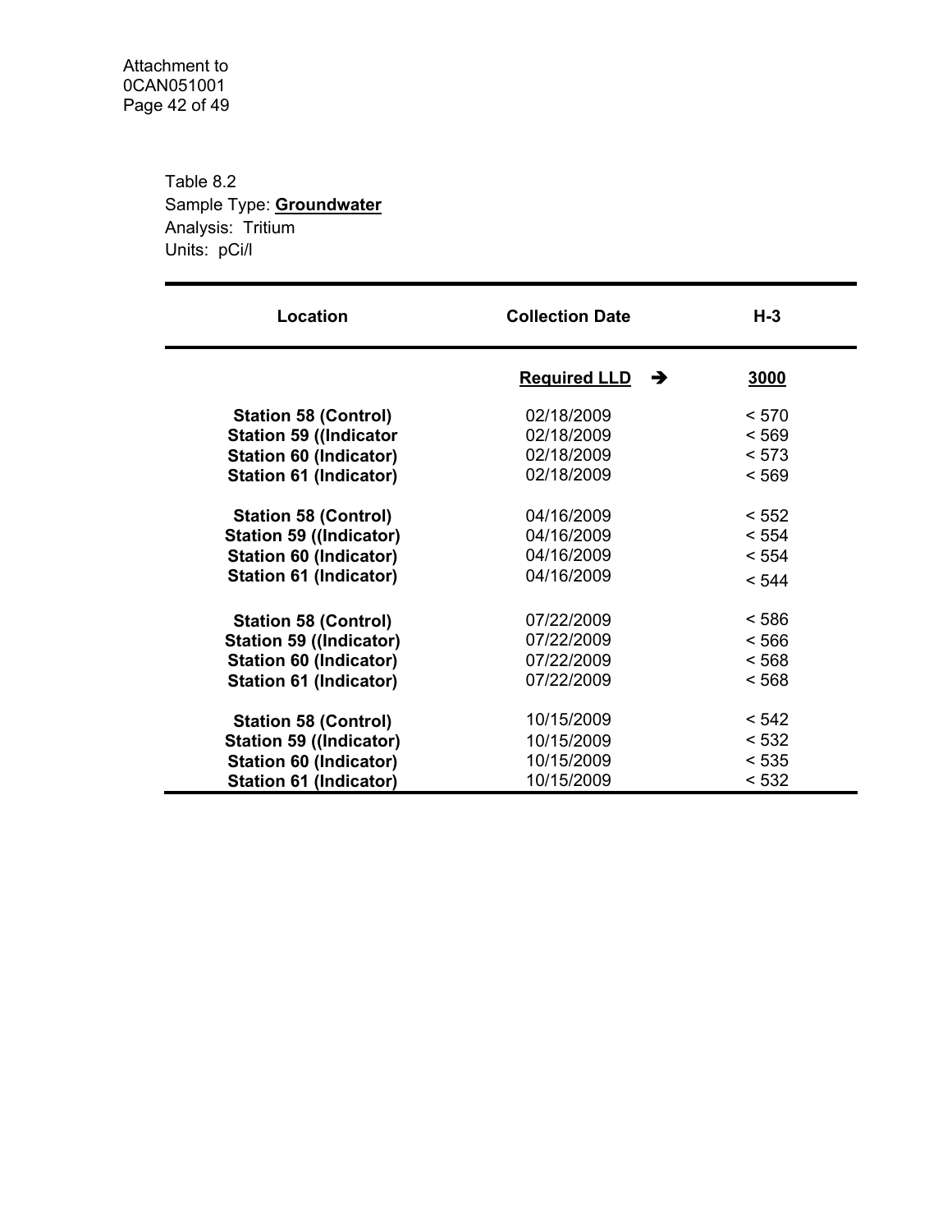Table 8.2
Sample Type: **Groundwater**
Analysis: Tritium
Units: pCi/l

| Location | Collection Date | H-3 |
|---|---|---|
| | **Required LLD** ➔ | **3000** |
| **Station 58 (Control)** | 02/18/2009 | < 570 |
| **Station 59 ((Indicator** | 02/18/2009 | < 569 |
| **Station 60 (Indicator)** | 02/18/2009 | < 573 |
| **Station 61 (Indicator)** | 02/18/2009 | < 569 |
| **Station 58 (Control)** | 04/16/2009 | < 552 |
| **Station 59 ((Indicator)** | 04/16/2009 | < 554 |
| **Station 60 (Indicator)** | 04/16/2009 | < 554 |
| **Station 61 (Indicator)** | 04/16/2009 | < 544 |
| **Station 58 (Control)** | 07/22/2009 | < 586 |
| **Station 59 ((Indicator)** | 07/22/2009 | < 566 |
| **Station 60 (Indicator)** | 07/22/2009 | < 568 |
| **Station 61 (Indicator)** | 07/22/2009 | < 568 |
| **Station 58 (Control)** | 10/15/2009 | < 542 |
| **Station 59 ((Indicator)** | 10/15/2009 | < 532 |
| **Station 60 (Indicator)** | 10/15/2009 | < 535 |
| **Station 61 (Indicator)** | 10/15/2009 | < 532 |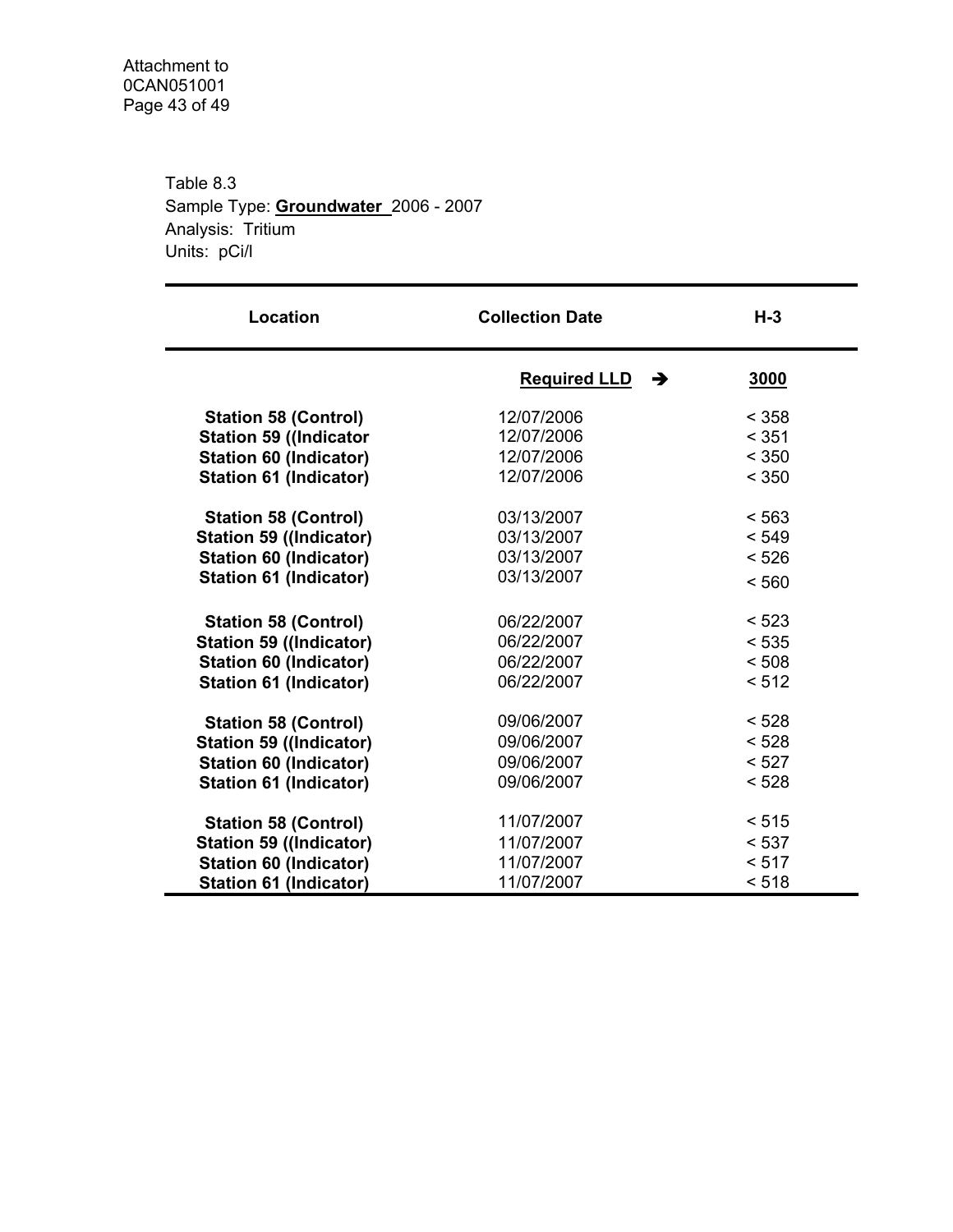Table 8.3
Sample Type: **Groundwater** 2006 - 2007
Analysis: Tritium
Units: pCi/l

| Location | Collection Date | H-3 |
|---|---|---|
| | **Required LLD** ➔ | **3000** |
| **Station 58 (Control)** | 12/07/2006 | < 358 |
| **Station 59 ((Indicator** | 12/07/2006 | < 351 |
| **Station 60 (Indicator)** | 12/07/2006 | < 350 |
| **Station 61 (Indicator)** | 12/07/2006 | < 350 |
| **Station 58 (Control)** | 03/13/2007 | < 563 |
| **Station 59 ((Indicator)** | 03/13/2007 | < 549 |
| **Station 60 (Indicator)** | 03/13/2007 | < 526 |
| **Station 61 (Indicator)** | 03/13/2007 | < 560 |
| **Station 58 (Control)** | 06/22/2007 | < 523 |
| **Station 59 ((Indicator)** | 06/22/2007 | < 535 |
| **Station 60 (Indicator)** | 06/22/2007 | < 508 |
| **Station 61 (Indicator)** | 06/22/2007 | < 512 |
| **Station 58 (Control)** | 09/06/2007 | < 528 |
| **Station 59 ((Indicator)** | 09/06/2007 | < 528 |
| **Station 60 (Indicator)** | 09/06/2007 | < 527 |
| **Station 61 (Indicator)** | 09/06/2007 | < 528 |
| **Station 58 (Control)** | 11/07/2007 | < 515 |
| **Station 59 ((Indicator)** | 11/07/2007 | < 537 |
| **Station 60 (Indicator)** | 11/07/2007 | < 517 |
| **Station 61 (Indicator)** | 11/07/2007 | < 518 |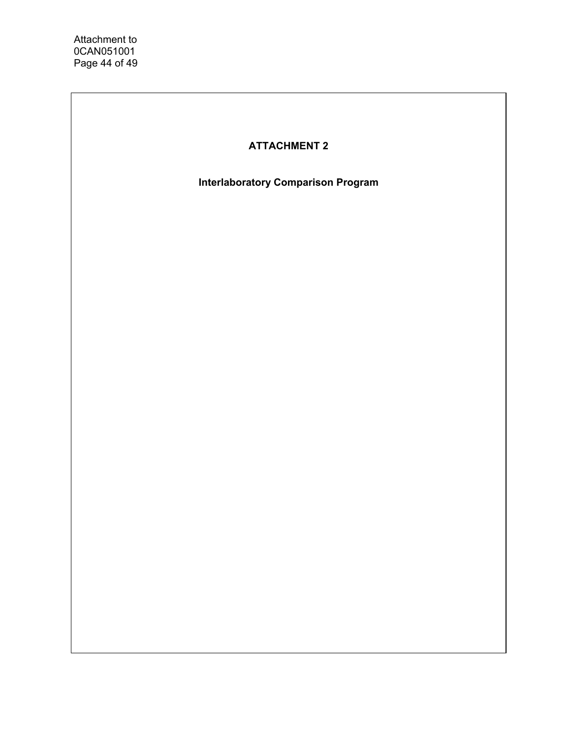# ATTACHMENT 2

## Interlaboratory Comparison Program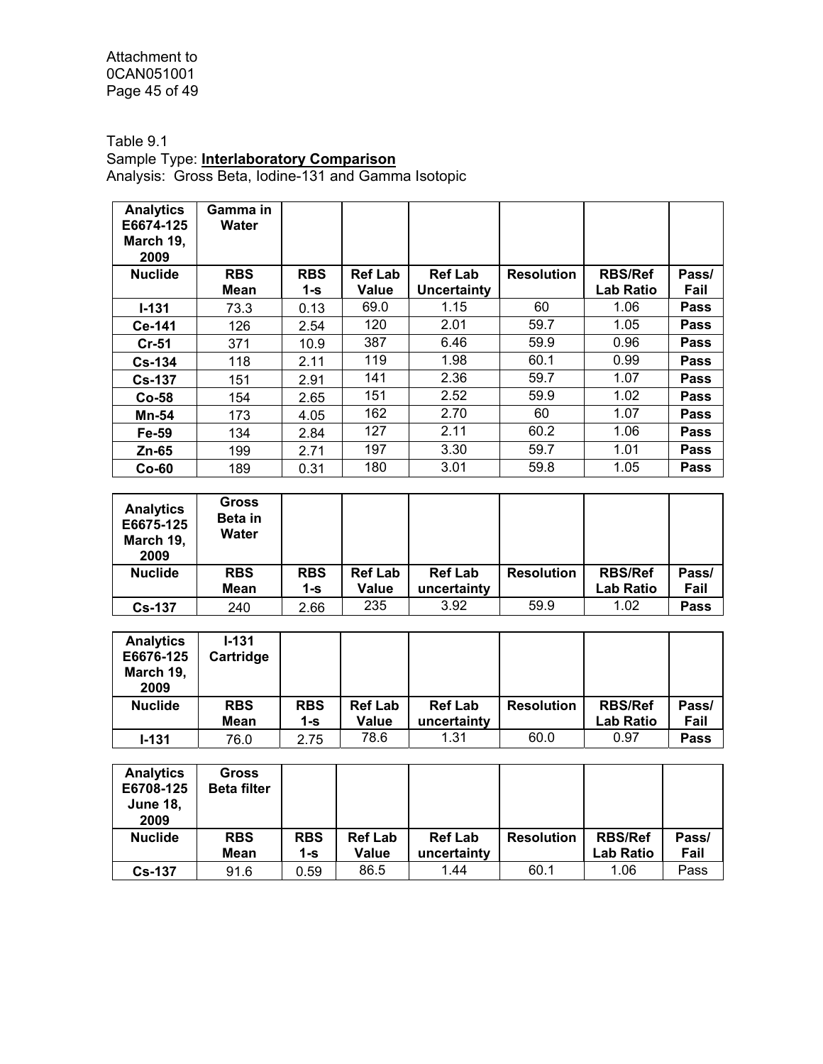Table 9.1
Sample Type: **Interlaboratory Comparison**
Analysis: Gross Beta, Iodine-131 and Gamma Isotopic

| **Analytics E6674-125 March 19, 2009** | **Gamma in Water** | | | | | | |
|---|---|---|---|---|---|---|---|
| **Nuclide** | **RBS Mean** | **RBS 1-s** | **Ref Lab Value** | **Ref Lab Uncertainty** | **Resolution** | **RBS/Ref Lab Ratio** | **Pass/ Fail** |
| **I-131** | 73.3 | 0.13 | 69.0 | 1.15 | 60 | 1.06 | **Pass** |
| **Ce-141** | 126 | 2.54 | 120 | 2.01 | 59.7 | 1.05 | **Pass** |
| **Cr-51** | 371 | 10.9 | 387 | 6.46 | 59.9 | 0.96 | **Pass** |
| **Cs-134** | 118 | 2.11 | 119 | 1.98 | 60.1 | 0.99 | **Pass** |
| **Cs-137** | 151 | 2.91 | 141 | 2.36 | 59.7 | 1.07 | **Pass** |
| **Co-58** | 154 | 2.65 | 151 | 2.52 | 59.9 | 1.02 | **Pass** |
| **Mn-54** | 173 | 4.05 | 162 | 2.70 | 60 | 1.07 | **Pass** |
| **Fe-59** | 134 | 2.84 | 127 | 2.11 | 60.2 | 1.06 | **Pass** |
| **Zn-65** | 199 | 2.71 | 197 | 3.30 | 59.7 | 1.01 | **Pass** |
| **Co-60** | 189 | 0.31 | 180 | 3.01 | 59.8 | 1.05 | **Pass** |

| **Analytics E6675-125 March 19, 2009** | **Gross Beta in Water** | | | | | | |
|---|---|---|---|---|---|---|---|
| **Nuclide** | **RBS Mean** | **RBS 1-s** | **Ref Lab Value** | **Ref Lab uncertainty** | **Resolution** | **RBS/Ref Lab Ratio** | **Pass/ Fail** |
| **Cs-137** | 240 | 2.66 | 235 | 3.92 | 59.9 | 1.02 | **Pass** |

| **Analytics E6676-125 March 19, 2009** | **I-131 Cartridge** | | | | | | |
|---|---|---|---|---|---|---|---|
| **Nuclide** | **RBS Mean** | **RBS 1-s** | **Ref Lab Value** | **Ref Lab uncertainty** | **Resolution** | **RBS/Ref Lab Ratio** | **Pass/ Fail** |
| **I-131** | 76.0 | 2.75 | 78.6 | 1.31 | 60.0 | 0.97 | **Pass** |

| **Analytics E6708-125 June 18, 2009** | **Gross Beta filter** | | | | | | |
|---|---|---|---|---|---|---|---|
| **Nuclide** | **RBS Mean** | **RBS 1-s** | **Ref Lab Value** | **Ref Lab uncertainty** | **Resolution** | **RBS/Ref Lab Ratio** | **Pass/ Fail** |
| **Cs-137** | 91.6 | 0.59 | 86.5 | 1.44 | 60.1 | 1.06 | Pass |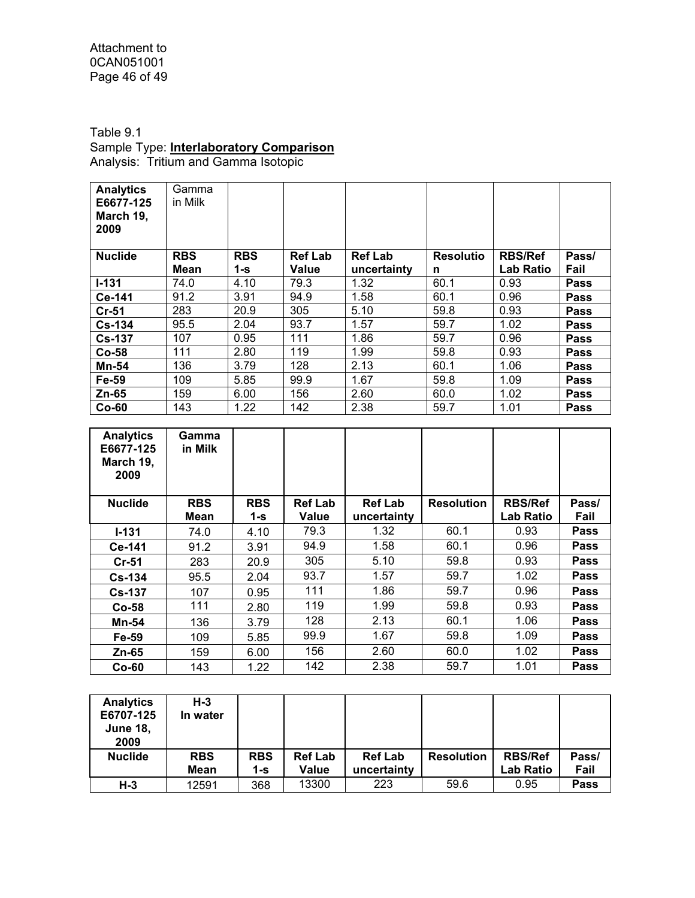Table 9.1
Sample Type: **Interlaboratory Comparison**
Analysis: Tritium and Gamma Isotopic

| **Analytics E6677-125 March 19, 2009** | Gamma in Milk | | | | | | |
|---|---|---|---|---|---|---|---|
| **Nuclide** | **RBS Mean** | **RBS 1-s** | **Ref Lab Value** | **Ref Lab uncertainty** | **Resolution** | **RBS/Ref Lab Ratio** | **Pass/ Fail** |
| **I-131** | 74.0 | 4.10 | 79.3 | 1.32 | 60.1 | 0.93 | **Pass** |
| **Ce-141** | 91.2 | 3.91 | 94.9 | 1.58 | 60.1 | 0.96 | **Pass** |
| **Cr-51** | 283 | 20.9 | 305 | 5.10 | 59.8 | 0.93 | **Pass** |
| **Cs-134** | 95.5 | 2.04 | 93.7 | 1.57 | 59.7 | 1.02 | **Pass** |
| **Cs-137** | 107 | 0.95 | 111 | 1.86 | 59.7 | 0.96 | **Pass** |
| **Co-58** | 111 | 2.80 | 119 | 1.99 | 59.8 | 0.93 | **Pass** |
| **Mn-54** | 136 | 3.79 | 128 | 2.13 | 60.1 | 1.06 | **Pass** |
| **Fe-59** | 109 | 5.85 | 99.9 | 1.67 | 59.8 | 1.09 | **Pass** |
| **Zn-65** | 159 | 6.00 | 156 | 2.60 | 60.0 | 1.02 | **Pass** |
| **Co-60** | 143 | 1.22 | 142 | 2.38 | 59.7 | 1.01 | **Pass** |

| **Analytics E6677-125 March 19, 2009** | **Gamma in Milk** | | | | | | |
|---|---|---|---|---|---|---|---|
| **Nuclide** | **RBS Mean** | **RBS 1-s** | **Ref Lab Value** | **Ref Lab uncertainty** | **Resolution** | **RBS/Ref Lab Ratio** | **Pass/ Fail** |
| **I-131** | 74.0 | 4.10 | 79.3 | 1.32 | 60.1 | 0.93 | **Pass** |
| **Ce-141** | 91.2 | 3.91 | 94.9 | 1.58 | 60.1 | 0.96 | **Pass** |
| **Cr-51** | 283 | 20.9 | 305 | 5.10 | 59.8 | 0.93 | **Pass** |
| **Cs-134** | 95.5 | 2.04 | 93.7 | 1.57 | 59.7 | 1.02 | **Pass** |
| **Cs-137** | 107 | 0.95 | 111 | 1.86 | 59.7 | 0.96 | **Pass** |
| **Co-58** | 111 | 2.80 | 119 | 1.99 | 59.8 | 0.93 | **Pass** |
| **Mn-54** | 136 | 3.79 | 128 | 2.13 | 60.1 | 1.06 | **Pass** |
| **Fe-59** | 109 | 5.85 | 99.9 | 1.67 | 59.8 | 1.09 | **Pass** |
| **Zn-65** | 159 | 6.00 | 156 | 2.60 | 60.0 | 1.02 | **Pass** |
| **Co-60** | 143 | 1.22 | 142 | 2.38 | 59.7 | 1.01 | **Pass** |

| **Analytics E6707-125 June 18, 2009** | **H-3 In water** | | | | | | |
|---|---|---|---|---|---|---|---|
| **Nuclide** | **RBS Mean** | **RBS 1-s** | **Ref Lab Value** | **Ref Lab uncertainty** | **Resolution** | **RBS/Ref Lab Ratio** | **Pass/ Fail** |
| **H-3** | 12591 | 368 | 13300 | 223 | 59.6 | 0.95 | **Pass** |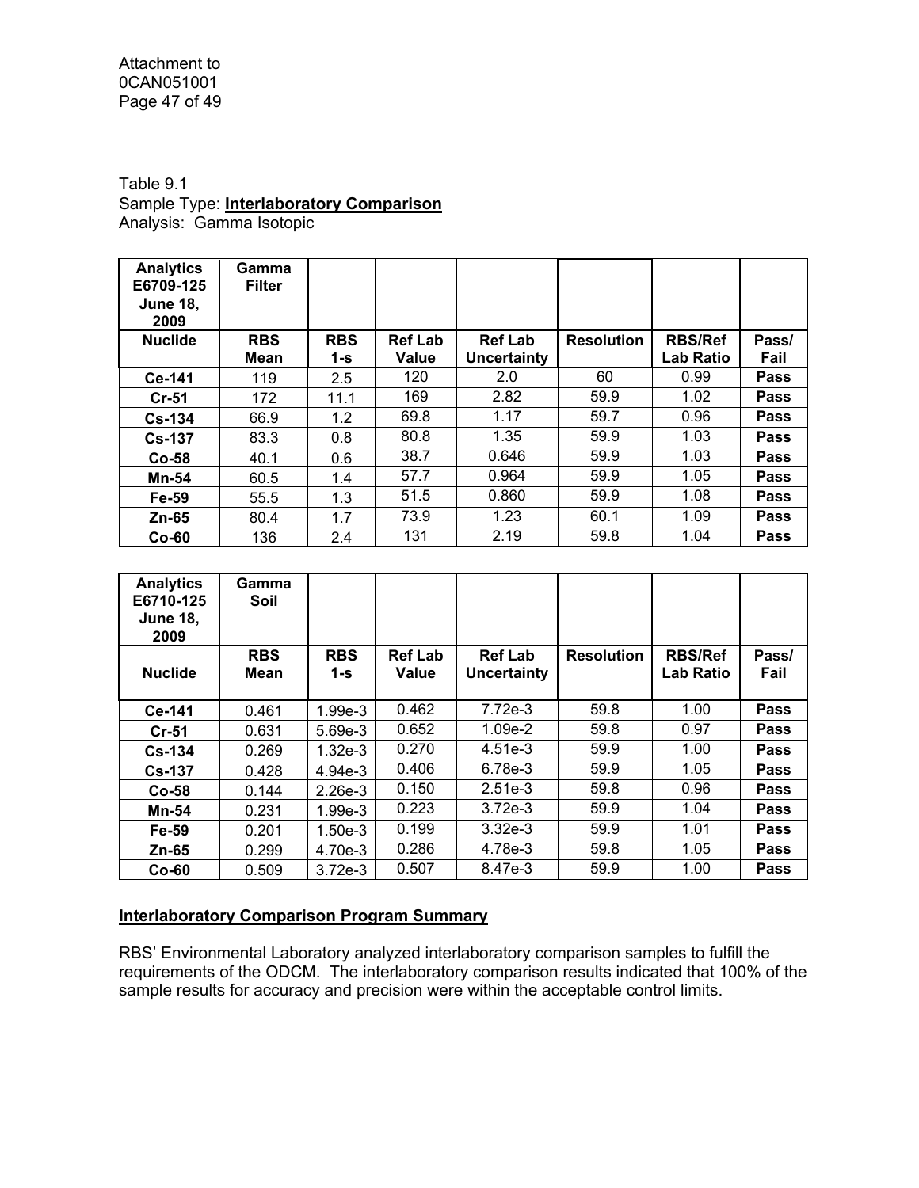Table 9.1
Sample Type: **Interlaboratory Comparison**
Analysis: Gamma Isotopic

| **Analytics E6709-125 June 18, 2009** | **Gamma Filter** | | | | | | |
|---|---|---|---|---|---|---|---|
| **Nuclide** | **RBS Mean** | **RBS 1-s** | **Ref Lab Value** | **Ref Lab Uncertainty** | **Resolution** | **RBS/Ref Lab Ratio** | **Pass/ Fail** |
| **Ce-141** | 119 | 2.5 | 120 | 2.0 | 60 | 0.99 | **Pass** |
| **Cr-51** | 172 | 11.1 | 169 | 2.82 | 59.9 | 1.02 | **Pass** |
| **Cs-134** | 66.9 | 1.2 | 69.8 | 1.17 | 59.7 | 0.96 | **Pass** |
| **Cs-137** | 83.3 | 0.8 | 80.8 | 1.35 | 59.9 | 1.03 | **Pass** |
| **Co-58** | 40.1 | 0.6 | 38.7 | 0.646 | 59.9 | 1.03 | **Pass** |
| **Mn-54** | 60.5 | 1.4 | 57.7 | 0.964 | 59.9 | 1.05 | **Pass** |
| **Fe-59** | 55.5 | 1.3 | 51.5 | 0.860 | 59.9 | 1.08 | **Pass** |
| **Zn-65** | 80.4 | 1.7 | 73.9 | 1.23 | 60.1 | 1.09 | **Pass** |
| **Co-60** | 136 | 2.4 | 131 | 2.19 | 59.8 | 1.04 | **Pass** |

| **Analytics E6710-125 June 18, 2009** | **Gamma Soil** | | | | | | |
|---|---|---|---|---|---|---|---|
| **Nuclide** | **RBS Mean** | **RBS 1-s** | **Ref Lab Value** | **Ref Lab Uncertainty** | **Resolution** | **RBS/Ref Lab Ratio** | **Pass/ Fail** |
| **Ce-141** | 0.461 | 1.99e-3 | 0.462 | 7.72e-3 | 59.8 | 1.00 | **Pass** |
| **Cr-51** | 0.631 | 5.69e-3 | 0.652 | 1.09e-2 | 59.8 | 0.97 | **Pass** |
| **Cs-134** | 0.269 | 1.32e-3 | 0.270 | 4.51e-3 | 59.9 | 1.00 | **Pass** |
| **Cs-137** | 0.428 | 4.94e-3 | 0.406 | 6.78e-3 | 59.9 | 1.05 | **Pass** |
| **Co-58** | 0.144 | 2.26e-3 | 0.150 | 2.51e-3 | 59.8 | 0.96 | **Pass** |
| **Mn-54** | 0.231 | 1.99e-3 | 0.223 | 3.72e-3 | 59.9 | 1.04 | **Pass** |
| **Fe-59** | 0.201 | 1.50e-3 | 0.199 | 3.32e-3 | 59.9 | 1.01 | **Pass** |
| **Zn-65** | 0.299 | 4.70e-3 | 0.286 | 4.78e-3 | 59.8 | 1.05 | **Pass** |
| **Co-60** | 0.509 | 3.72e-3 | 0.507 | 8.47e-3 | 59.9 | 1.00 | **Pass** |

**Interlaboratory Comparison Program Summary**

RBS' Environmental Laboratory analyzed interlaboratory comparison samples to fulfill the requirements of the ODCM. The interlaboratory comparison results indicated that 100% of the sample results for accuracy and precision were within the acceptable control limits.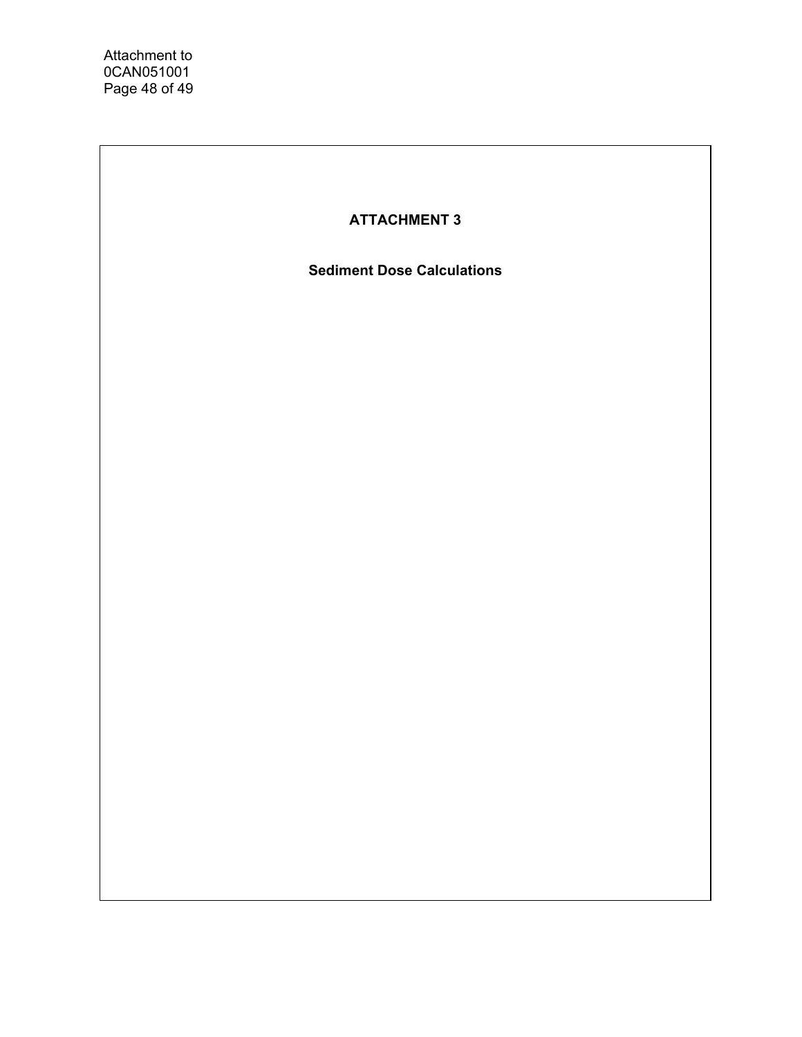# ATTACHMENT 3

## Sediment Dose Calculations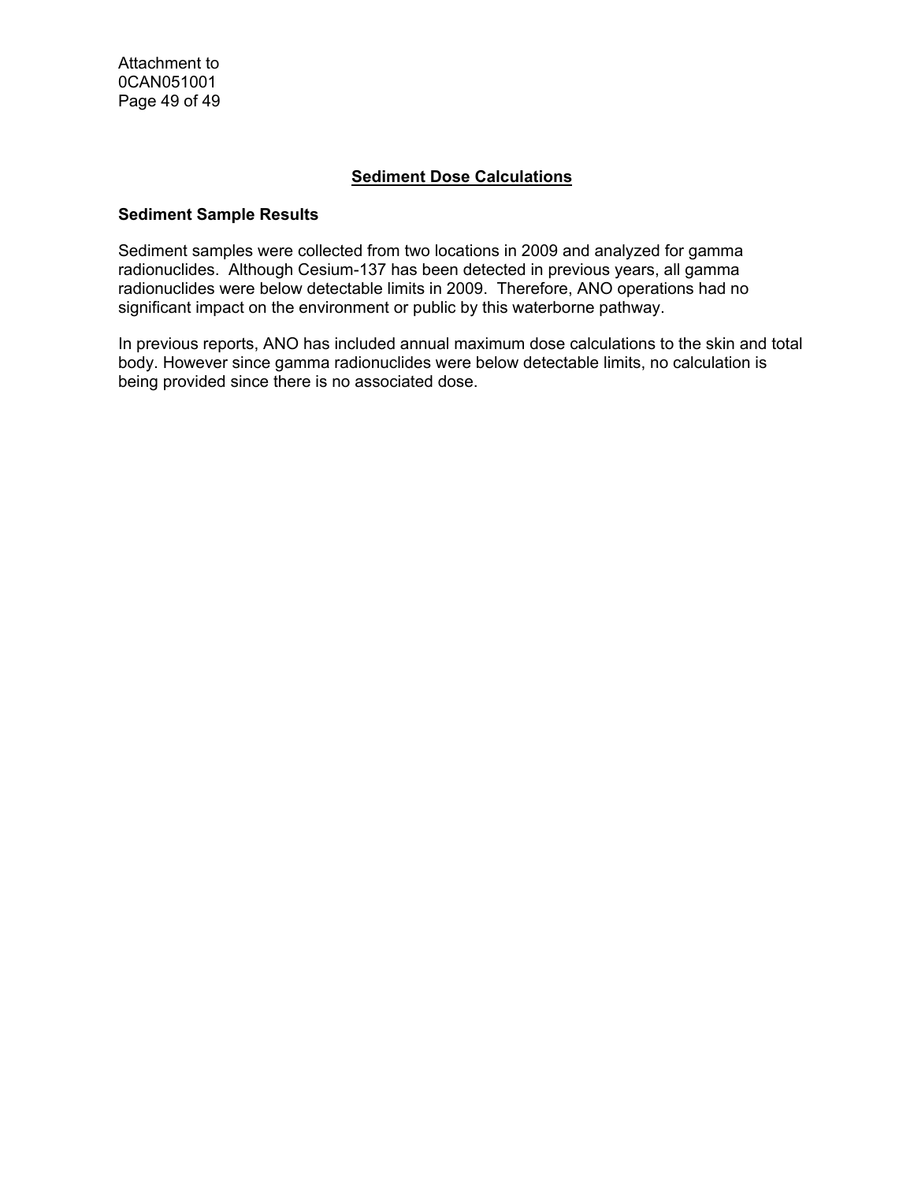## Sediment Dose Calculations

**Sediment Sample Results**

Sediment samples were collected from two locations in 2009 and analyzed for gamma radionuclides. Although Cesium-137 has been detected in previous years, all gamma radionuclides were below detectable limits in 2009. Therefore, ANO operations had no significant impact on the environment or public by this waterborne pathway.

In previous reports, ANO has included annual maximum dose calculations to the skin and total body. However since gamma radionuclides were below detectable limits, no calculation is being provided since there is no associated dose.